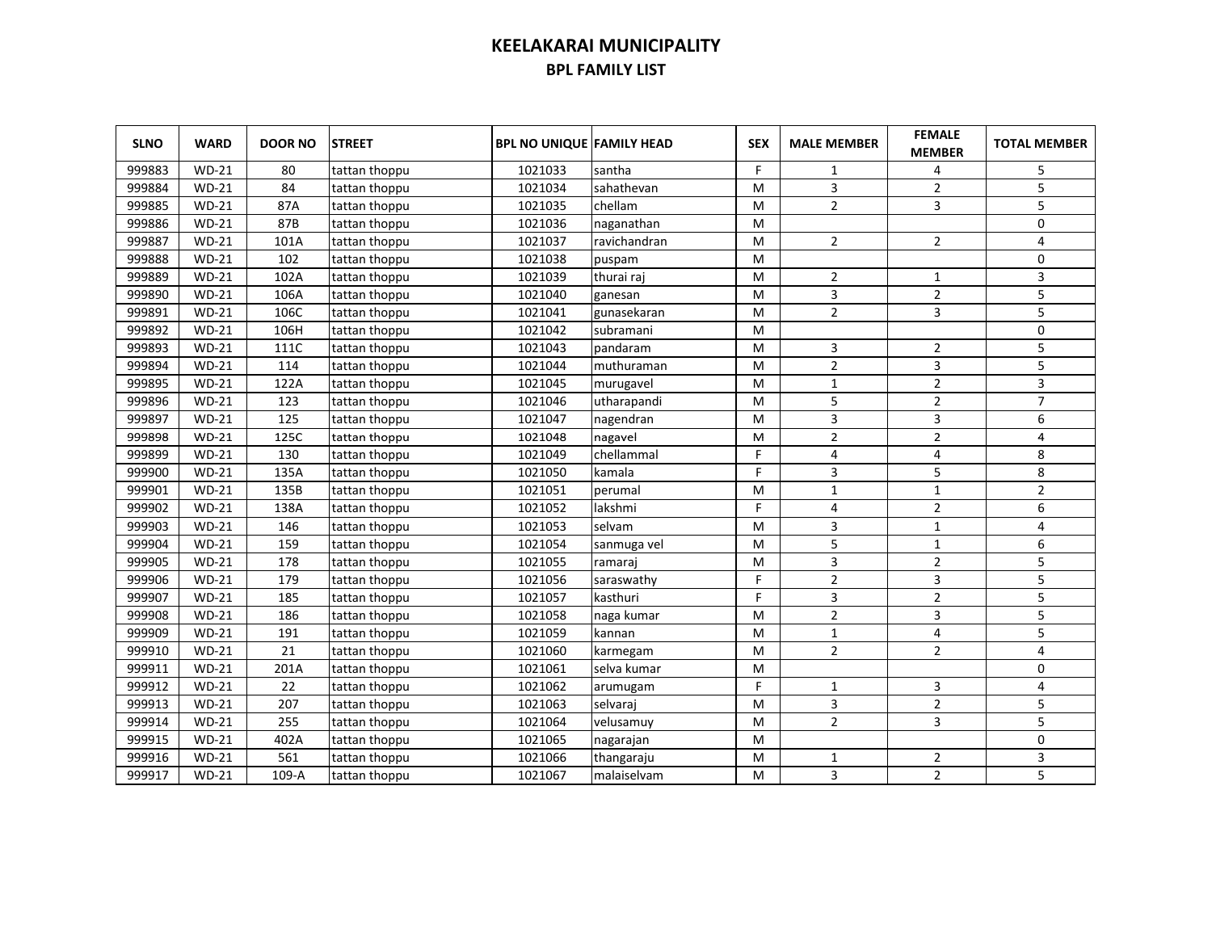# KEELAKARAI MUNICIPALITY

## BPL FAMILY LIST

| SLNO | WARD | DOOR NO | STREET | BPL NO UNIQUE | FAMILY HEAD | SEX | MALE MEMBER | FEMALE MEMBER | TOTAL MEMBER |
|---|---|---|---|---|---|---|---|---|---|
| 999883 | WD-21 | 80 | tattan thoppu | 1021033 | santha | F | 1 | 4 | 5 |
| 999884 | WD-21 | 84 | tattan thoppu | 1021034 | sahathevan | M | 3 | 2 | 5 |
| 999885 | WD-21 | 87A | tattan thoppu | 1021035 | chellam | M | 2 | 3 | 5 |
| 999886 | WD-21 | 87B | tattan thoppu | 1021036 | naganathan | M | | | 0 |
| 999887 | WD-21 | 101A | tattan thoppu | 1021037 | ravichandran | M | 2 | 2 | 4 |
| 999888 | WD-21 | 102 | tattan thoppu | 1021038 | puspam | M | | | 0 |
| 999889 | WD-21 | 102A | tattan thoppu | 1021039 | thurai raj | M | 2 | 1 | 3 |
| 999890 | WD-21 | 106A | tattan thoppu | 1021040 | ganesan | M | 3 | 2 | 5 |
| 999891 | WD-21 | 106C | tattan thoppu | 1021041 | gunasekaran | M | 2 | 3 | 5 |
| 999892 | WD-21 | 106H | tattan thoppu | 1021042 | subramani | M | | | 0 |
| 999893 | WD-21 | 111C | tattan thoppu | 1021043 | pandaram | M | 3 | 2 | 5 |
| 999894 | WD-21 | 114 | tattan thoppu | 1021044 | muthuraman | M | 2 | 3 | 5 |
| 999895 | WD-21 | 122A | tattan thoppu | 1021045 | murugavel | M | 1 | 2 | 3 |
| 999896 | WD-21 | 123 | tattan thoppu | 1021046 | utharapandi | M | 5 | 2 | 7 |
| 999897 | WD-21 | 125 | tattan thoppu | 1021047 | nagendran | M | 3 | 3 | 6 |
| 999898 | WD-21 | 125C | tattan thoppu | 1021048 | nagavel | M | 2 | 2 | 4 |
| 999899 | WD-21 | 130 | tattan thoppu | 1021049 | chellammal | F | 4 | 4 | 8 |
| 999900 | WD-21 | 135A | tattan thoppu | 1021050 | kamala | F | 3 | 5 | 8 |
| 999901 | WD-21 | 135B | tattan thoppu | 1021051 | perumal | M | 1 | 1 | 2 |
| 999902 | WD-21 | 138A | tattan thoppu | 1021052 | lakshmi | F | 4 | 2 | 6 |
| 999903 | WD-21 | 146 | tattan thoppu | 1021053 | selvam | M | 3 | 1 | 4 |
| 999904 | WD-21 | 159 | tattan thoppu | 1021054 | sanmuga vel | M | 5 | 1 | 6 |
| 999905 | WD-21 | 178 | tattan thoppu | 1021055 | ramaraj | M | 3 | 2 | 5 |
| 999906 | WD-21 | 179 | tattan thoppu | 1021056 | saraswathy | F | 2 | 3 | 5 |
| 999907 | WD-21 | 185 | tattan thoppu | 1021057 | kasthuri | F | 3 | 2 | 5 |
| 999908 | WD-21 | 186 | tattan thoppu | 1021058 | naga kumar | M | 2 | 3 | 5 |
| 999909 | WD-21 | 191 | tattan thoppu | 1021059 | kannan | M | 1 | 4 | 5 |
| 999910 | WD-21 | 21 | tattan thoppu | 1021060 | karmegam | M | 2 | 2 | 4 |
| 999911 | WD-21 | 201A | tattan thoppu | 1021061 | selva kumar | M | | | 0 |
| 999912 | WD-21 | 22 | tattan thoppu | 1021062 | arumugam | F | 1 | 3 | 4 |
| 999913 | WD-21 | 207 | tattan thoppu | 1021063 | selvaraj | M | 3 | 2 | 5 |
| 999914 | WD-21 | 255 | tattan thoppu | 1021064 | velusamuy | M | 2 | 3 | 5 |
| 999915 | WD-21 | 402A | tattan thoppu | 1021065 | nagarajan | M | | | 0 |
| 999916 | WD-21 | 561 | tattan thoppu | 1021066 | thangaraju | M | 1 | 2 | 3 |
| 999917 | WD-21 | 109-A | tattan thoppu | 1021067 | malaiselvam | M | 3 | 2 | 5 |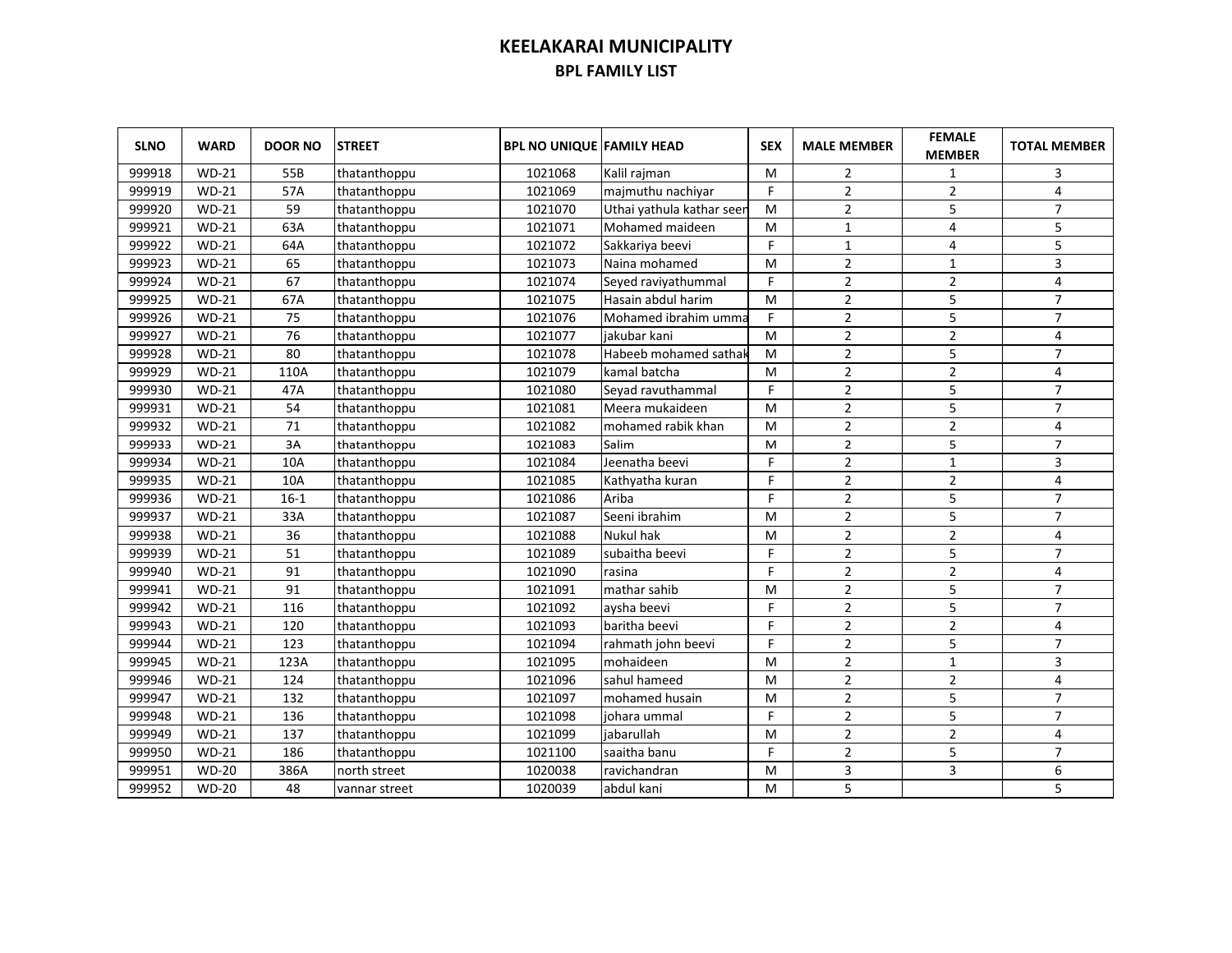# KEELAKARAI MUNICIPALITY

## BPL FAMILY LIST

| SLNO | WARD | DOOR NO | STREET | BPL NO UNIQUE | FAMILY HEAD | SEX | MALE MEMBER | FEMALE MEMBER | TOTAL MEMBER |
|---|---|---|---|---|---|---|---|---|---|
| 999918 | WD-21 | 55B | thatanthoppu | 1021068 | Kalil rajman | M | 2 | 1 | 3 |
| 999919 | WD-21 | 57A | thatanthoppu | 1021069 | majmuthu nachiyar | F | 2 | 2 | 4 |
| 999920 | WD-21 | 59 | thatanthoppu | 1021070 | Uthai yathula kathar seen | M | 2 | 5 | 7 |
| 999921 | WD-21 | 63A | thatanthoppu | 1021071 | Mohamed maideen | M | 1 | 4 | 5 |
| 999922 | WD-21 | 64A | thatanthoppu | 1021072 | Sakkariya beevi | F | 1 | 4 | 5 |
| 999923 | WD-21 | 65 | thatanthoppu | 1021073 | Naina mohamed | M | 2 | 1 | 3 |
| 999924 | WD-21 | 67 | thatanthoppu | 1021074 | Seyed raviyathummal | F | 2 | 2 | 4 |
| 999925 | WD-21 | 67A | thatanthoppu | 1021075 | Hasain abdul harim | M | 2 | 5 | 7 |
| 999926 | WD-21 | 75 | thatanthoppu | 1021076 | Mohamed ibrahim umma | F | 2 | 5 | 7 |
| 999927 | WD-21 | 76 | thatanthoppu | 1021077 | jakubar kani | M | 2 | 2 | 4 |
| 999928 | WD-21 | 80 | thatanthoppu | 1021078 | Habeeb mohamed sathak | M | 2 | 5 | 7 |
| 999929 | WD-21 | 110A | thatanthoppu | 1021079 | kamal batcha | M | 2 | 2 | 4 |
| 999930 | WD-21 | 47A | thatanthoppu | 1021080 | Seyad ravuthammal | F | 2 | 5 | 7 |
| 999931 | WD-21 | 54 | thatanthoppu | 1021081 | Meera mukaideen | M | 2 | 5 | 7 |
| 999932 | WD-21 | 71 | thatanthoppu | 1021082 | mohamed rabik khan | M | 2 | 2 | 4 |
| 999933 | WD-21 | 3A | thatanthoppu | 1021083 | Salim | M | 2 | 5 | 7 |
| 999934 | WD-21 | 10A | thatanthoppu | 1021084 | Jeenatha beevi | F | 2 | 1 | 3 |
| 999935 | WD-21 | 10A | thatanthoppu | 1021085 | Kathyatha kuran | F | 2 | 2 | 4 |
| 999936 | WD-21 | 16-1 | thatanthoppu | 1021086 | Ariba | F | 2 | 5 | 7 |
| 999937 | WD-21 | 33A | thatanthoppu | 1021087 | Seeni ibrahim | M | 2 | 5 | 7 |
| 999938 | WD-21 | 36 | thatanthoppu | 1021088 | Nukul hak | M | 2 | 2 | 4 |
| 999939 | WD-21 | 51 | thatanthoppu | 1021089 | subaitha beevi | F | 2 | 5 | 7 |
| 999940 | WD-21 | 91 | thatanthoppu | 1021090 | rasina | F | 2 | 2 | 4 |
| 999941 | WD-21 | 91 | thatanthoppu | 1021091 | mathar sahib | M | 2 | 5 | 7 |
| 999942 | WD-21 | 116 | thatanthoppu | 1021092 | aysha beevi | F | 2 | 5 | 7 |
| 999943 | WD-21 | 120 | thatanthoppu | 1021093 | baritha beevi | F | 2 | 2 | 4 |
| 999944 | WD-21 | 123 | thatanthoppu | 1021094 | rahmath john beevi | F | 2 | 5 | 7 |
| 999945 | WD-21 | 123A | thatanthoppu | 1021095 | mohaideen | M | 2 | 1 | 3 |
| 999946 | WD-21 | 124 | thatanthoppu | 1021096 | sahul hameed | M | 2 | 2 | 4 |
| 999947 | WD-21 | 132 | thatanthoppu | 1021097 | mohamed husain | M | 2 | 5 | 7 |
| 999948 | WD-21 | 136 | thatanthoppu | 1021098 | johara ummal | F | 2 | 5 | 7 |
| 999949 | WD-21 | 137 | thatanthoppu | 1021099 | jabarullah | M | 2 | 2 | 4 |
| 999950 | WD-21 | 186 | thatanthoppu | 1021100 | saaitha banu | F | 2 | 5 | 7 |
| 999951 | WD-20 | 386A | north street | 1020038 | ravichandran | M | 3 | 3 | 6 |
| 999952 | WD-20 | 48 | vannar street | 1020039 | abdul kani | M | 5 | | 5 |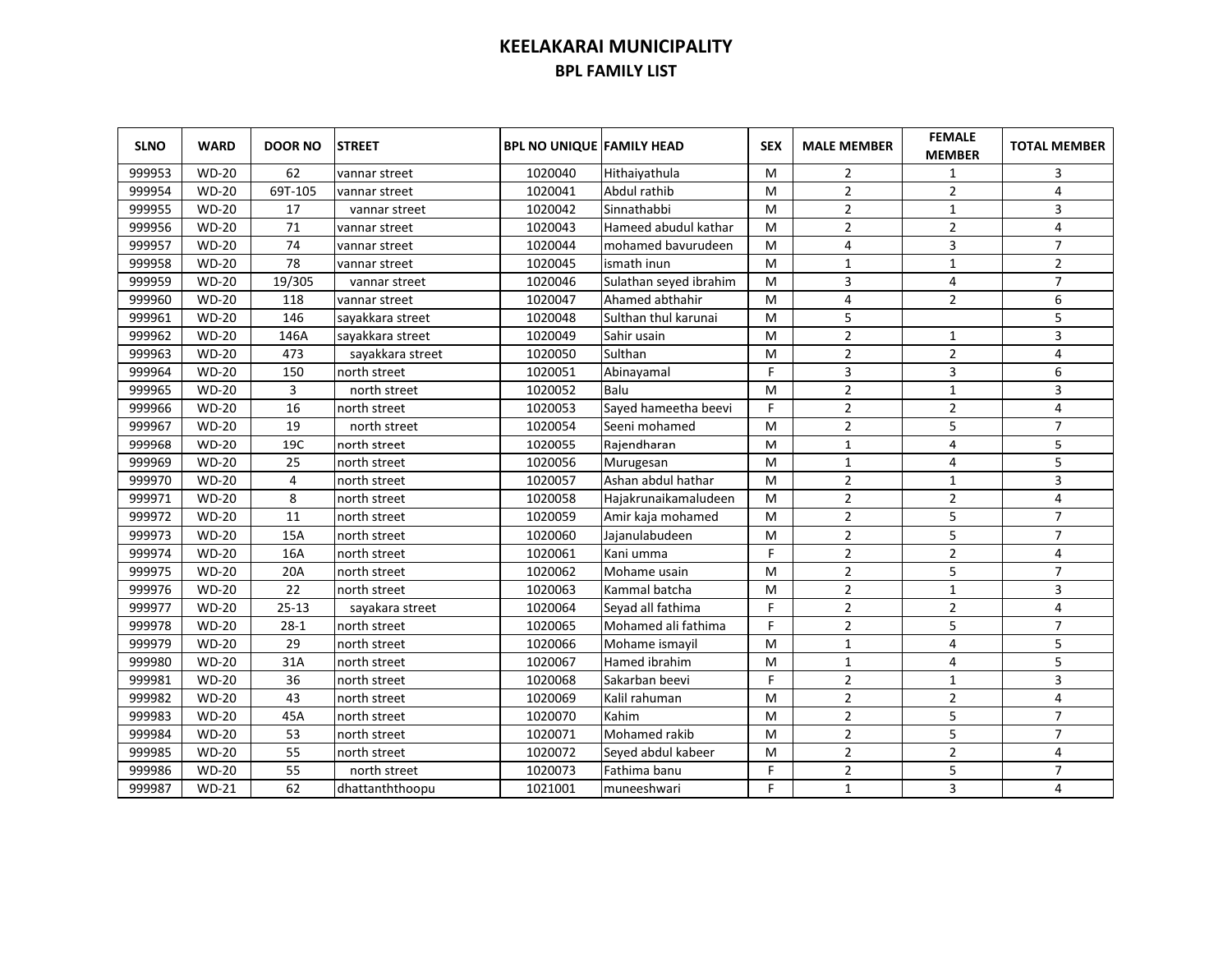# KEELAKARAI MUNICIPALITY

## BPL FAMILY LIST

| SLNO | WARD | DOOR NO | STREET | BPL NO UNIQUE | FAMILY HEAD | SEX | MALE MEMBER | FEMALE MEMBER | TOTAL MEMBER |
|---|---|---|---|---|---|---|---|---|---|
| 999953 | WD-20 | 62 | vannar street | 1020040 | Hithaiyathula | M | 2 | 1 | 3 |
| 999954 | WD-20 | 69T-105 | vannar street | 1020041 | Abdul rathib | M | 2 | 2 | 4 |
| 999955 | WD-20 | 17 | vannar street | 1020042 | Sinnathabbi | M | 2 | 1 | 3 |
| 999956 | WD-20 | 71 | vannar street | 1020043 | Hameed abudul kathar | M | 2 | 2 | 4 |
| 999957 | WD-20 | 74 | vannar street | 1020044 | mohamed bavurudeen | M | 4 | 3 | 7 |
| 999958 | WD-20 | 78 | vannar street | 1020045 | ismath inun | M | 1 | 1 | 2 |
| 999959 | WD-20 | 19/305 | vannar street | 1020046 | Sulathan seyed ibrahim | M | 3 | 4 | 7 |
| 999960 | WD-20 | 118 | vannar street | 1020047 | Ahamed abthahir | M | 4 | 2 | 6 |
| 999961 | WD-20 | 146 | sayakkara street | 1020048 | Sulthan thul karunai | M | 5 | | 5 |
| 999962 | WD-20 | 146A | sayakkara street | 1020049 | Sahir usain | M | 2 | 1 | 3 |
| 999963 | WD-20 | 473 | sayakkara street | 1020050 | Sulthan | M | 2 | 2 | 4 |
| 999964 | WD-20 | 150 | north street | 1020051 | Abinayamal | F | 3 | 3 | 6 |
| 999965 | WD-20 | 3 | north street | 1020052 | Balu | M | 2 | 1 | 3 |
| 999966 | WD-20 | 16 | north street | 1020053 | Sayed hameetha beevi | F | 2 | 2 | 4 |
| 999967 | WD-20 | 19 | north street | 1020054 | Seeni mohamed | M | 2 | 5 | 7 |
| 999968 | WD-20 | 19C | north street | 1020055 | Rajendharan | M | 1 | 4 | 5 |
| 999969 | WD-20 | 25 | north street | 1020056 | Murugesan | M | 1 | 4 | 5 |
| 999970 | WD-20 | 4 | north street | 1020057 | Ashan abdul hathar | M | 2 | 1 | 3 |
| 999971 | WD-20 | 8 | north street | 1020058 | Hajakrunaikamaludeen | M | 2 | 2 | 4 |
| 999972 | WD-20 | 11 | north street | 1020059 | Amir kaja mohamed | M | 2 | 5 | 7 |
| 999973 | WD-20 | 15A | north street | 1020060 | Jajanulabudeen | M | 2 | 5 | 7 |
| 999974 | WD-20 | 16A | north street | 1020061 | Kani umma | F | 2 | 2 | 4 |
| 999975 | WD-20 | 20A | north street | 1020062 | Mohame usain | M | 2 | 5 | 7 |
| 999976 | WD-20 | 22 | north street | 1020063 | Kammal batcha | M | 2 | 1 | 3 |
| 999977 | WD-20 | 25-13 | sayakara street | 1020064 | Seyad all fathima | F | 2 | 2 | 4 |
| 999978 | WD-20 | 28-1 | north street | 1020065 | Mohamed ali fathima | F | 2 | 5 | 7 |
| 999979 | WD-20 | 29 | north street | 1020066 | Mohame ismayil | M | 1 | 4 | 5 |
| 999980 | WD-20 | 31A | north street | 1020067 | Hamed ibrahim | M | 1 | 4 | 5 |
| 999981 | WD-20 | 36 | north street | 1020068 | Sakarban beevi | F | 2 | 1 | 3 |
| 999982 | WD-20 | 43 | north street | 1020069 | Kalil rahuman | M | 2 | 2 | 4 |
| 999983 | WD-20 | 45A | north street | 1020070 | Kahim | M | 2 | 5 | 7 |
| 999984 | WD-20 | 53 | north street | 1020071 | Mohamed rakib | M | 2 | 5 | 7 |
| 999985 | WD-20 | 55 | north street | 1020072 | Seyed abdul kabeer | M | 2 | 2 | 4 |
| 999986 | WD-20 | 55 | north street | 1020073 | Fathima banu | F | 2 | 5 | 7 |
| 999987 | WD-21 | 62 | dhattanththoopu | 1021001 | muneeshwari | F | 1 | 3 | 4 |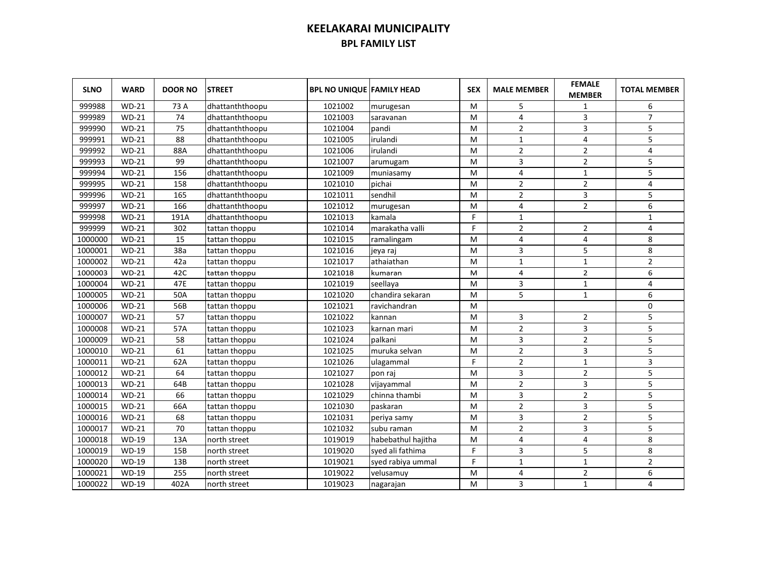# KEELAKARAI MUNICIPALITY

## BPL FAMILY LIST

| SLNO | WARD | DOOR NO | STREET | BPL NO UNIQUE | FAMILY HEAD | SEX | MALE MEMBER | FEMALE MEMBER | TOTAL MEMBER |
|---|---|---|---|---|---|---|---|---|---|
| 999988 | WD-21 | 73 A | dhattanththoopu | 1021002 | murugesan | M | 5 | 1 | 6 |
| 999989 | WD-21 | 74 | dhattanththoopu | 1021003 | saravanan | M | 4 | 3 | 7 |
| 999990 | WD-21 | 75 | dhattanththoopu | 1021004 | pandi | M | 2 | 3 | 5 |
| 999991 | WD-21 | 88 | dhattanththoopu | 1021005 | irulandi | M | 1 | 4 | 5 |
| 999992 | WD-21 | 88A | dhattanththoopu | 1021006 | irulandi | M | 2 | 2 | 4 |
| 999993 | WD-21 | 99 | dhattanththoopu | 1021007 | arumugam | M | 3 | 2 | 5 |
| 999994 | WD-21 | 156 | dhattanththoopu | 1021009 | muniasamy | M | 4 | 1 | 5 |
| 999995 | WD-21 | 158 | dhattanththoopu | 1021010 | pichai | M | 2 | 2 | 4 |
| 999996 | WD-21 | 165 | dhattanththoopu | 1021011 | sendhil | M | 2 | 3 | 5 |
| 999997 | WD-21 | 166 | dhattanththoopu | 1021012 | murugesan | M | 4 | 2 | 6 |
| 999998 | WD-21 | 191A | dhattanththoopu | 1021013 | kamala | F | 1 | | 1 |
| 999999 | WD-21 | 302 | tattan thoppu | 1021014 | marakatha valli | F | 2 | 2 | 4 |
| 1000000 | WD-21 | 15 | tattan thoppu | 1021015 | ramalingam | M | 4 | 4 | 8 |
| 1000001 | WD-21 | 38a | tattan thoppu | 1021016 | jeya raj | M | 3 | 5 | 8 |
| 1000002 | WD-21 | 42a | tattan thoppu | 1021017 | athaiathan | M | 1 | 1 | 2 |
| 1000003 | WD-21 | 42C | tattan thoppu | 1021018 | kumaran | M | 4 | 2 | 6 |
| 1000004 | WD-21 | 47E | tattan thoppu | 1021019 | seellaya | M | 3 | 1 | 4 |
| 1000005 | WD-21 | 50A | tattan thoppu | 1021020 | chandira sekaran | M | 5 | 1 | 6 |
| 1000006 | WD-21 | 56B | tattan thoppu | 1021021 | ravichandran | M | | | 0 |
| 1000007 | WD-21 | 57 | tattan thoppu | 1021022 | kannan | M | 3 | 2 | 5 |
| 1000008 | WD-21 | 57A | tattan thoppu | 1021023 | karnan mari | M | 2 | 3 | 5 |
| 1000009 | WD-21 | 58 | tattan thoppu | 1021024 | palkani | M | 3 | 2 | 5 |
| 1000010 | WD-21 | 61 | tattan thoppu | 1021025 | muruka selvan | M | 2 | 3 | 5 |
| 1000011 | WD-21 | 62A | tattan thoppu | 1021026 | ulagammal | F | 2 | 1 | 3 |
| 1000012 | WD-21 | 64 | tattan thoppu | 1021027 | pon raj | M | 3 | 2 | 5 |
| 1000013 | WD-21 | 64B | tattan thoppu | 1021028 | vijayammal | M | 2 | 3 | 5 |
| 1000014 | WD-21 | 66 | tattan thoppu | 1021029 | chinna thambi | M | 3 | 2 | 5 |
| 1000015 | WD-21 | 66A | tattan thoppu | 1021030 | paskaran | M | 2 | 3 | 5 |
| 1000016 | WD-21 | 68 | tattan thoppu | 1021031 | periya samy | M | 3 | 2 | 5 |
| 1000017 | WD-21 | 70 | tattan thoppu | 1021032 | subu raman | M | 2 | 3 | 5 |
| 1000018 | WD-19 | 13A | north street | 1019019 | habebathul hajitha | M | 4 | 4 | 8 |
| 1000019 | WD-19 | 15B | north street | 1019020 | syed ali fathima | F | 3 | 5 | 8 |
| 1000020 | WD-19 | 13B | north street | 1019021 | syed rabiya ummal | F | 1 | 1 | 2 |
| 1000021 | WD-19 | 255 | north street | 1019022 | velusamuy | M | 4 | 2 | 6 |
| 1000022 | WD-19 | 402A | north street | 1019023 | nagarajan | M | 3 | 1 | 4 |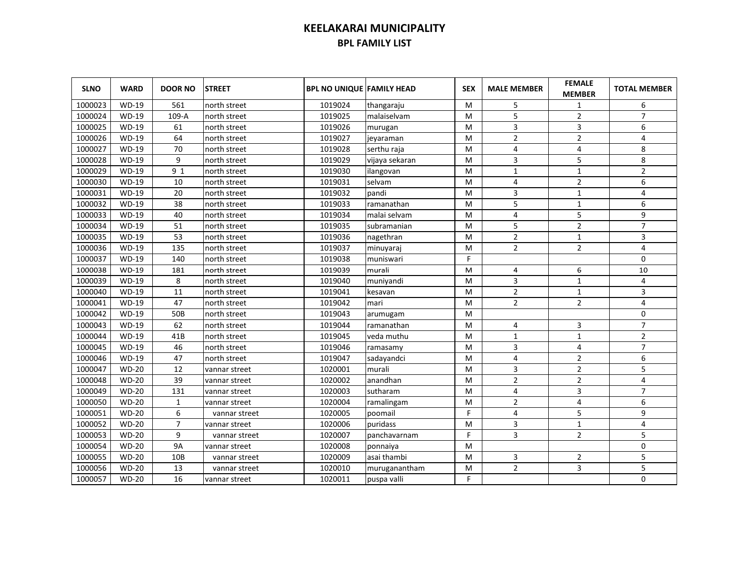# KEELAKARAI MUNICIPALITY

## BPL FAMILY LIST

| SLNO | WARD | DOOR NO | STREET | BPL NO UNIQUE | FAMILY HEAD | SEX | MALE MEMBER | FEMALE MEMBER | TOTAL MEMBER |
|---|---|---|---|---|---|---|---|---|---|
| 1000023 | WD-19 | 561 | north street | 1019024 | thangaraju | M | 5 | 1 | 6 |
| 1000024 | WD-19 | 109-A | north street | 1019025 | malaiselvam | M | 5 | 2 | 7 |
| 1000025 | WD-19 | 61 | north street | 1019026 | murugan | M | 3 | 3 | 6 |
| 1000026 | WD-19 | 64 | north street | 1019027 | jeyaraman | M | 2 | 2 | 4 |
| 1000027 | WD-19 | 70 | north street | 1019028 | serthu raja | M | 4 | 4 | 8 |
| 1000028 | WD-19 | 9 | north street | 1019029 | vijaya sekaran | M | 3 | 5 | 8 |
| 1000029 | WD-19 | 9 1 | north street | 1019030 | ilangovan | M | 1 | 1 | 2 |
| 1000030 | WD-19 | 10 | north street | 1019031 | selvam | M | 4 | 2 | 6 |
| 1000031 | WD-19 | 20 | north street | 1019032 | pandi | M | 3 | 1 | 4 |
| 1000032 | WD-19 | 38 | north street | 1019033 | ramanathan | M | 5 | 1 | 6 |
| 1000033 | WD-19 | 40 | north street | 1019034 | malai selvam | M | 4 | 5 | 9 |
| 1000034 | WD-19 | 51 | north street | 1019035 | subramanian | M | 5 | 2 | 7 |
| 1000035 | WD-19 | 53 | north street | 1019036 | nagethran | M | 2 | 1 | 3 |
| 1000036 | WD-19 | 135 | north street | 1019037 | minuyaraj | M | 2 | 2 | 4 |
| 1000037 | WD-19 | 140 | north street | 1019038 | muniswari | F | | | 0 |
| 1000038 | WD-19 | 181 | north street | 1019039 | murali | M | 4 | 6 | 10 |
| 1000039 | WD-19 | 8 | north street | 1019040 | muniyandi | M | 3 | 1 | 4 |
| 1000040 | WD-19 | 11 | north street | 1019041 | kesavan | M | 2 | 1 | 3 |
| 1000041 | WD-19 | 47 | north street | 1019042 | mari | M | 2 | 2 | 4 |
| 1000042 | WD-19 | 50B | north street | 1019043 | arumugam | M | | | 0 |
| 1000043 | WD-19 | 62 | north street | 1019044 | ramanathan | M | 4 | 3 | 7 |
| 1000044 | WD-19 | 41B | north street | 1019045 | veda muthu | M | 1 | 1 | 2 |
| 1000045 | WD-19 | 46 | north street | 1019046 | ramasamy | M | 3 | 4 | 7 |
| 1000046 | WD-19 | 47 | north street | 1019047 | sadayandci | M | 4 | 2 | 6 |
| 1000047 | WD-20 | 12 | vannar street | 1020001 | murali | M | 3 | 2 | 5 |
| 1000048 | WD-20 | 39 | vannar street | 1020002 | anandhan | M | 2 | 2 | 4 |
| 1000049 | WD-20 | 131 | vannar street | 1020003 | sutharam | M | 4 | 3 | 7 |
| 1000050 | WD-20 | 1 | vannar street | 1020004 | ramalingam | M | 2 | 4 | 6 |
| 1000051 | WD-20 | 6 | vannar street | 1020005 | poomail | F | 4 | 5 | 9 |
| 1000052 | WD-20 | 7 | vannar street | 1020006 | puridass | M | 3 | 1 | 4 |
| 1000053 | WD-20 | 9 | vannar street | 1020007 | panchavarnam | F | 3 | 2 | 5 |
| 1000054 | WD-20 | 9A | vannar street | 1020008 | ponnaiya | M | | | 0 |
| 1000055 | WD-20 | 10B | vannar street | 1020009 | asai thambi | M | 3 | 2 | 5 |
| 1000056 | WD-20 | 13 | vannar street | 1020010 | muruganantham | M | 2 | 3 | 5 |
| 1000057 | WD-20 | 16 | vannar street | 1020011 | puspa valli | F | | | 0 |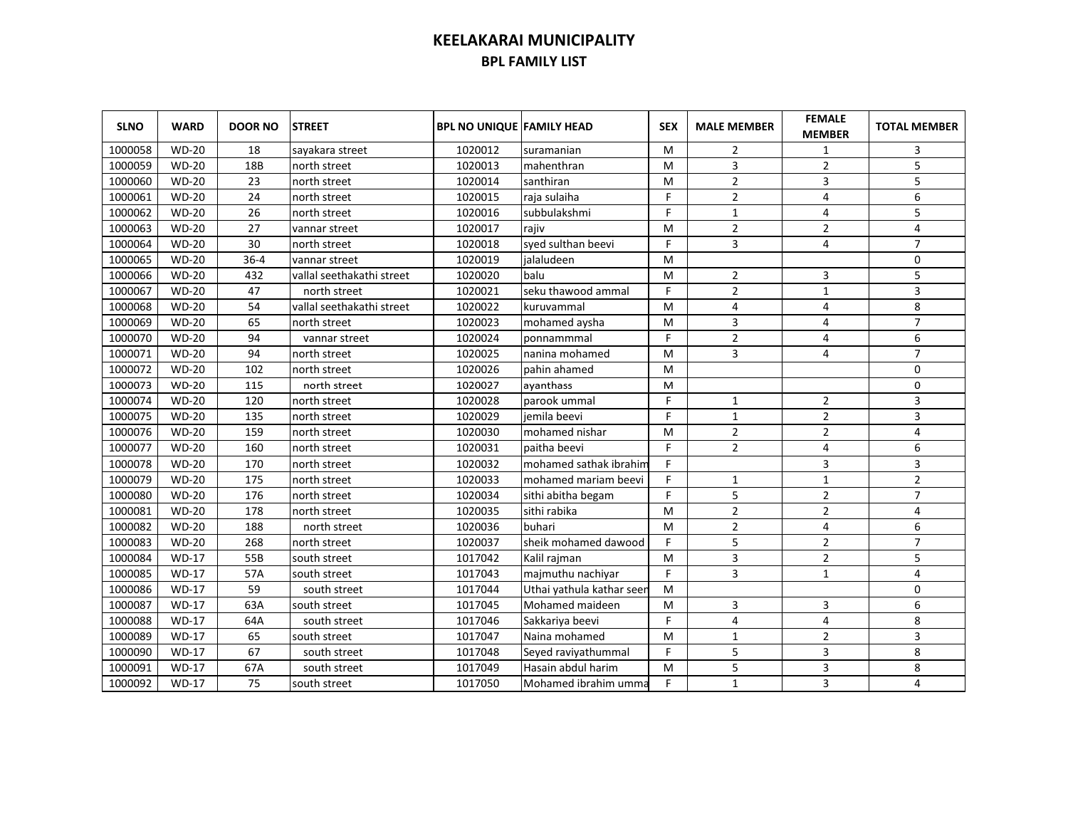# KEELAKARAI MUNICIPALITY

## BPL FAMILY LIST

| SLNO | WARD | DOOR NO | STREET | BPL NO UNIQUE | FAMILY HEAD | SEX | MALE MEMBER | FEMALE MEMBER | TOTAL MEMBER |
|---|---|---|---|---|---|---|---|---|---|
| 1000058 | WD-20 | 18 | sayakara street | 1020012 | suramanian | M | 2 | 1 | 3 |
| 1000059 | WD-20 | 18B | north street | 1020013 | mahenthran | M | 3 | 2 | 5 |
| 1000060 | WD-20 | 23 | north street | 1020014 | santhiran | M | 2 | 3 | 5 |
| 1000061 | WD-20 | 24 | north street | 1020015 | raja sulaiha | F | 2 | 4 | 6 |
| 1000062 | WD-20 | 26 | north street | 1020016 | subbulakshmi | F | 1 | 4 | 5 |
| 1000063 | WD-20 | 27 | vannar street | 1020017 | rajiv | M | 2 | 2 | 4 |
| 1000064 | WD-20 | 30 | north street | 1020018 | syed sulthan beevi | F | 3 | 4 | 7 |
| 1000065 | WD-20 | 36-4 | vannar street | 1020019 | jalaludeen | M | | | 0 |
| 1000066 | WD-20 | 432 | vallal seethakathi street | 1020020 | balu | M | 2 | 3 | 5 |
| 1000067 | WD-20 | 47 | north street | 1020021 | seku thawood ammal | F | 2 | 1 | 3 |
| 1000068 | WD-20 | 54 | vallal seethakathi street | 1020022 | kuruvammal | M | 4 | 4 | 8 |
| 1000069 | WD-20 | 65 | north street | 1020023 | mohamed aysha | M | 3 | 4 | 7 |
| 1000070 | WD-20 | 94 | vannar street | 1020024 | ponnammmal | F | 2 | 4 | 6 |
| 1000071 | WD-20 | 94 | north street | 1020025 | nanina mohamed | M | 3 | 4 | 7 |
| 1000072 | WD-20 | 102 | north street | 1020026 | pahin ahamed | M | | | 0 |
| 1000073 | WD-20 | 115 | north street | 1020027 | ayanthass | M | | | 0 |
| 1000074 | WD-20 | 120 | north street | 1020028 | parook ummal | F | 1 | 2 | 3 |
| 1000075 | WD-20 | 135 | north street | 1020029 | jemila beevi | F | 1 | 2 | 3 |
| 1000076 | WD-20 | 159 | north street | 1020030 | mohamed nishar | M | 2 | 2 | 4 |
| 1000077 | WD-20 | 160 | north street | 1020031 | paitha beevi | F | 2 | 4 | 6 |
| 1000078 | WD-20 | 170 | north street | 1020032 | mohamed sathak ibrahim | F | | 3 | 3 |
| 1000079 | WD-20 | 175 | north street | 1020033 | mohamed mariam beevi | F | 1 | 1 | 2 |
| 1000080 | WD-20 | 176 | north street | 1020034 | sithi abitha begam | F | 5 | 2 | 7 |
| 1000081 | WD-20 | 178 | north street | 1020035 | sithi rabika | M | 2 | 2 | 4 |
| 1000082 | WD-20 | 188 | north street | 1020036 | buhari | M | 2 | 4 | 6 |
| 1000083 | WD-20 | 268 | north street | 1020037 | sheik mohamed dawood | F | 5 | 2 | 7 |
| 1000084 | WD-17 | 55B | south street | 1017042 | Kalil rajman | M | 3 | 2 | 5 |
| 1000085 | WD-17 | 57A | south street | 1017043 | majmuthu nachiyar | F | 3 | 1 | 4 |
| 1000086 | WD-17 | 59 | south street | 1017044 | Uthai yathula kathar seen | M | | | 0 |
| 1000087 | WD-17 | 63A | south street | 1017045 | Mohamed maideen | M | 3 | 3 | 6 |
| 1000088 | WD-17 | 64A | south street | 1017046 | Sakkariya beevi | F | 4 | 4 | 8 |
| 1000089 | WD-17 | 65 | south street | 1017047 | Naina mohamed | M | 1 | 2 | 3 |
| 1000090 | WD-17 | 67 | south street | 1017048 | Seyed raviyathummal | F | 5 | 3 | 8 |
| 1000091 | WD-17 | 67A | south street | 1017049 | Hasain abdul harim | M | 5 | 3 | 8 |
| 1000092 | WD-17 | 75 | south street | 1017050 | Mohamed ibrahim umma | F | 1 | 3 | 4 |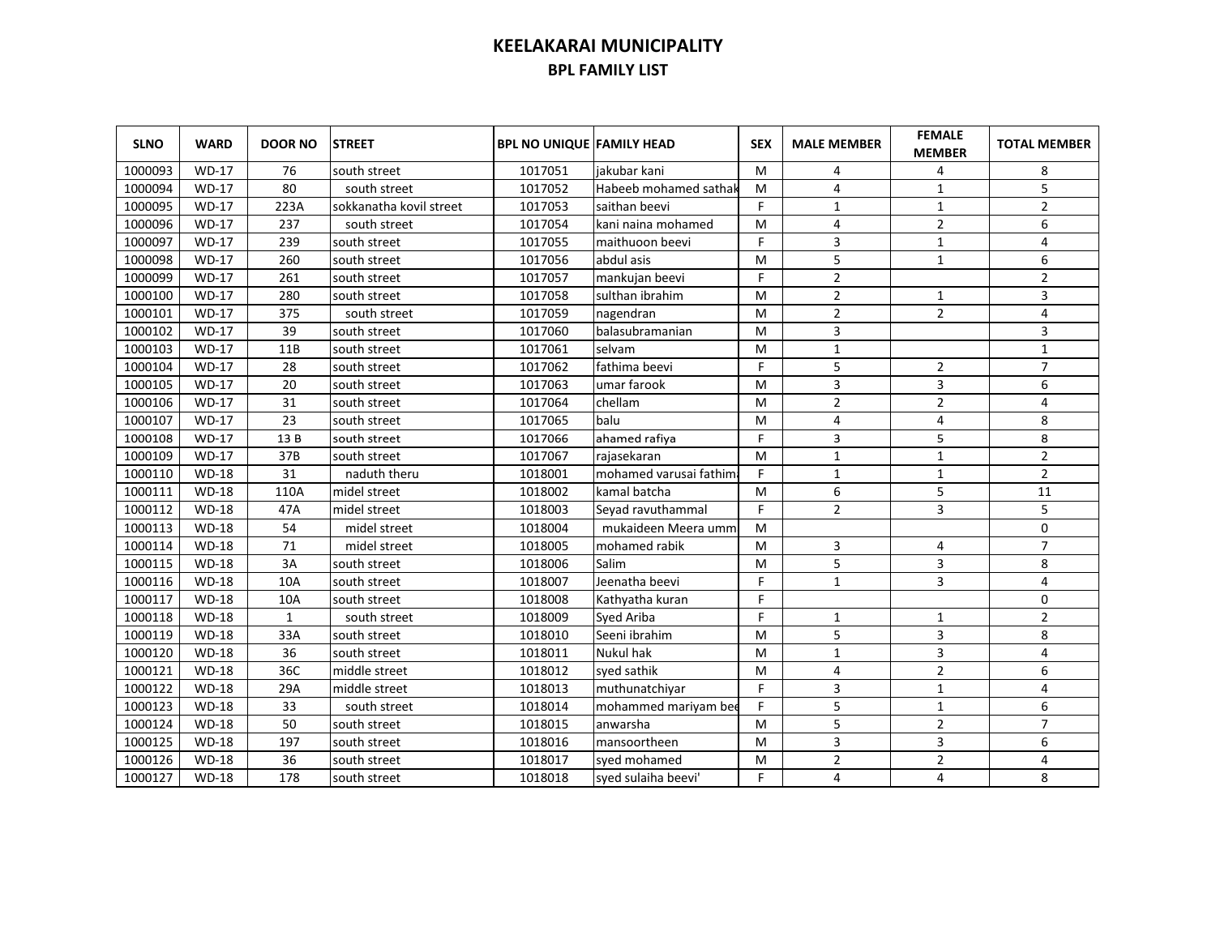# KEELAKARAI MUNICIPALITY

## BPL FAMILY LIST

| SLNO | WARD | DOOR NO | STREET | BPL NO UNIQUE | FAMILY HEAD | SEX | MALE MEMBER | FEMALE MEMBER | TOTAL MEMBER |
|---|---|---|---|---|---|---|---|---|---|
| 1000093 | WD-17 | 76 | south street | 1017051 | jakubar kani | M | 4 | 4 | 8 |
| 1000094 | WD-17 | 80 | south street | 1017052 | Habeeb mohamed sathak | M | 4 | 1 | 5 |
| 1000095 | WD-17 | 223A | sokkanatha kovil street | 1017053 | saithan beevi | F | 1 | 1 | 2 |
| 1000096 | WD-17 | 237 | south street | 1017054 | kani naina mohamed | M | 4 | 2 | 6 |
| 1000097 | WD-17 | 239 | south street | 1017055 | maithuoon beevi | F | 3 | 1 | 4 |
| 1000098 | WD-17 | 260 | south street | 1017056 | abdul asis | M | 5 | 1 | 6 |
| 1000099 | WD-17 | 261 | south street | 1017057 | mankujan beevi | F | 2 | | 2 |
| 1000100 | WD-17 | 280 | south street | 1017058 | sulthan ibrahim | M | 2 | 1 | 3 |
| 1000101 | WD-17 | 375 | south street | 1017059 | nagendran | M | 2 | 2 | 4 |
| 1000102 | WD-17 | 39 | south street | 1017060 | balasubramanian | M | 3 | | 3 |
| 1000103 | WD-17 | 11B | south street | 1017061 | selvam | M | 1 | | 1 |
| 1000104 | WD-17 | 28 | south street | 1017062 | fathima beevi | F | 5 | 2 | 7 |
| 1000105 | WD-17 | 20 | south street | 1017063 | umar farook | M | 3 | 3 | 6 |
| 1000106 | WD-17 | 31 | south street | 1017064 | chellam | M | 2 | 2 | 4 |
| 1000107 | WD-17 | 23 | south street | 1017065 | balu | M | 4 | 4 | 8 |
| 1000108 | WD-17 | 13 B | south street | 1017066 | ahamed rafiya | F | 3 | 5 | 8 |
| 1000109 | WD-17 | 37B | south street | 1017067 | rajasekaran | M | 1 | 1 | 2 |
| 1000110 | WD-18 | 31 | naduth theru | 1018001 | mohamed varusai fathima | F | 1 | 1 | 2 |
| 1000111 | WD-18 | 110A | midel street | 1018002 | kamal batcha | M | 6 | 5 | 11 |
| 1000112 | WD-18 | 47A | midel street | 1018003 | Seyad ravuthammal | F | 2 | 3 | 5 |
| 1000113 | WD-18 | 54 | midel street | 1018004 | mukaideen Meera umm | M | | | 0 |
| 1000114 | WD-18 | 71 | midel street | 1018005 | mohamed rabik | M | 3 | 4 | 7 |
| 1000115 | WD-18 | 3A | south street | 1018006 | Salim | M | 5 | 3 | 8 |
| 1000116 | WD-18 | 10A | south street | 1018007 | Jeenatha beevi | F | 1 | 3 | 4 |
| 1000117 | WD-18 | 10A | south street | 1018008 | Kathyatha kuran | F | | | 0 |
| 1000118 | WD-18 | 1 | south street | 1018009 | Syed Ariba | F | 1 | 1 | 2 |
| 1000119 | WD-18 | 33A | south street | 1018010 | Seeni ibrahim | M | 5 | 3 | 8 |
| 1000120 | WD-18 | 36 | south street | 1018011 | Nukul hak | M | 1 | 3 | 4 |
| 1000121 | WD-18 | 36C | middle street | 1018012 | syed sathik | M | 4 | 2 | 6 |
| 1000122 | WD-18 | 29A | middle street | 1018013 | muthunatchiyar | F | 3 | 1 | 4 |
| 1000123 | WD-18 | 33 | south street | 1018014 | mohammed mariyam bee | F | 5 | 1 | 6 |
| 1000124 | WD-18 | 50 | south street | 1018015 | anwarsha | M | 5 | 2 | 7 |
| 1000125 | WD-18 | 197 | south street | 1018016 | mansoortheen | M | 3 | 3 | 6 |
| 1000126 | WD-18 | 36 | south street | 1018017 | syed mohamed | M | 2 | 2 | 4 |
| 1000127 | WD-18 | 178 | south street | 1018018 | syed sulaiha beevi' | F | 4 | 4 | 8 |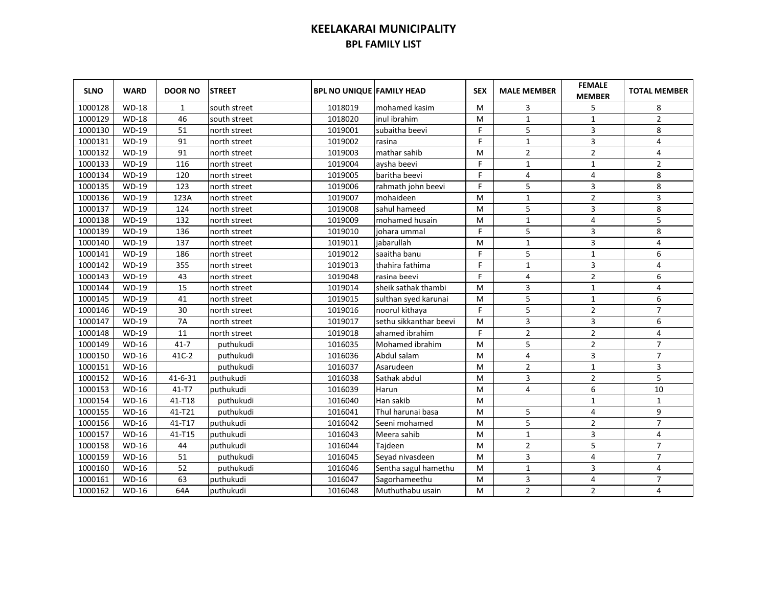# KEELAKARAI MUNICIPALITY

## BPL FAMILY LIST

| SLNO | WARD | DOOR NO | STREET | BPL NO UNIQUE | FAMILY HEAD | SEX | MALE MEMBER | FEMALE MEMBER | TOTAL MEMBER |
|---|---|---|---|---|---|---|---|---|---|
| 1000128 | WD-18 | 1 | south street | 1018019 | mohamed kasim | M | 3 | 5 | 8 |
| 1000129 | WD-18 | 46 | south street | 1018020 | inul ibrahim | M | 1 | 1 | 2 |
| 1000130 | WD-19 | 51 | north street | 1019001 | subaitha beevi | F | 5 | 3 | 8 |
| 1000131 | WD-19 | 91 | north street | 1019002 | rasina | F | 1 | 3 | 4 |
| 1000132 | WD-19 | 91 | north street | 1019003 | mathar sahib | M | 2 | 2 | 4 |
| 1000133 | WD-19 | 116 | north street | 1019004 | aysha beevi | F | 1 | 1 | 2 |
| 1000134 | WD-19 | 120 | north street | 1019005 | baritha beevi | F | 4 | 4 | 8 |
| 1000135 | WD-19 | 123 | north street | 1019006 | rahmath john beevi | F | 5 | 3 | 8 |
| 1000136 | WD-19 | 123A | north street | 1019007 | mohaideen | M | 1 | 2 | 3 |
| 1000137 | WD-19 | 124 | north street | 1019008 | sahul hameed | M | 5 | 3 | 8 |
| 1000138 | WD-19 | 132 | north street | 1019009 | mohamed husain | M | 1 | 4 | 5 |
| 1000139 | WD-19 | 136 | north street | 1019010 | johara ummal | F | 5 | 3 | 8 |
| 1000140 | WD-19 | 137 | north street | 1019011 | jabarullah | M | 1 | 3 | 4 |
| 1000141 | WD-19 | 186 | north street | 1019012 | saaitha banu | F | 5 | 1 | 6 |
| 1000142 | WD-19 | 355 | north street | 1019013 | thahira fathima | F | 1 | 3 | 4 |
| 1000143 | WD-19 | 43 | north street | 1019048 | rasina beevi | F | 4 | 2 | 6 |
| 1000144 | WD-19 | 15 | north street | 1019014 | sheik sathak thambi | M | 3 | 1 | 4 |
| 1000145 | WD-19 | 41 | north street | 1019015 | sulthan syed karunai | M | 5 | 1 | 6 |
| 1000146 | WD-19 | 30 | north street | 1019016 | noorul kithaya | F | 5 | 2 | 7 |
| 1000147 | WD-19 | 7A | north street | 1019017 | sethu sikkanthar beevi | M | 3 | 3 | 6 |
| 1000148 | WD-19 | 11 | north street | 1019018 | ahamed ibrahim | F | 2 | 2 | 4 |
| 1000149 | WD-16 | 41-7 | puthukudi | 1016035 | Mohamed ibrahim | M | 5 | 2 | 7 |
| 1000150 | WD-16 | 41C-2 | puthukudi | 1016036 | Abdul salam | M | 4 | 3 | 7 |
| 1000151 | WD-16 | | puthukudi | 1016037 | Asarudeen | M | 2 | 1 | 3 |
| 1000152 | WD-16 | 41-6-31 | puthukudi | 1016038 | Sathak abdul | M | 3 | 2 | 5 |
| 1000153 | WD-16 | 41-T7 | puthukudi | 1016039 | Harun | M | 4 | 6 | 10 |
| 1000154 | WD-16 | 41-T18 | puthukudi | 1016040 | Han sakib | M | | 1 | 1 |
| 1000155 | WD-16 | 41-T21 | puthukudi | 1016041 | Thul harunai basa | M | 5 | 4 | 9 |
| 1000156 | WD-16 | 41-T17 | puthukudi | 1016042 | Seeni mohamed | M | 5 | 2 | 7 |
| 1000157 | WD-16 | 41-T15 | puthukudi | 1016043 | Meera sahib | M | 1 | 3 | 4 |
| 1000158 | WD-16 | 44 | puthukudi | 1016044 | Tajdeen | M | 2 | 5 | 7 |
| 1000159 | WD-16 | 51 | puthukudi | 1016045 | Seyad nivasdeen | M | 3 | 4 | 7 |
| 1000160 | WD-16 | 52 | puthukudi | 1016046 | Sentha sagul hamethu | M | 1 | 3 | 4 |
| 1000161 | WD-16 | 63 | puthukudi | 1016047 | Sagorhameethu | M | 3 | 4 | 7 |
| 1000162 | WD-16 | 64A | puthukudi | 1016048 | Muthuthabu usain | M | 2 | 2 | 4 |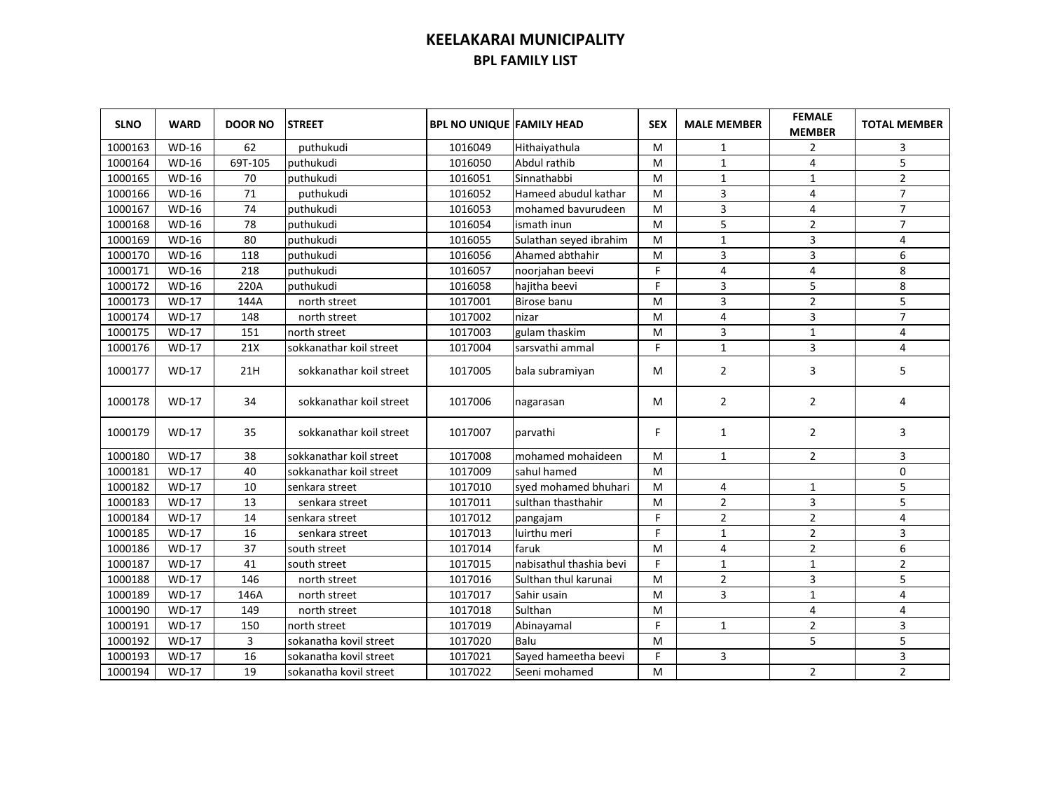# KEELAKARAI MUNICIPALITY

## BPL FAMILY LIST

| SLNO | WARD | DOOR NO | STREET | BPL NO UNIQUE | FAMILY HEAD | SEX | MALE MEMBER | FEMALE MEMBER | TOTAL MEMBER |
|---|---|---|---|---|---|---|---|---|---|
| 1000163 | WD-16 | 62 | puthukudi | 1016049 | Hithaiyathula | M | 1 | 2 | 3 |
| 1000164 | WD-16 | 69T-105 | puthukudi | 1016050 | Abdul rathib | M | 1 | 4 | 5 |
| 1000165 | WD-16 | 70 | puthukudi | 1016051 | Sinnathabbi | M | 1 | 1 | 2 |
| 1000166 | WD-16 | 71 | puthukudi | 1016052 | Hameed abudul kathar | M | 3 | 4 | 7 |
| 1000167 | WD-16 | 74 | puthukudi | 1016053 | mohamed bavurudeen | M | 3 | 4 | 7 |
| 1000168 | WD-16 | 78 | puthukudi | 1016054 | ismath inun | M | 5 | 2 | 7 |
| 1000169 | WD-16 | 80 | puthukudi | 1016055 | Sulathan seyed ibrahim | M | 1 | 3 | 4 |
| 1000170 | WD-16 | 118 | puthukudi | 1016056 | Ahamed abthahir | M | 3 | 3 | 6 |
| 1000171 | WD-16 | 218 | puthukudi | 1016057 | noorjahan beevi | F | 4 | 4 | 8 |
| 1000172 | WD-16 | 220A | puthukudi | 1016058 | hajitha beevi | F | 3 | 5 | 8 |
| 1000173 | WD-17 | 144A | north street | 1017001 | Birose banu | M | 3 | 2 | 5 |
| 1000174 | WD-17 | 148 | north street | 1017002 | nizar | M | 4 | 3 | 7 |
| 1000175 | WD-17 | 151 | north street | 1017003 | gulam thaskim | M | 3 | 1 | 4 |
| 1000176 | WD-17 | 21X | sokkanathar koil street | 1017004 | sarsvathi ammal | F | 1 | 3 | 4 |
| 1000177 | WD-17 | 21H | sokkanathar koil street | 1017005 | bala subramiyan | M | 2 | 3 | 5 |
| 1000178 | WD-17 | 34 | sokkanathar koil street | 1017006 | nagarasan | M | 2 | 2 | 4 |
| 1000179 | WD-17 | 35 | sokkanathar koil street | 1017007 | parvathi | F | 1 | 2 | 3 |
| 1000180 | WD-17 | 38 | sokkanathar koil street | 1017008 | mohamed mohaideen | M | 1 | 2 | 3 |
| 1000181 | WD-17 | 40 | sokkanathar koil street | 1017009 | sahul hamed | M | | | 0 |
| 1000182 | WD-17 | 10 | senkara street | 1017010 | syed mohamed bhuhari | M | 4 | 1 | 5 |
| 1000183 | WD-17 | 13 | senkara street | 1017011 | sulthan thasthahir | M | 2 | 3 | 5 |
| 1000184 | WD-17 | 14 | senkara street | 1017012 | pangajam | F | 2 | 2 | 4 |
| 1000185 | WD-17 | 16 | senkara street | 1017013 | luirthu meri | F | 1 | 2 | 3 |
| 1000186 | WD-17 | 37 | south street | 1017014 | faruk | M | 4 | 2 | 6 |
| 1000187 | WD-17 | 41 | south street | 1017015 | nabisathul thashia bevi | F | 1 | 1 | 2 |
| 1000188 | WD-17 | 146 | north street | 1017016 | Sulthan thul karunai | M | 2 | 3 | 5 |
| 1000189 | WD-17 | 146A | north street | 1017017 | Sahir usain | M | 3 | 1 | 4 |
| 1000190 | WD-17 | 149 | north street | 1017018 | Sulthan | M | | 4 | 4 |
| 1000191 | WD-17 | 150 | north street | 1017019 | Abinayamal | F | 1 | 2 | 3 |
| 1000192 | WD-17 | 3 | sokanatha kovil street | 1017020 | Balu | M | | 5 | 5 |
| 1000193 | WD-17 | 16 | sokanatha kovil street | 1017021 | Sayed hameetha beevi | F | 3 | | 3 |
| 1000194 | WD-17 | 19 | sokanatha kovil street | 1017022 | Seeni mohamed | M | | 2 | 2 |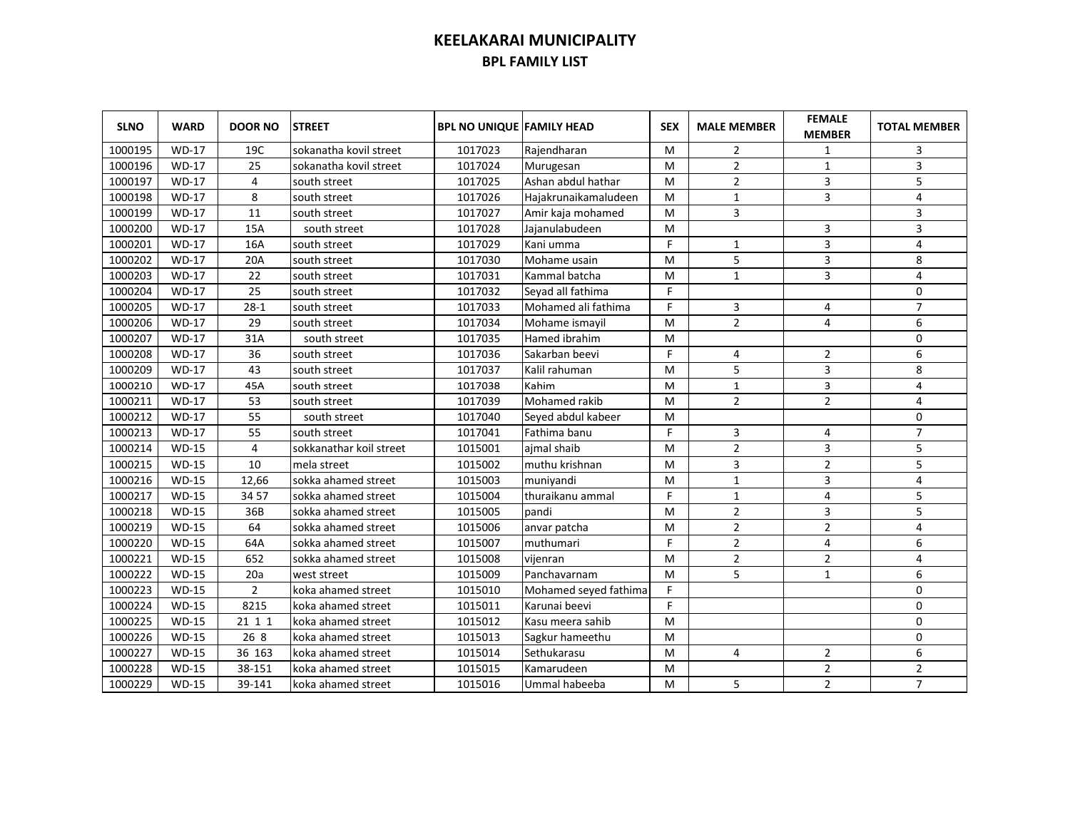# KEELAKARAI MUNICIPALITY

## BPL FAMILY LIST

| SLNO | WARD | DOOR NO | STREET | BPL NO UNIQUE | FAMILY HEAD | SEX | MALE MEMBER | FEMALE MEMBER | TOTAL MEMBER |
|---|---|---|---|---|---|---|---|---|---|
| 1000195 | WD-17 | 19C | sokanatha kovil street | 1017023 | Rajendharan | M | 2 | 1 | 3 |
| 1000196 | WD-17 | 25 | sokanatha kovil street | 1017024 | Murugesan | M | 2 | 1 | 3 |
| 1000197 | WD-17 | 4 | south street | 1017025 | Ashan abdul hathar | M | 2 | 3 | 5 |
| 1000198 | WD-17 | 8 | south street | 1017026 | Hajakrunaikamaludeen | M | 1 | 3 | 4 |
| 1000199 | WD-17 | 11 | south street | 1017027 | Amir kaja mohamed | M | 3 | | 3 |
| 1000200 | WD-17 | 15A | south street | 1017028 | Jajanulabudeen | M | | 3 | 3 |
| 1000201 | WD-17 | 16A | south street | 1017029 | Kani umma | F | 1 | 3 | 4 |
| 1000202 | WD-17 | 20A | south street | 1017030 | Mohame usain | M | 5 | 3 | 8 |
| 1000203 | WD-17 | 22 | south street | 1017031 | Kammal batcha | M | 1 | 3 | 4 |
| 1000204 | WD-17 | 25 | south street | 1017032 | Seyad all fathima | F | | | 0 |
| 1000205 | WD-17 | 28-1 | south street | 1017033 | Mohamed ali fathima | F | 3 | 4 | 7 |
| 1000206 | WD-17 | 29 | south street | 1017034 | Mohame ismayil | M | 2 | 4 | 6 |
| 1000207 | WD-17 | 31A | south street | 1017035 | Hamed ibrahim | M | | | 0 |
| 1000208 | WD-17 | 36 | south street | 1017036 | Sakarban beevi | F | 4 | 2 | 6 |
| 1000209 | WD-17 | 43 | south street | 1017037 | Kalil rahuman | M | 5 | 3 | 8 |
| 1000210 | WD-17 | 45A | south street | 1017038 | Kahim | M | 1 | 3 | 4 |
| 1000211 | WD-17 | 53 | south street | 1017039 | Mohamed rakib | M | 2 | 2 | 4 |
| 1000212 | WD-17 | 55 | south street | 1017040 | Seyed abdul kabeer | M | | | 0 |
| 1000213 | WD-17 | 55 | south street | 1017041 | Fathima banu | F | 3 | 4 | 7 |
| 1000214 | WD-15 | 4 | sokkanathar koil street | 1015001 | ajmal shaib | M | 2 | 3 | 5 |
| 1000215 | WD-15 | 10 | mela street | 1015002 | muthu krishnan | M | 3 | 2 | 5 |
| 1000216 | WD-15 | 12,66 | sokka ahamed street | 1015003 | muniyandi | M | 1 | 3 | 4 |
| 1000217 | WD-15 | 34 57 | sokka ahamed street | 1015004 | thuraikanu ammal | F | 1 | 4 | 5 |
| 1000218 | WD-15 | 36B | sokka ahamed street | 1015005 | pandi | M | 2 | 3 | 5 |
| 1000219 | WD-15 | 64 | sokka ahamed street | 1015006 | anvar patcha | M | 2 | 2 | 4 |
| 1000220 | WD-15 | 64A | sokka ahamed street | 1015007 | muthumari | F | 2 | 4 | 6 |
| 1000221 | WD-15 | 652 | sokka ahamed street | 1015008 | vijenran | M | 2 | 2 | 4 |
| 1000222 | WD-15 | 20a | west street | 1015009 | Panchavarnam | M | 5 | 1 | 6 |
| 1000223 | WD-15 | 2 | koka ahamed street | 1015010 | Mohamed seyed fathima | F | | | 0 |
| 1000224 | WD-15 | 8215 | koka ahamed street | 1015011 | Karunai beevi | F | | | 0 |
| 1000225 | WD-15 | 21 1 1 | koka ahamed street | 1015012 | Kasu meera sahib | M | | | 0 |
| 1000226 | WD-15 | 26 8 | koka ahamed street | 1015013 | Sagkur hameethu | M | | | 0 |
| 1000227 | WD-15 | 36 163 | koka ahamed street | 1015014 | Sethukarasu | M | 4 | 2 | 6 |
| 1000228 | WD-15 | 38-151 | koka ahamed street | 1015015 | Kamarudeen | M | | 2 | 2 |
| 1000229 | WD-15 | 39-141 | koka ahamed street | 1015016 | Ummal habeeba | M | 5 | 2 | 7 |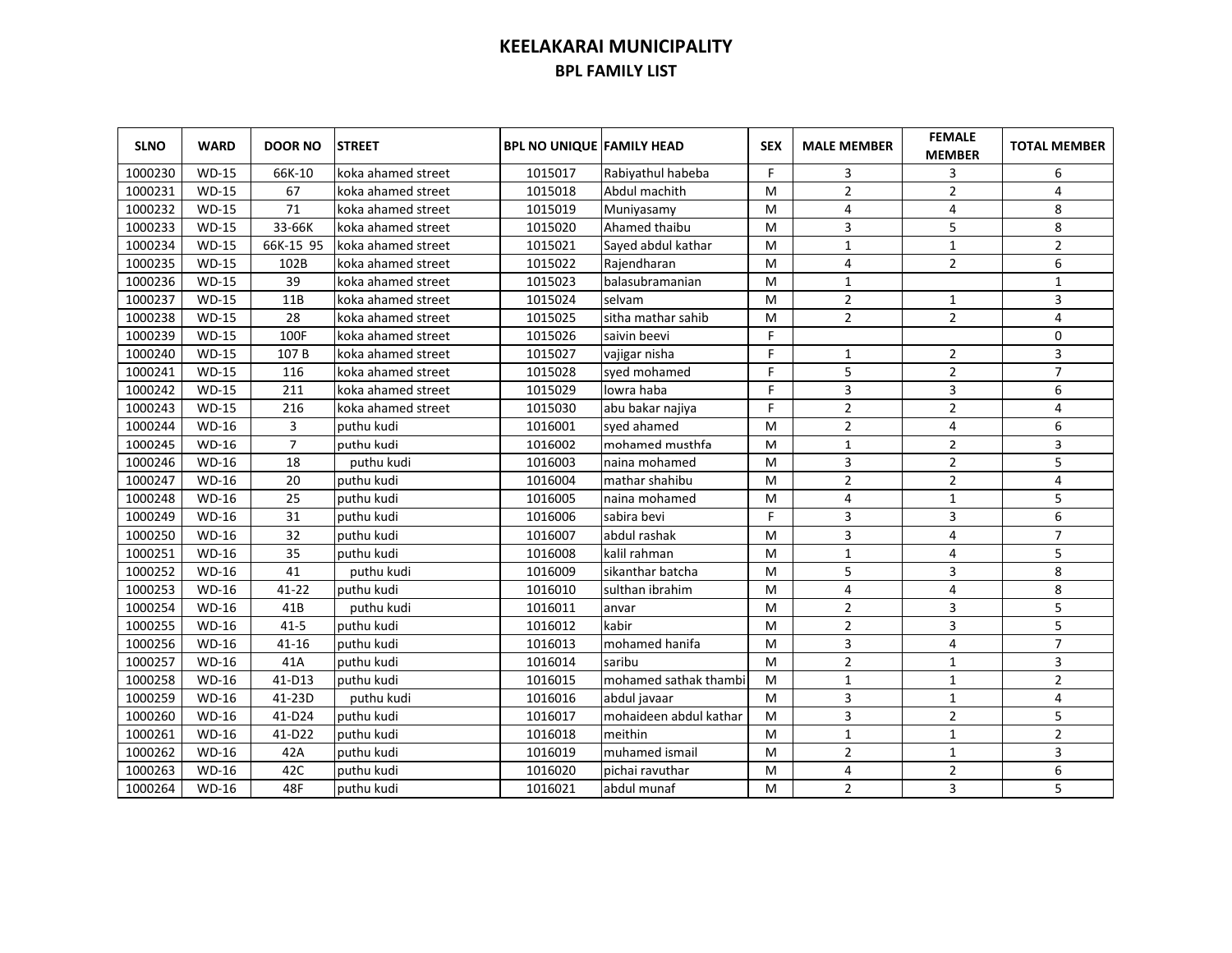# KEELAKARAI MUNICIPALITY

## BPL FAMILY LIST

| SLNO | WARD | DOOR NO | STREET | BPL NO UNIQUE | FAMILY HEAD | SEX | MALE MEMBER | FEMALE MEMBER | TOTAL MEMBER |
|---|---|---|---|---|---|---|---|---|---|
| 1000230 | WD-15 | 66K-10 | koka ahamed street | 1015017 | Rabiyathul habeba | F | 3 | 3 | 6 |
| 1000231 | WD-15 | 67 | koka ahamed street | 1015018 | Abdul machith | M | 2 | 2 | 4 |
| 1000232 | WD-15 | 71 | koka ahamed street | 1015019 | Muniyasamy | M | 4 | 4 | 8 |
| 1000233 | WD-15 | 33-66K | koka ahamed street | 1015020 | Ahamed thaibu | M | 3 | 5 | 8 |
| 1000234 | WD-15 | 66K-15 95 | koka ahamed street | 1015021 | Sayed abdul kathar | M | 1 | 1 | 2 |
| 1000235 | WD-15 | 102B | koka ahamed street | 1015022 | Rajendharan | M | 4 | 2 | 6 |
| 1000236 | WD-15 | 39 | koka ahamed street | 1015023 | balasubramanian | M | 1 | | 1 |
| 1000237 | WD-15 | 11B | koka ahamed street | 1015024 | selvam | M | 2 | 1 | 3 |
| 1000238 | WD-15 | 28 | koka ahamed street | 1015025 | sitha mathar sahib | M | 2 | 2 | 4 |
| 1000239 | WD-15 | 100F | koka ahamed street | 1015026 | saivin beevi | F | | | 0 |
| 1000240 | WD-15 | 107 B | koka ahamed street | 1015027 | vajigar nisha | F | 1 | 2 | 3 |
| 1000241 | WD-15 | 116 | koka ahamed street | 1015028 | syed mohamed | F | 5 | 2 | 7 |
| 1000242 | WD-15 | 211 | koka ahamed street | 1015029 | lowra haba | F | 3 | 3 | 6 |
| 1000243 | WD-15 | 216 | koka ahamed street | 1015030 | abu bakar najiya | F | 2 | 2 | 4 |
| 1000244 | WD-16 | 3 | puthu kudi | 1016001 | syed ahamed | M | 2 | 4 | 6 |
| 1000245 | WD-16 | 7 | puthu kudi | 1016002 | mohamed musthfa | M | 1 | 2 | 3 |
| 1000246 | WD-16 | 18 | puthu kudi | 1016003 | naina mohamed | M | 3 | 2 | 5 |
| 1000247 | WD-16 | 20 | puthu kudi | 1016004 | mathar shahibu | M | 2 | 2 | 4 |
| 1000248 | WD-16 | 25 | puthu kudi | 1016005 | naina mohamed | M | 4 | 1 | 5 |
| 1000249 | WD-16 | 31 | puthu kudi | 1016006 | sabira bevi | F | 3 | 3 | 6 |
| 1000250 | WD-16 | 32 | puthu kudi | 1016007 | abdul rashak | M | 3 | 4 | 7 |
| 1000251 | WD-16 | 35 | puthu kudi | 1016008 | kalil rahman | M | 1 | 4 | 5 |
| 1000252 | WD-16 | 41 | puthu kudi | 1016009 | sikanthar batcha | M | 5 | 3 | 8 |
| 1000253 | WD-16 | 41-22 | puthu kudi | 1016010 | sulthan ibrahim | M | 4 | 4 | 8 |
| 1000254 | WD-16 | 41B | puthu kudi | 1016011 | anvar | M | 2 | 3 | 5 |
| 1000255 | WD-16 | 41-5 | puthu kudi | 1016012 | kabir | M | 2 | 3 | 5 |
| 1000256 | WD-16 | 41-16 | puthu kudi | 1016013 | mohamed hanifa | M | 3 | 4 | 7 |
| 1000257 | WD-16 | 41A | puthu kudi | 1016014 | saribu | M | 2 | 1 | 3 |
| 1000258 | WD-16 | 41-D13 | puthu kudi | 1016015 | mohamed sathak thambi | M | 1 | 1 | 2 |
| 1000259 | WD-16 | 41-23D | puthu kudi | 1016016 | abdul javaar | M | 3 | 1 | 4 |
| 1000260 | WD-16 | 41-D24 | puthu kudi | 1016017 | mohaideen abdul kathar | M | 3 | 2 | 5 |
| 1000261 | WD-16 | 41-D22 | puthu kudi | 1016018 | meithin | M | 1 | 1 | 2 |
| 1000262 | WD-16 | 42A | puthu kudi | 1016019 | muhamed ismail | M | 2 | 1 | 3 |
| 1000263 | WD-16 | 42C | puthu kudi | 1016020 | pichai ravuthar | M | 4 | 2 | 6 |
| 1000264 | WD-16 | 48F | puthu kudi | 1016021 | abdul munaf | M | 2 | 3 | 5 |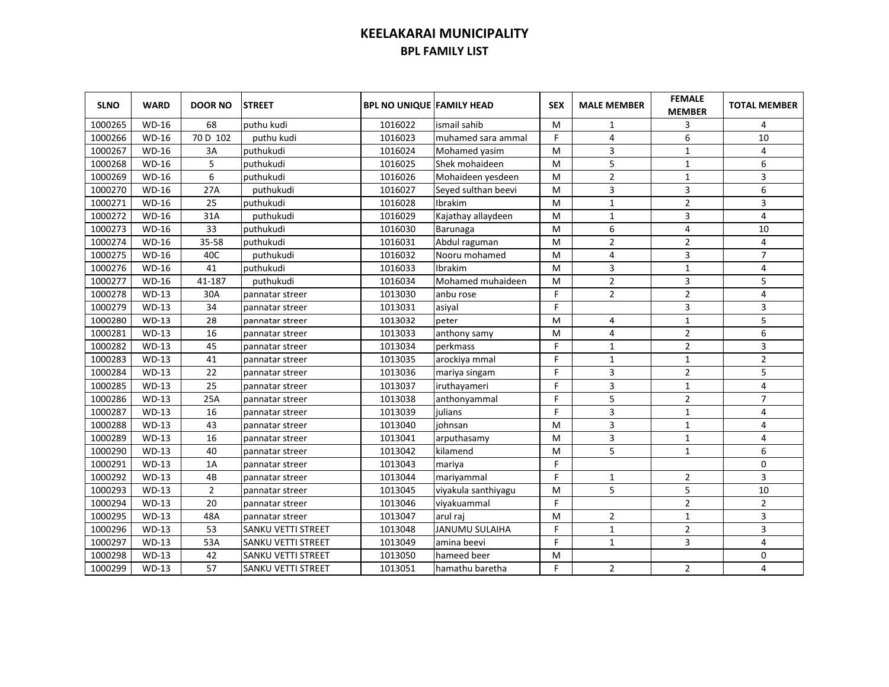# KEELAKARAI MUNICIPALITY

## BPL FAMILY LIST

| SLNO | WARD | DOOR NO | STREET | BPL NO UNIQUE | FAMILY HEAD | SEX | MALE MEMBER | FEMALE MEMBER | TOTAL MEMBER |
|---|---|---|---|---|---|---|---|---|---|
| 1000265 | WD-16 | 68 | puthu kudi | 1016022 | ismail sahib | M | 1 | 3 | 4 |
| 1000266 | WD-16 | 70 D 102 | puthu kudi | 1016023 | muhamed sara ammal | F | 4 | 6 | 10 |
| 1000267 | WD-16 | 3A | puthukudi | 1016024 | Mohamed yasim | M | 3 | 1 | 4 |
| 1000268 | WD-16 | 5 | puthukudi | 1016025 | Shek mohaideen | M | 5 | 1 | 6 |
| 1000269 | WD-16 | 6 | puthukudi | 1016026 | Mohaideen yesdeen | M | 2 | 1 | 3 |
| 1000270 | WD-16 | 27A | puthukudi | 1016027 | Seyed sulthan beevi | M | 3 | 3 | 6 |
| 1000271 | WD-16 | 25 | puthukudi | 1016028 | Ibrakim | M | 1 | 2 | 3 |
| 1000272 | WD-16 | 31A | puthukudi | 1016029 | Kajathay allaydeen | M | 1 | 3 | 4 |
| 1000273 | WD-16 | 33 | puthukudi | 1016030 | Barunaga | M | 6 | 4 | 10 |
| 1000274 | WD-16 | 35-58 | puthukudi | 1016031 | Abdul raguman | M | 2 | 2 | 4 |
| 1000275 | WD-16 | 40C | puthukudi | 1016032 | Nooru mohamed | M | 4 | 3 | 7 |
| 1000276 | WD-16 | 41 | puthukudi | 1016033 | Ibrakim | M | 3 | 1 | 4 |
| 1000277 | WD-16 | 41-187 | puthukudi | 1016034 | Mohamed muhaideen | M | 2 | 3 | 5 |
| 1000278 | WD-13 | 30A | pannatar streer | 1013030 | anbu rose | F | 2 | 2 | 4 |
| 1000279 | WD-13 | 34 | pannatar streer | 1013031 | asiyal | F |  | 3 | 3 |
| 1000280 | WD-13 | 28 | pannatar streer | 1013032 | peter | M | 4 | 1 | 5 |
| 1000281 | WD-13 | 16 | pannatar streer | 1013033 | anthony samy | M | 4 | 2 | 6 |
| 1000282 | WD-13 | 45 | pannatar streer | 1013034 | perkmass | F | 1 | 2 | 3 |
| 1000283 | WD-13 | 41 | pannatar streer | 1013035 | arockiya mmal | F | 1 | 1 | 2 |
| 1000284 | WD-13 | 22 | pannatar streer | 1013036 | mariya singam | F | 3 | 2 | 5 |
| 1000285 | WD-13 | 25 | pannatar streer | 1013037 | iruthayameri | F | 3 | 1 | 4 |
| 1000286 | WD-13 | 25A | pannatar streer | 1013038 | anthonyammal | F | 5 | 2 | 7 |
| 1000287 | WD-13 | 16 | pannatar streer | 1013039 | julians | F | 3 | 1 | 4 |
| 1000288 | WD-13 | 43 | pannatar streer | 1013040 | johnsan | M | 3 | 1 | 4 |
| 1000289 | WD-13 | 16 | pannatar streer | 1013041 | arputhasamy | M | 3 | 1 | 4 |
| 1000290 | WD-13 | 40 | pannatar streer | 1013042 | kilamend | M | 5 | 1 | 6 |
| 1000291 | WD-13 | 1A | pannatar streer | 1013043 | mariya | F |  |  | 0 |
| 1000292 | WD-13 | 4B | pannatar streer | 1013044 | mariyammal | F | 1 | 2 | 3 |
| 1000293 | WD-13 | 2 | pannatar streer | 1013045 | viyakula santhiyagu | M | 5 | 5 | 10 |
| 1000294 | WD-13 | 20 | pannatar streer | 1013046 | viyakuammal | F |  | 2 | 2 |
| 1000295 | WD-13 | 48A | pannatar streer | 1013047 | arul raj | M | 2 | 1 | 3 |
| 1000296 | WD-13 | 53 | SANKU VETTI STREET | 1013048 | JANUMU SULAIHA | F | 1 | 2 | 3 |
| 1000297 | WD-13 | 53A | SANKU VETTI STREET | 1013049 | amina beevi | F | 1 | 3 | 4 |
| 1000298 | WD-13 | 42 | SANKU VETTI STREET | 1013050 | hameed beer | M |  |  | 0 |
| 1000299 | WD-13 | 57 | SANKU VETTI STREET | 1013051 | hamathu baretha | F | 2 | 2 | 4 |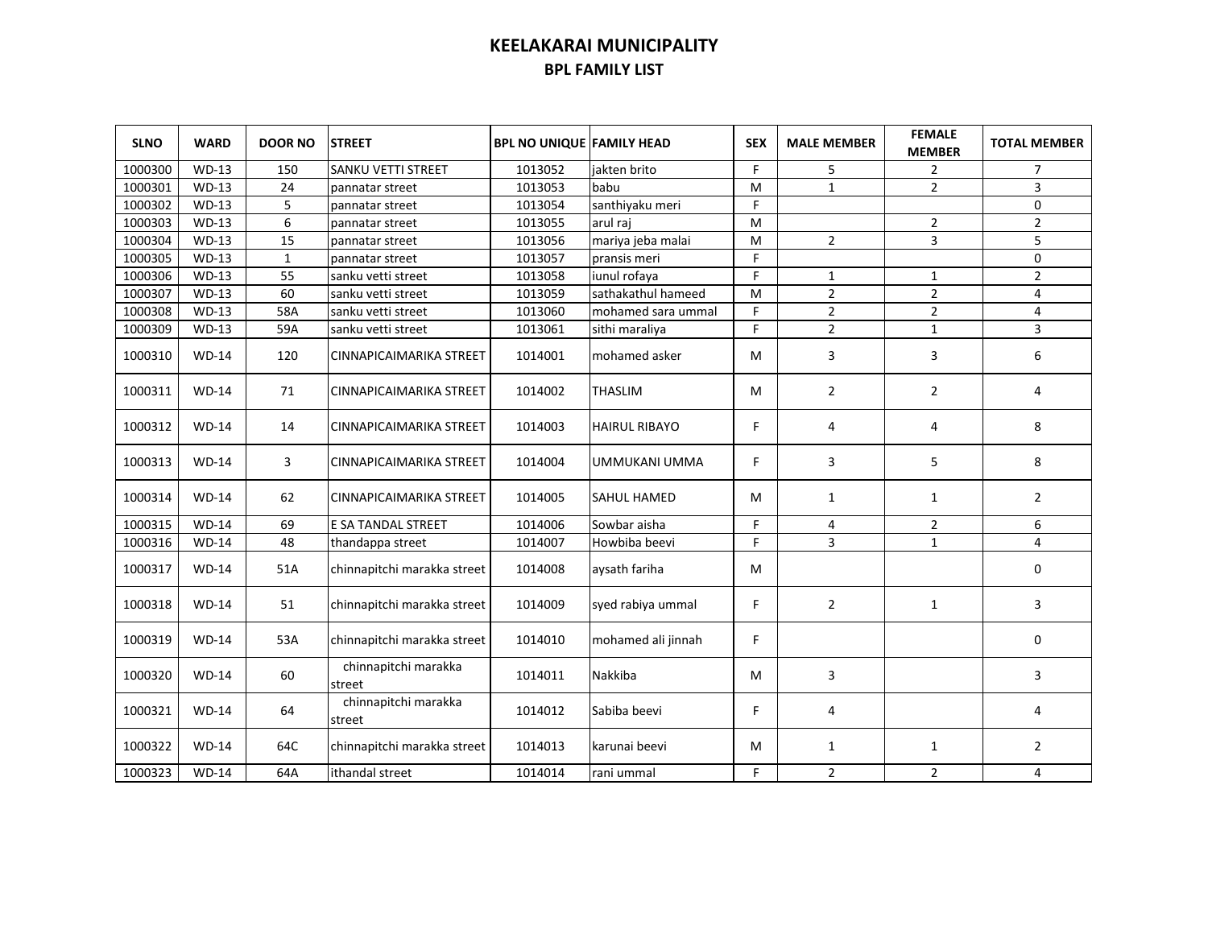# KEELAKARAI MUNICIPALITY

## BPL FAMILY LIST

| SLNO | WARD | DOOR NO | STREET | BPL NO UNIQUE | FAMILY HEAD | SEX | MALE MEMBER | FEMALE MEMBER | TOTAL MEMBER |
|---|---|---|---|---|---|---|---|---|---|
| 1000300 | WD-13 | 150 | SANKU VETTI STREET | 1013052 | jakten brito | F | 5 | 2 | 7 |
| 1000301 | WD-13 | 24 | pannatar street | 1013053 | babu | M | 1 | 2 | 3 |
| 1000302 | WD-13 | 5 | pannatar street | 1013054 | santhiyaku meri | F | | | 0 |
| 1000303 | WD-13 | 6 | pannatar street | 1013055 | arul raj | M | | 2 | 2 |
| 1000304 | WD-13 | 15 | pannatar street | 1013056 | mariya jeba malai | M | 2 | 3 | 5 |
| 1000305 | WD-13 | 1 | pannatar street | 1013057 | pransis meri | F | | | 0 |
| 1000306 | WD-13 | 55 | sanku vetti street | 1013058 | iunul rofaya | F | 1 | 1 | 2 |
| 1000307 | WD-13 | 60 | sanku vetti street | 1013059 | sathakathul hameed | M | 2 | 2 | 4 |
| 1000308 | WD-13 | 58A | sanku vetti street | 1013060 | mohamed sara ummal | F | 2 | 2 | 4 |
| 1000309 | WD-13 | 59A | sanku vetti street | 1013061 | sithi maraliya | F | 2 | 1 | 3 |
| 1000310 | WD-14 | 120 | CINNAPICAIMARIKA STREET | 1014001 | mohamed asker | M | 3 | 3 | 6 |
| 1000311 | WD-14 | 71 | CINNAPICAIMARIKA STREET | 1014002 | THASLIM | M | 2 | 2 | 4 |
| 1000312 | WD-14 | 14 | CINNAPICAIMARIKA STREET | 1014003 | HAIRUL RIBAYO | F | 4 | 4 | 8 |
| 1000313 | WD-14 | 3 | CINNAPICAIMARIKA STREET | 1014004 | UMMUKANI UMMA | F | 3 | 5 | 8 |
| 1000314 | WD-14 | 62 | CINNAPICAIMARIKA STREET | 1014005 | SAHUL HAMED | M | 1 | 1 | 2 |
| 1000315 | WD-14 | 69 | E SA TANDAL STREET | 1014006 | Sowbar aisha | F | 4 | 2 | 6 |
| 1000316 | WD-14 | 48 | thandappa street | 1014007 | Howbiba beevi | F | 3 | 1 | 4 |
| 1000317 | WD-14 | 51A | chinnapitchi marakka street | 1014008 | aysath fariha | M | | | 0 |
| 1000318 | WD-14 | 51 | chinnapitchi marakka street | 1014009 | syed rabiya ummal | F | 2 | 1 | 3 |
| 1000319 | WD-14 | 53A | chinnapitchi marakka street | 1014010 | mohamed ali jinnah | F | | | 0 |
| 1000320 | WD-14 | 60 | chinnapitchi marakka street | 1014011 | Nakkiba | M | 3 | | 3 |
| 1000321 | WD-14 | 64 | chinnapitchi marakka street | 1014012 | Sabiba beevi | F | 4 | | 4 |
| 1000322 | WD-14 | 64C | chinnapitchi marakka street | 1014013 | karunai beevi | M | 1 | 1 | 2 |
| 1000323 | WD-14 | 64A | ithandal street | 1014014 | rani ummal | F | 2 | 2 | 4 |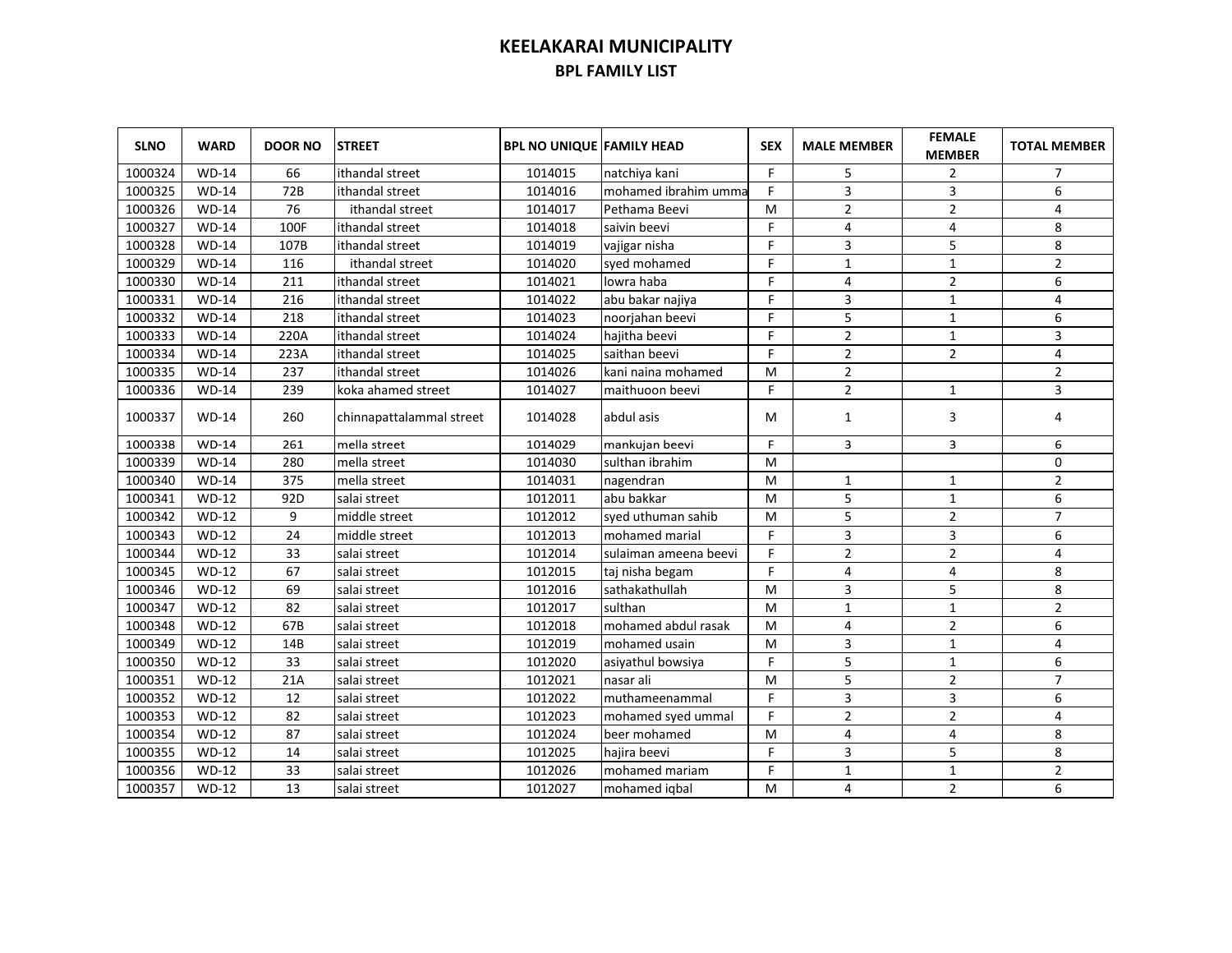# KEELAKARAI MUNICIPALITY

## BPL FAMILY LIST

| SLNO | WARD | DOOR NO | STREET | BPL NO UNIQUE | FAMILY HEAD | SEX | MALE MEMBER | FEMALE MEMBER | TOTAL MEMBER |
|---|---|---|---|---|---|---|---|---|---|
| 1000324 | WD-14 | 66 | ithandal street | 1014015 | natchiya kani | F | 5 | 2 | 7 |
| 1000325 | WD-14 | 72B | ithandal street | 1014016 | mohamed ibrahim umma | F | 3 | 3 | 6 |
| 1000326 | WD-14 | 76 | ithandal street | 1014017 | Pethama Beevi | M | 2 | 2 | 4 |
| 1000327 | WD-14 | 100F | ithandal street | 1014018 | saivin beevi | F | 4 | 4 | 8 |
| 1000328 | WD-14 | 107B | ithandal street | 1014019 | vajigar nisha | F | 3 | 5 | 8 |
| 1000329 | WD-14 | 116 | ithandal street | 1014020 | syed mohamed | F | 1 | 1 | 2 |
| 1000330 | WD-14 | 211 | ithandal street | 1014021 | lowra haba | F | 4 | 2 | 6 |
| 1000331 | WD-14 | 216 | ithandal street | 1014022 | abu bakar najiya | F | 3 | 1 | 4 |
| 1000332 | WD-14 | 218 | ithandal street | 1014023 | noorjahan beevi | F | 5 | 1 | 6 |
| 1000333 | WD-14 | 220A | ithandal street | 1014024 | hajitha beevi | F | 2 | 1 | 3 |
| 1000334 | WD-14 | 223A | ithandal street | 1014025 | saithan beevi | F | 2 | 2 | 4 |
| 1000335 | WD-14 | 237 | ithandal street | 1014026 | kani naina mohamed | M | 2 | | 2 |
| 1000336 | WD-14 | 239 | koka ahamed street | 1014027 | maithuoon beevi | F | 2 | 1 | 3 |
| 1000337 | WD-14 | 260 | chinnapattalammal street | 1014028 | abdul asis | M | 1 | 3 | 4 |
| 1000338 | WD-14 | 261 | mella street | 1014029 | mankujan beevi | F | 3 | 3 | 6 |
| 1000339 | WD-14 | 280 | mella street | 1014030 | sulthan ibrahim | M | | | 0 |
| 1000340 | WD-14 | 375 | mella street | 1014031 | nagendran | M | 1 | 1 | 2 |
| 1000341 | WD-12 | 92D | salai street | 1012011 | abu bakkar | M | 5 | 1 | 6 |
| 1000342 | WD-12 | 9 | middle street | 1012012 | syed uthuman sahib | M | 5 | 2 | 7 |
| 1000343 | WD-12 | 24 | middle street | 1012013 | mohamed marial | F | 3 | 3 | 6 |
| 1000344 | WD-12 | 33 | salai street | 1012014 | sulaiman ameena beevi | F | 2 | 2 | 4 |
| 1000345 | WD-12 | 67 | salai street | 1012015 | taj nisha begam | F | 4 | 4 | 8 |
| 1000346 | WD-12 | 69 | salai street | 1012016 | sathakathullah | M | 3 | 5 | 8 |
| 1000347 | WD-12 | 82 | salai street | 1012017 | sulthan | M | 1 | 1 | 2 |
| 1000348 | WD-12 | 67B | salai street | 1012018 | mohamed abdul rasak | M | 4 | 2 | 6 |
| 1000349 | WD-12 | 14B | salai street | 1012019 | mohamed usain | M | 3 | 1 | 4 |
| 1000350 | WD-12 | 33 | salai street | 1012020 | asiyathul bowsiya | F | 5 | 1 | 6 |
| 1000351 | WD-12 | 21A | salai street | 1012021 | nasar ali | M | 5 | 2 | 7 |
| 1000352 | WD-12 | 12 | salai street | 1012022 | muthameenammal | F | 3 | 3 | 6 |
| 1000353 | WD-12 | 82 | salai street | 1012023 | mohamed syed ummal | F | 2 | 2 | 4 |
| 1000354 | WD-12 | 87 | salai street | 1012024 | beer mohamed | M | 4 | 4 | 8 |
| 1000355 | WD-12 | 14 | salai street | 1012025 | hajira beevi | F | 3 | 5 | 8 |
| 1000356 | WD-12 | 33 | salai street | 1012026 | mohamed mariam | F | 1 | 1 | 2 |
| 1000357 | WD-12 | 13 | salai street | 1012027 | mohamed iqbal | M | 4 | 2 | 6 |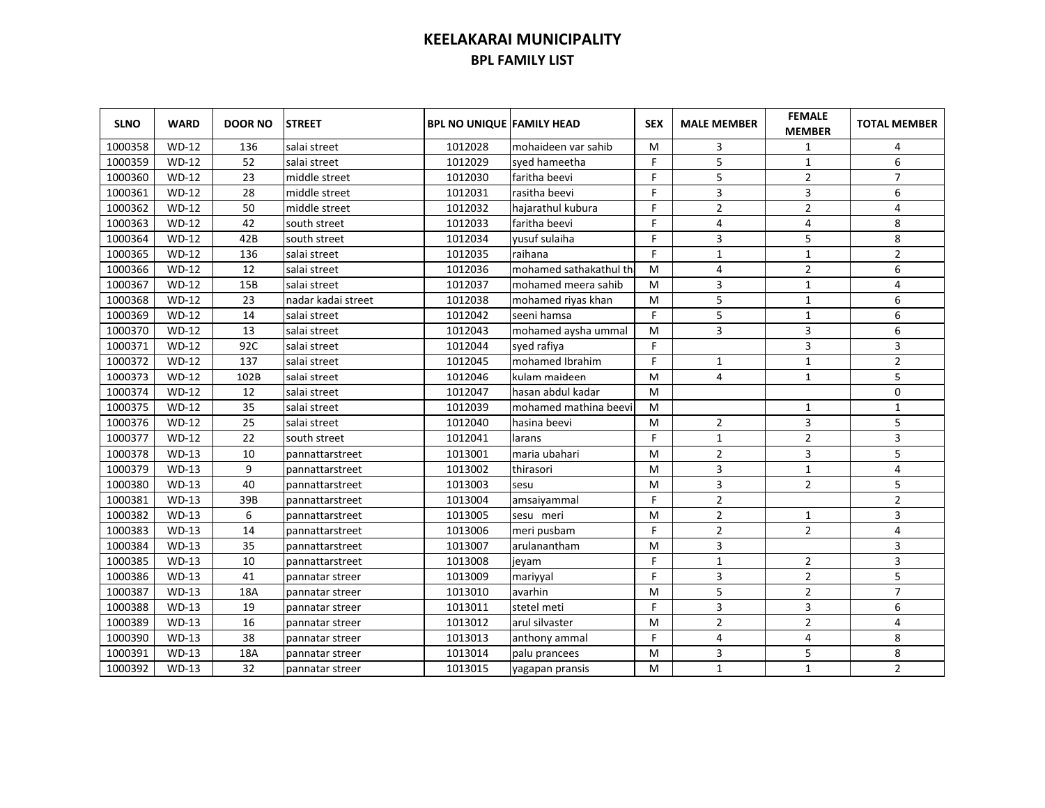# KEELAKARAI MUNICIPALITY

## BPL FAMILY LIST

| SLNO | WARD | DOOR NO | STREET | BPL NO UNIQUE | FAMILY HEAD | SEX | MALE MEMBER | FEMALE MEMBER | TOTAL MEMBER |
|---|---|---|---|---|---|---|---|---|---|
| 1000358 | WD-12 | 136 | salai street | 1012028 | mohaideen var sahib | M | 3 | 1 | 4 |
| 1000359 | WD-12 | 52 | salai street | 1012029 | syed hameetha | F | 5 | 1 | 6 |
| 1000360 | WD-12 | 23 | middle street | 1012030 | faritha beevi | F | 5 | 2 | 7 |
| 1000361 | WD-12 | 28 | middle street | 1012031 | rasitha beevi | F | 3 | 3 | 6 |
| 1000362 | WD-12 | 50 | middle street | 1012032 | hajarathul kubura | F | 2 | 2 | 4 |
| 1000363 | WD-12 | 42 | south street | 1012033 | faritha beevi | F | 4 | 4 | 8 |
| 1000364 | WD-12 | 42B | south street | 1012034 | yusuf sulaiha | F | 3 | 5 | 8 |
| 1000365 | WD-12 | 136 | salai street | 1012035 | raihana | F | 1 | 1 | 2 |
| 1000366 | WD-12 | 12 | salai street | 1012036 | mohamed sathakathul th | M | 4 | 2 | 6 |
| 1000367 | WD-12 | 15B | salai street | 1012037 | mohamed meera sahib | M | 3 | 1 | 4 |
| 1000368 | WD-12 | 23 | nadar kadai street | 1012038 | mohamed riyas khan | M | 5 | 1 | 6 |
| 1000369 | WD-12 | 14 | salai street | 1012042 | seeni hamsa | F | 5 | 1 | 6 |
| 1000370 | WD-12 | 13 | salai street | 1012043 | mohamed aysha ummal | M | 3 | 3 | 6 |
| 1000371 | WD-12 | 92C | salai street | 1012044 | syed rafiya | F | | 3 | 3 |
| 1000372 | WD-12 | 137 | salai street | 1012045 | mohamed Ibrahim | F | 1 | 1 | 2 |
| 1000373 | WD-12 | 102B | salai street | 1012046 | kulam maideen | M | 4 | 1 | 5 |
| 1000374 | WD-12 | 12 | salai street | 1012047 | hasan abdul kadar | M | | | 0 |
| 1000375 | WD-12 | 35 | salai street | 1012039 | mohamed mathina beevi | M | | 1 | 1 |
| 1000376 | WD-12 | 25 | salai street | 1012040 | hasina beevi | M | 2 | 3 | 5 |
| 1000377 | WD-12 | 22 | south street | 1012041 | larans | F | 1 | 2 | 3 |
| 1000378 | WD-13 | 10 | pannattarstreet | 1013001 | maria ubahari | M | 2 | 3 | 5 |
| 1000379 | WD-13 | 9 | pannattarstreet | 1013002 | thirasori | M | 3 | 1 | 4 |
| 1000380 | WD-13 | 40 | pannattarstreet | 1013003 | sesu | M | 3 | 2 | 5 |
| 1000381 | WD-13 | 39B | pannattarstreet | 1013004 | amsaiyammal | F | 2 | | 2 |
| 1000382 | WD-13 | 6 | pannattarstreet | 1013005 | sesu meri | M | 2 | 1 | 3 |
| 1000383 | WD-13 | 14 | pannattarstreet | 1013006 | meri pusbam | F | 2 | 2 | 4 |
| 1000384 | WD-13 | 35 | pannattarstreet | 1013007 | arulanantham | M | 3 | | 3 |
| 1000385 | WD-13 | 10 | pannattarstreet | 1013008 | jeyam | F | 1 | 2 | 3 |
| 1000386 | WD-13 | 41 | pannatar streer | 1013009 | mariyyal | F | 3 | 2 | 5 |
| 1000387 | WD-13 | 18A | pannatar streer | 1013010 | avarhin | M | 5 | 2 | 7 |
| 1000388 | WD-13 | 19 | pannatar streer | 1013011 | stetel meti | F | 3 | 3 | 6 |
| 1000389 | WD-13 | 16 | pannatar streer | 1013012 | arul silvaster | M | 2 | 2 | 4 |
| 1000390 | WD-13 | 38 | pannatar streer | 1013013 | anthony ammal | F | 4 | 4 | 8 |
| 1000391 | WD-13 | 18A | pannatar streer | 1013014 | palu prancees | M | 3 | 5 | 8 |
| 1000392 | WD-13 | 32 | pannatar streer | 1013015 | yagapan pransis | M | 1 | 1 | 2 |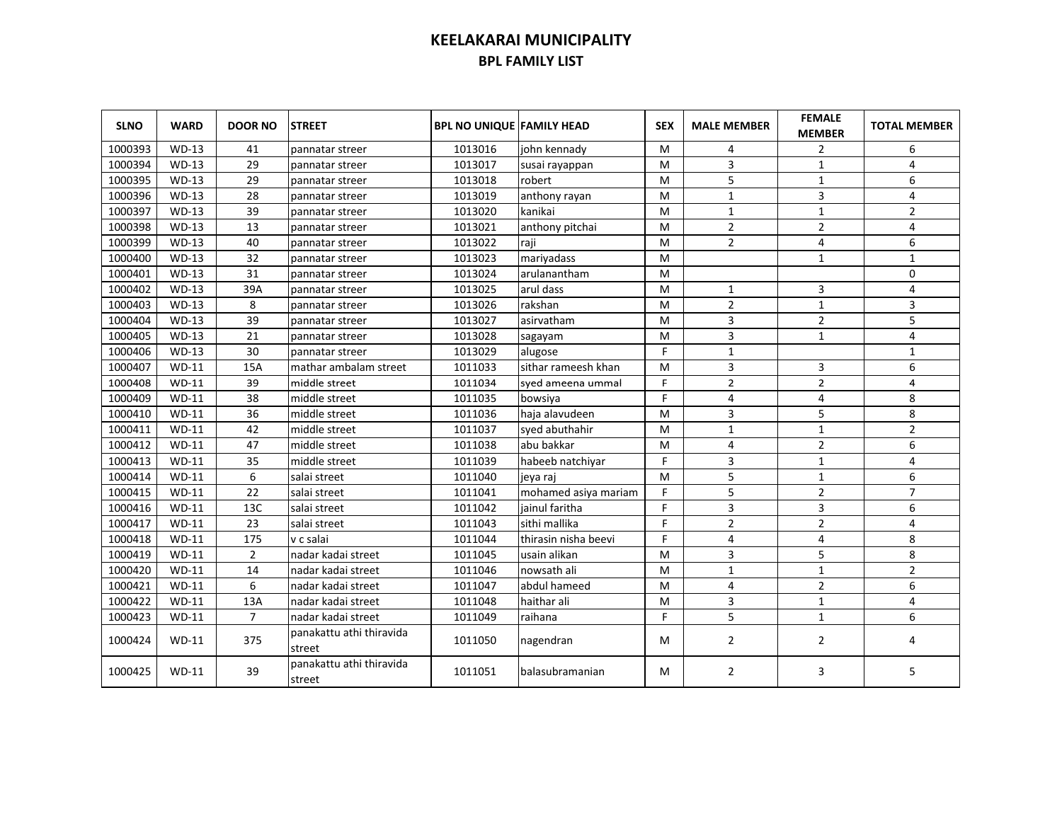# KEELAKARAI MUNICIPALITY

## BPL FAMILY LIST

| SLNO | WARD | DOOR NO | STREET | BPL NO UNIQUE | FAMILY HEAD | SEX | MALE MEMBER | FEMALE MEMBER | TOTAL MEMBER |
|---|---|---|---|---|---|---|---|---|---|
| 1000393 | WD-13 | 41 | pannatar streer | 1013016 | john kennady | M | 4 | 2 | 6 |
| 1000394 | WD-13 | 29 | pannatar streer | 1013017 | susai rayappan | M | 3 | 1 | 4 |
| 1000395 | WD-13 | 29 | pannatar streer | 1013018 | robert | M | 5 | 1 | 6 |
| 1000396 | WD-13 | 28 | pannatar streer | 1013019 | anthony rayan | M | 1 | 3 | 4 |
| 1000397 | WD-13 | 39 | pannatar streer | 1013020 | kanikai | M | 1 | 1 | 2 |
| 1000398 | WD-13 | 13 | pannatar streer | 1013021 | anthony pitchai | M | 2 | 2 | 4 |
| 1000399 | WD-13 | 40 | pannatar streer | 1013022 | raji | M | 2 | 4 | 6 |
| 1000400 | WD-13 | 32 | pannatar streer | 1013023 | mariyadass | M | | 1 | 1 |
| 1000401 | WD-13 | 31 | pannatar streer | 1013024 | arulanantham | M | | | 0 |
| 1000402 | WD-13 | 39A | pannatar streer | 1013025 | arul dass | M | 1 | 3 | 4 |
| 1000403 | WD-13 | 8 | pannatar streer | 1013026 | rakshan | M | 2 | 1 | 3 |
| 1000404 | WD-13 | 39 | pannatar streer | 1013027 | asirvatham | M | 3 | 2 | 5 |
| 1000405 | WD-13 | 21 | pannatar streer | 1013028 | sagayam | M | 3 | 1 | 4 |
| 1000406 | WD-13 | 30 | pannatar streer | 1013029 | alugose | F | 1 | | 1 |
| 1000407 | WD-11 | 15A | mathar ambalam street | 1011033 | sithar rameesh khan | M | 3 | 3 | 6 |
| 1000408 | WD-11 | 39 | middle street | 1011034 | syed ameena ummal | F | 2 | 2 | 4 |
| 1000409 | WD-11 | 38 | middle street | 1011035 | bowsiya | F | 4 | 4 | 8 |
| 1000410 | WD-11 | 36 | middle street | 1011036 | haja alavudeen | M | 3 | 5 | 8 |
| 1000411 | WD-11 | 42 | middle street | 1011037 | syed abuthahir | M | 1 | 1 | 2 |
| 1000412 | WD-11 | 47 | middle street | 1011038 | abu bakkar | M | 4 | 2 | 6 |
| 1000413 | WD-11 | 35 | middle street | 1011039 | habeeb natchiyar | F | 3 | 1 | 4 |
| 1000414 | WD-11 | 6 | salai street | 1011040 | jeya raj | M | 5 | 1 | 6 |
| 1000415 | WD-11 | 22 | salai street | 1011041 | mohamed asiya mariam | F | 5 | 2 | 7 |
| 1000416 | WD-11 | 13C | salai street | 1011042 | jainul faritha | F | 3 | 3 | 6 |
| 1000417 | WD-11 | 23 | salai street | 1011043 | sithi mallika | F | 2 | 2 | 4 |
| 1000418 | WD-11 | 175 | v c salai | 1011044 | thirasin nisha beevi | F | 4 | 4 | 8 |
| 1000419 | WD-11 | 2 | nadar kadai street | 1011045 | usain alikan | M | 3 | 5 | 8 |
| 1000420 | WD-11 | 14 | nadar kadai street | 1011046 | nowsath ali | M | 1 | 1 | 2 |
| 1000421 | WD-11 | 6 | nadar kadai street | 1011047 | abdul hameed | M | 4 | 2 | 6 |
| 1000422 | WD-11 | 13A | nadar kadai street | 1011048 | haithar ali | M | 3 | 1 | 4 |
| 1000423 | WD-11 | 7 | nadar kadai street | 1011049 | raihana | F | 5 | 1 | 6 |
| 1000424 | WD-11 | 375 | panakattu athi thiravida street | 1011050 | nagendran | M | 2 | 2 | 4 |
| 1000425 | WD-11 | 39 | panakattu athi thiravida street | 1011051 | balasubramanian | M | 2 | 3 | 5 |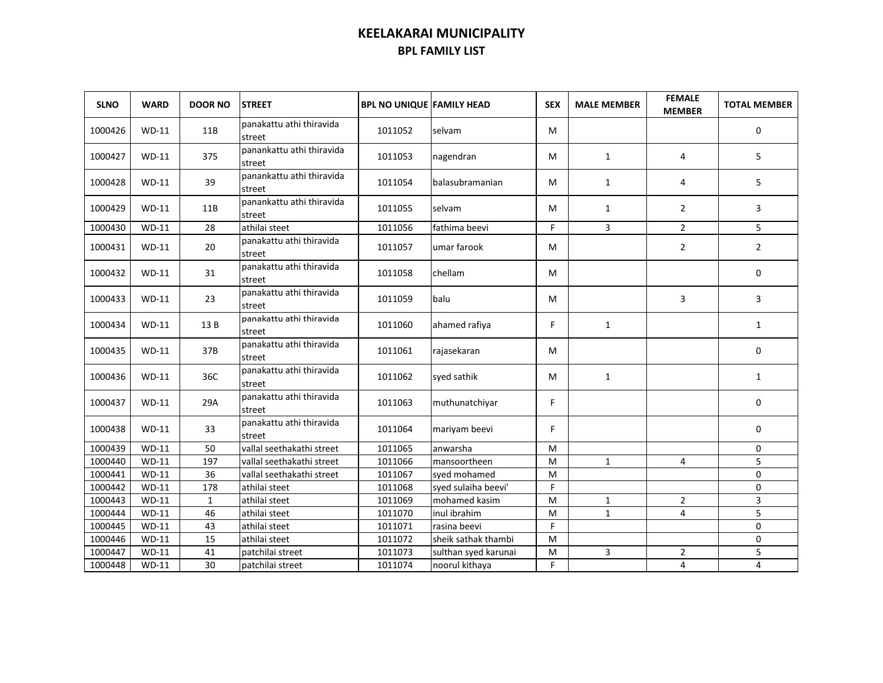# KEELAKARAI MUNICIPALITY

## BPL FAMILY LIST

| SLNO | WARD | DOOR NO | STREET | BPL NO UNIQUE | FAMILY HEAD | SEX | MALE MEMBER | FEMALE MEMBER | TOTAL MEMBER |
|---|---|---|---|---|---|---|---|---|---|
| 1000426 | WD-11 | 11B | panakattu athi thiravida street | 1011052 | selvam | M | | | 0 |
| 1000427 | WD-11 | 375 | panankattu athi thiravida street | 1011053 | nagendran | M | 1 | 4 | 5 |
| 1000428 | WD-11 | 39 | panankattu athi thiravida street | 1011054 | balasubramanian | M | 1 | 4 | 5 |
| 1000429 | WD-11 | 11B | panankattu athi thiravida street | 1011055 | selvam | M | 1 | 2 | 3 |
| 1000430 | WD-11 | 28 | athilai steet | 1011056 | fathima beevi | F | 3 | 2 | 5 |
| 1000431 | WD-11 | 20 | panakattu athi thiravida street | 1011057 | umar farook | M | | 2 | 2 |
| 1000432 | WD-11 | 31 | panakattu athi thiravida street | 1011058 | chellam | M | | | 0 |
| 1000433 | WD-11 | 23 | panakattu athi thiravida street | 1011059 | balu | M | | 3 | 3 |
| 1000434 | WD-11 | 13 B | panakattu athi thiravida street | 1011060 | ahamed rafiya | F | 1 | | 1 |
| 1000435 | WD-11 | 37B | panakattu athi thiravida street | 1011061 | rajasekaran | M | | | 0 |
| 1000436 | WD-11 | 36C | panakattu athi thiravida street | 1011062 | syed sathik | M | 1 | | 1 |
| 1000437 | WD-11 | 29A | panakattu athi thiravida street | 1011063 | muthunatchiyar | F | | | 0 |
| 1000438 | WD-11 | 33 | panakattu athi thiravida street | 1011064 | mariyam beevi | F | | | 0 |
| 1000439 | WD-11 | 50 | vallal seethakathi street | 1011065 | anwarsha | M | | | 0 |
| 1000440 | WD-11 | 197 | vallal seethakathi street | 1011066 | mansoortheen | M | 1 | 4 | 5 |
| 1000441 | WD-11 | 36 | vallal seethakathi street | 1011067 | syed mohamed | M | | | 0 |
| 1000442 | WD-11 | 178 | athilai steet | 1011068 | syed sulaiha beevi' | F | | | 0 |
| 1000443 | WD-11 | 1 | athilai steet | 1011069 | mohamed kasim | M | 1 | 2 | 3 |
| 1000444 | WD-11 | 46 | athilai steet | 1011070 | inul ibrahim | M | 1 | 4 | 5 |
| 1000445 | WD-11 | 43 | athilai steet | 1011071 | rasina beevi | F | | | 0 |
| 1000446 | WD-11 | 15 | athilai steet | 1011072 | sheik sathak thambi | M | | | 0 |
| 1000447 | WD-11 | 41 | patchilai street | 1011073 | sulthan syed karunai | M | 3 | 2 | 5 |
| 1000448 | WD-11 | 30 | patchilai street | 1011074 | noorul kithaya | F | | 4 | 4 |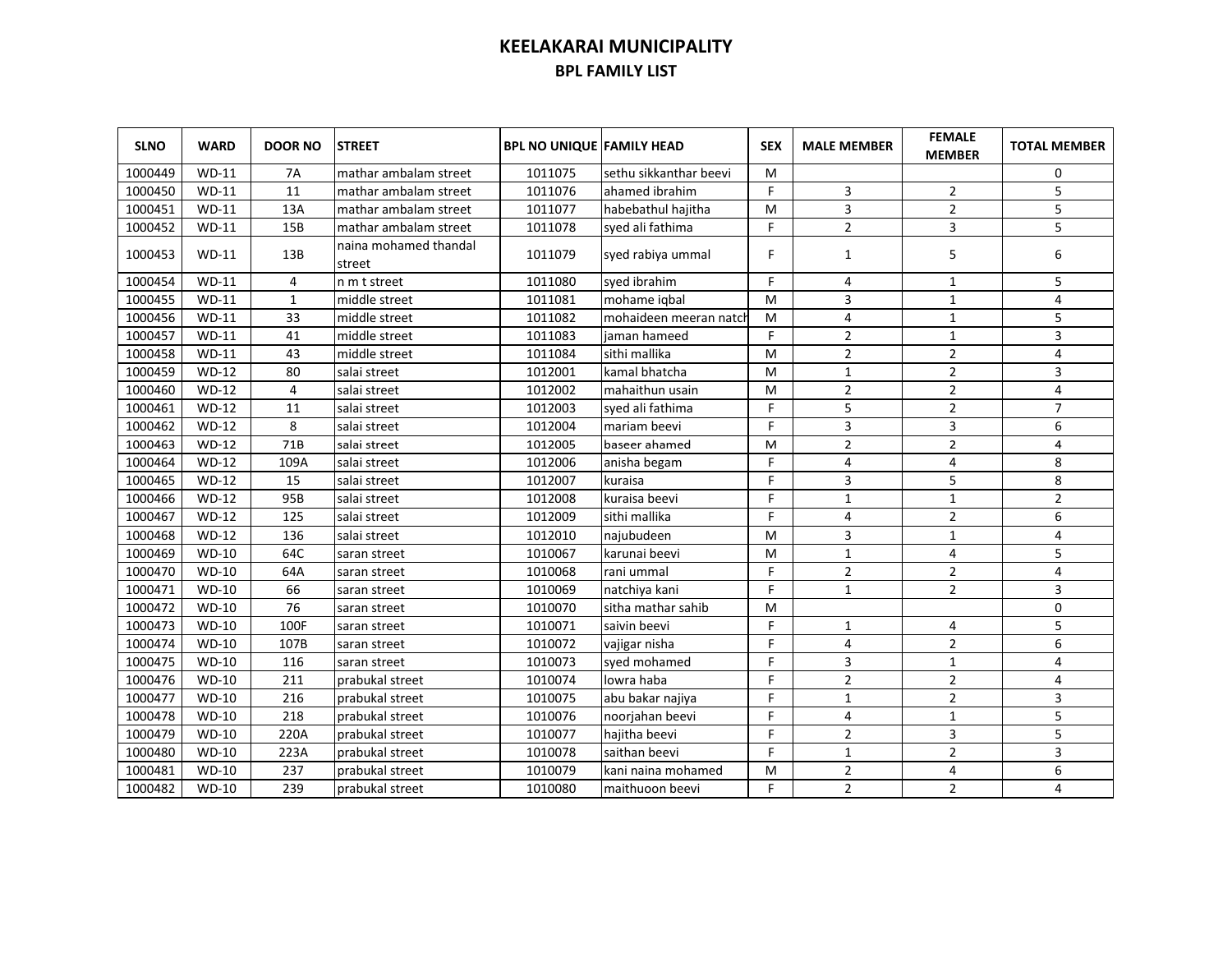# KEELAKARAI MUNICIPALITY

## BPL FAMILY LIST

| SLNO | WARD | DOOR NO | STREET | BPL NO UNIQUE | FAMILY HEAD | SEX | MALE MEMBER | FEMALE MEMBER | TOTAL MEMBER |
|---|---|---|---|---|---|---|---|---|---|
| 1000449 | WD-11 | 7A | mathar ambalam street | 1011075 | sethu sikkanthar beevi | M | | | 0 |
| 1000450 | WD-11 | 11 | mathar ambalam street | 1011076 | ahamed ibrahim | F | 3 | 2 | 5 |
| 1000451 | WD-11 | 13A | mathar ambalam street | 1011077 | habebathul hajitha | M | 3 | 2 | 5 |
| 1000452 | WD-11 | 15B | mathar ambalam street | 1011078 | syed ali fathima | F | 2 | 3 | 5 |
| 1000453 | WD-11 | 13B | naina mohamed thandal street | 1011079 | syed rabiya ummal | F | 1 | 5 | 6 |
| 1000454 | WD-11 | 4 | n m t street | 1011080 | syed ibrahim | F | 4 | 1 | 5 |
| 1000455 | WD-11 | 1 | middle street | 1011081 | mohame iqbal | M | 3 | 1 | 4 |
| 1000456 | WD-11 | 33 | middle street | 1011082 | mohaideen meeran natch | M | 4 | 1 | 5 |
| 1000457 | WD-11 | 41 | middle street | 1011083 | jaman hameed | F | 2 | 1 | 3 |
| 1000458 | WD-11 | 43 | middle street | 1011084 | sithi mallika | M | 2 | 2 | 4 |
| 1000459 | WD-12 | 80 | salai street | 1012001 | kamal bhatcha | M | 1 | 2 | 3 |
| 1000460 | WD-12 | 4 | salai street | 1012002 | mahaithun usain | M | 2 | 2 | 4 |
| 1000461 | WD-12 | 11 | salai street | 1012003 | syed ali fathima | F | 5 | 2 | 7 |
| 1000462 | WD-12 | 8 | salai street | 1012004 | mariam beevi | F | 3 | 3 | 6 |
| 1000463 | WD-12 | 71B | salai street | 1012005 | baseer ahamed | M | 2 | 2 | 4 |
| 1000464 | WD-12 | 109A | salai street | 1012006 | anisha begam | F | 4 | 4 | 8 |
| 1000465 | WD-12 | 15 | salai street | 1012007 | kuraisa | F | 3 | 5 | 8 |
| 1000466 | WD-12 | 95B | salai street | 1012008 | kuraisa beevi | F | 1 | 1 | 2 |
| 1000467 | WD-12 | 125 | salai street | 1012009 | sithi mallika | F | 4 | 2 | 6 |
| 1000468 | WD-12 | 136 | salai street | 1012010 | najubudeen | M | 3 | 1 | 4 |
| 1000469 | WD-10 | 64C | saran street | 1010067 | karunai beevi | M | 1 | 4 | 5 |
| 1000470 | WD-10 | 64A | saran street | 1010068 | rani ummal | F | 2 | 2 | 4 |
| 1000471 | WD-10 | 66 | saran street | 1010069 | natchiya kani | F | 1 | 2 | 3 |
| 1000472 | WD-10 | 76 | saran street | 1010070 | sitha mathar sahib | M | | | 0 |
| 1000473 | WD-10 | 100F | saran street | 1010071 | saivin beevi | F | 1 | 4 | 5 |
| 1000474 | WD-10 | 107B | saran street | 1010072 | vajigar nisha | F | 4 | 2 | 6 |
| 1000475 | WD-10 | 116 | saran street | 1010073 | syed mohamed | F | 3 | 1 | 4 |
| 1000476 | WD-10 | 211 | prabukal street | 1010074 | lowra haba | F | 2 | 2 | 4 |
| 1000477 | WD-10 | 216 | prabukal street | 1010075 | abu bakar najiya | F | 1 | 2 | 3 |
| 1000478 | WD-10 | 218 | prabukal street | 1010076 | noorjahan beevi | F | 4 | 1 | 5 |
| 1000479 | WD-10 | 220A | prabukal street | 1010077 | hajitha beevi | F | 2 | 3 | 5 |
| 1000480 | WD-10 | 223A | prabukal street | 1010078 | saithan beevi | F | 1 | 2 | 3 |
| 1000481 | WD-10 | 237 | prabukal street | 1010079 | kani naina mohamed | M | 2 | 4 | 6 |
| 1000482 | WD-10 | 239 | prabukal street | 1010080 | maithuoon beevi | F | 2 | 2 | 4 |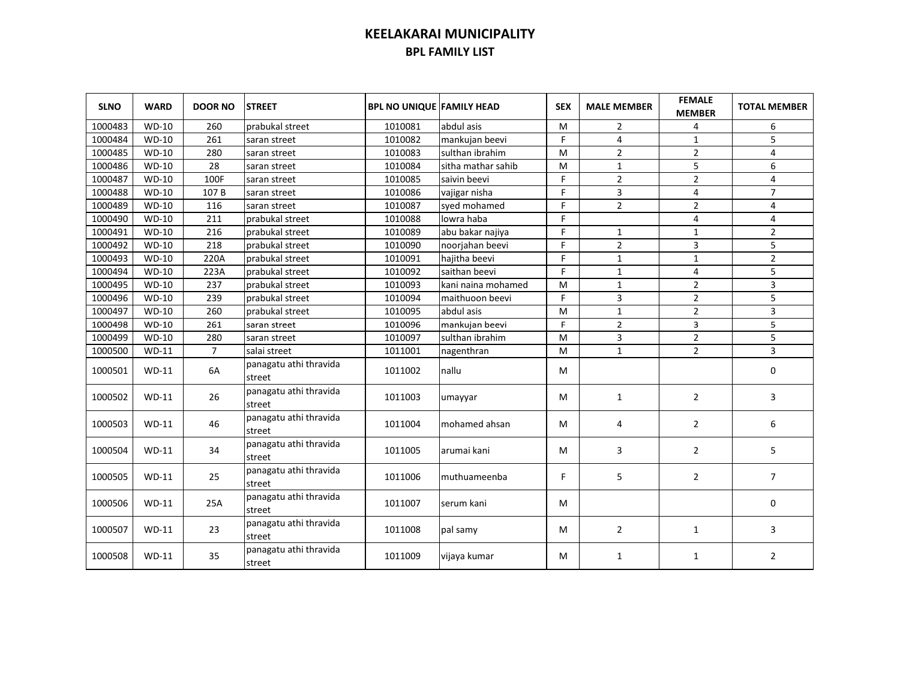# KEELAKARAI MUNICIPALITY

## BPL FAMILY LIST

| SLNO | WARD | DOOR NO | STREET | BPL NO UNIQUE | FAMILY HEAD | SEX | MALE MEMBER | FEMALE MEMBER | TOTAL MEMBER |
|---|---|---|---|---|---|---|---|---|---|
| 1000483 | WD-10 | 260 | prabukal street | 1010081 | abdul asis | M | 2 | 4 | 6 |
| 1000484 | WD-10 | 261 | saran street | 1010082 | mankujan beevi | F | 4 | 1 | 5 |
| 1000485 | WD-10 | 280 | saran street | 1010083 | sulthan ibrahim | M | 2 | 2 | 4 |
| 1000486 | WD-10 | 28 | saran street | 1010084 | sitha mathar sahib | M | 1 | 5 | 6 |
| 1000487 | WD-10 | 100F | saran street | 1010085 | saivin beevi | F | 2 | 2 | 4 |
| 1000488 | WD-10 | 107 B | saran street | 1010086 | vajigar nisha | F | 3 | 4 | 7 |
| 1000489 | WD-10 | 116 | saran street | 1010087 | syed mohamed | F | 2 | 2 | 4 |
| 1000490 | WD-10 | 211 | prabukal street | 1010088 | lowra haba | F | | 4 | 4 |
| 1000491 | WD-10 | 216 | prabukal street | 1010089 | abu bakar najiya | F | 1 | 1 | 2 |
| 1000492 | WD-10 | 218 | prabukal street | 1010090 | noorjahan beevi | F | 2 | 3 | 5 |
| 1000493 | WD-10 | 220A | prabukal street | 1010091 | hajitha beevi | F | 1 | 1 | 2 |
| 1000494 | WD-10 | 223A | prabukal street | 1010092 | saithan beevi | F | 1 | 4 | 5 |
| 1000495 | WD-10 | 237 | prabukal street | 1010093 | kani naina mohamed | M | 1 | 2 | 3 |
| 1000496 | WD-10 | 239 | prabukal street | 1010094 | maithuoon beevi | F | 3 | 2 | 5 |
| 1000497 | WD-10 | 260 | prabukal street | 1010095 | abdul asis | M | 1 | 2 | 3 |
| 1000498 | WD-10 | 261 | saran street | 1010096 | mankujan beevi | F | 2 | 3 | 5 |
| 1000499 | WD-10 | 280 | saran street | 1010097 | sulthan ibrahim | M | 3 | 2 | 5 |
| 1000500 | WD-11 | 7 | salai street | 1011001 | nagenthran | M | 1 | 2 | 3 |
| 1000501 | WD-11 | 6A | panagatu athi thravida street | 1011002 | nallu | M | | | 0 |
| 1000502 | WD-11 | 26 | panagatu athi thravida street | 1011003 | umayyar | M | 1 | 2 | 3 |
| 1000503 | WD-11 | 46 | panagatu athi thravida street | 1011004 | mohamed ahsan | M | 4 | 2 | 6 |
| 1000504 | WD-11 | 34 | panagatu athi thravida street | 1011005 | arumai kani | M | 3 | 2 | 5 |
| 1000505 | WD-11 | 25 | panagatu athi thravida street | 1011006 | muthuameenba | F | 5 | 2 | 7 |
| 1000506 | WD-11 | 25A | panagatu athi thravida street | 1011007 | serum kani | M | | | 0 |
| 1000507 | WD-11 | 23 | panagatu athi thravida street | 1011008 | pal samy | M | 2 | 1 | 3 |
| 1000508 | WD-11 | 35 | panagatu athi thravida street | 1011009 | vijaya kumar | M | 1 | 1 | 2 |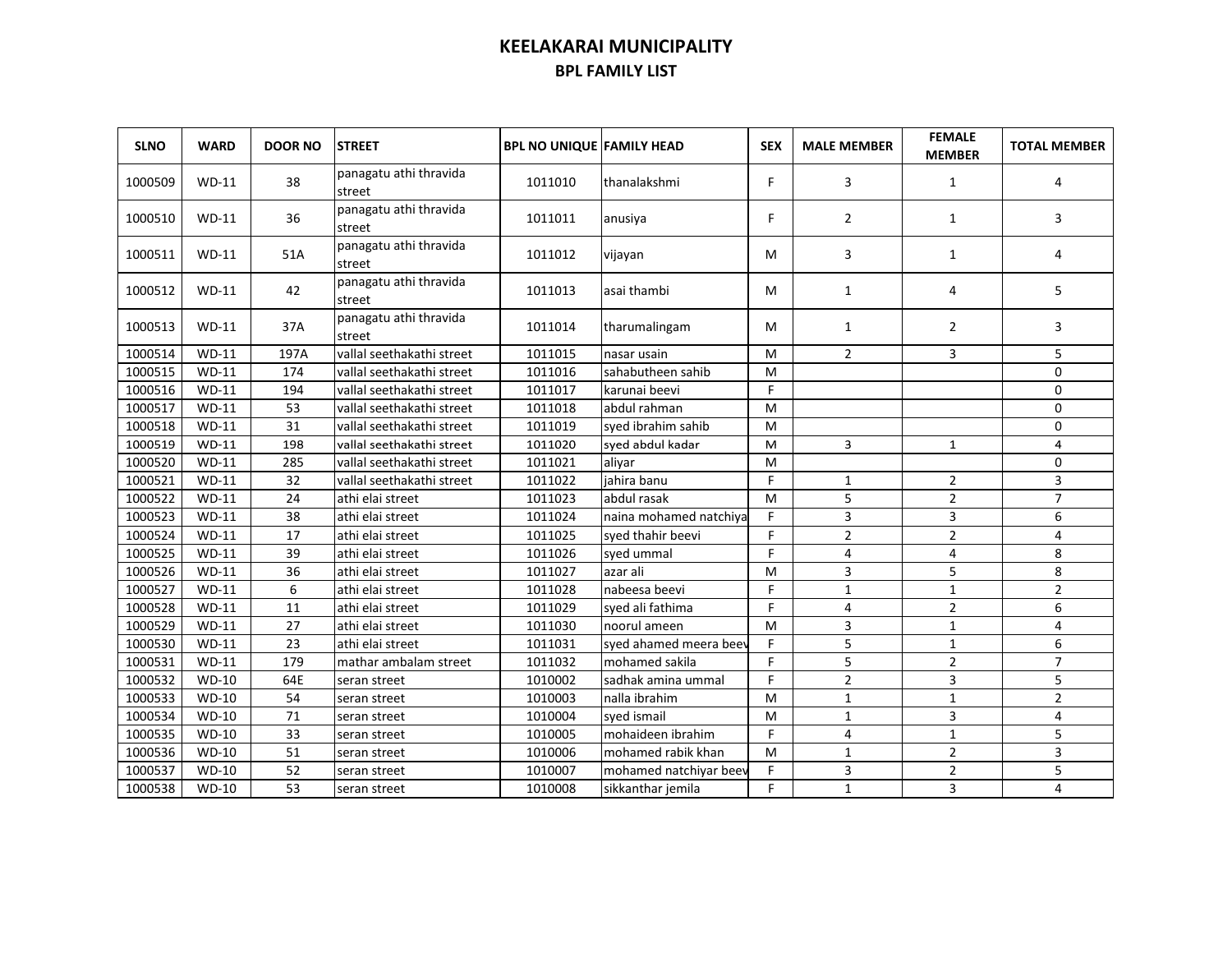# KEELAKARAI MUNICIPALITY

## BPL FAMILY LIST

| SLNO | WARD | DOOR NO | STREET | BPL NO UNIQUE | FAMILY HEAD | SEX | MALE MEMBER | FEMALE MEMBER | TOTAL MEMBER |
|---|---|---|---|---|---|---|---|---|---|
| 1000509 | WD-11 | 38 | panagatu athi thravida street | 1011010 | thanalakshmi | F | 3 | 1 | 4 |
| 1000510 | WD-11 | 36 | panagatu athi thravida street | 1011011 | anusiya | F | 2 | 1 | 3 |
| 1000511 | WD-11 | 51A | panagatu athi thravida street | 1011012 | vijayan | M | 3 | 1 | 4 |
| 1000512 | WD-11 | 42 | panagatu athi thravida street | 1011013 | asai thambi | M | 1 | 4 | 5 |
| 1000513 | WD-11 | 37A | panagatu athi thravida street | 1011014 | tharumalingam | M | 1 | 2 | 3 |
| 1000514 | WD-11 | 197A | vallal seethakathi street | 1011015 | nasar usain | M | 2 | 3 | 5 |
| 1000515 | WD-11 | 174 | vallal seethakathi street | 1011016 | sahabutheen sahib | M | | | 0 |
| 1000516 | WD-11 | 194 | vallal seethakathi street | 1011017 | karunai beevi | F | | | 0 |
| 1000517 | WD-11 | 53 | vallal seethakathi street | 1011018 | abdul rahman | M | | | 0 |
| 1000518 | WD-11 | 31 | vallal seethakathi street | 1011019 | syed ibrahim sahib | M | | | 0 |
| 1000519 | WD-11 | 198 | vallal seethakathi street | 1011020 | syed abdul kadar | M | 3 | 1 | 4 |
| 1000520 | WD-11 | 285 | vallal seethakathi street | 1011021 | aliyar | M | | | 0 |
| 1000521 | WD-11 | 32 | vallal seethakathi street | 1011022 | jahira banu | F | 1 | 2 | 3 |
| 1000522 | WD-11 | 24 | athi elai street | 1011023 | abdul rasak | M | 5 | 2 | 7 |
| 1000523 | WD-11 | 38 | athi elai street | 1011024 | naina mohamed natchiya | F | 3 | 3 | 6 |
| 1000524 | WD-11 | 17 | athi elai street | 1011025 | syed thahir beevi | F | 2 | 2 | 4 |
| 1000525 | WD-11 | 39 | athi elai street | 1011026 | syed ummal | F | 4 | 4 | 8 |
| 1000526 | WD-11 | 36 | athi elai street | 1011027 | azar ali | M | 3 | 5 | 8 |
| 1000527 | WD-11 | 6 | athi elai street | 1011028 | nabeesa beevi | F | 1 | 1 | 2 |
| 1000528 | WD-11 | 11 | athi elai street | 1011029 | syed ali fathima | F | 4 | 2 | 6 |
| 1000529 | WD-11 | 27 | athi elai street | 1011030 | noorul ameen | M | 3 | 1 | 4 |
| 1000530 | WD-11 | 23 | athi elai street | 1011031 | syed ahamed meera beev | F | 5 | 1 | 6 |
| 1000531 | WD-11 | 179 | mathar ambalam street | 1011032 | mohamed sakila | F | 5 | 2 | 7 |
| 1000532 | WD-10 | 64E | seran street | 1010002 | sadhak amina ummal | F | 2 | 3 | 5 |
| 1000533 | WD-10 | 54 | seran street | 1010003 | nalla ibrahim | M | 1 | 1 | 2 |
| 1000534 | WD-10 | 71 | seran street | 1010004 | syed ismail | M | 1 | 3 | 4 |
| 1000535 | WD-10 | 33 | seran street | 1010005 | mohaideen ibrahim | F | 4 | 1 | 5 |
| 1000536 | WD-10 | 51 | seran street | 1010006 | mohamed rabik khan | M | 1 | 2 | 3 |
| 1000537 | WD-10 | 52 | seran street | 1010007 | mohamed natchiyar beev | F | 3 | 2 | 5 |
| 1000538 | WD-10 | 53 | seran street | 1010008 | sikkanthar jemila | F | 1 | 3 | 4 |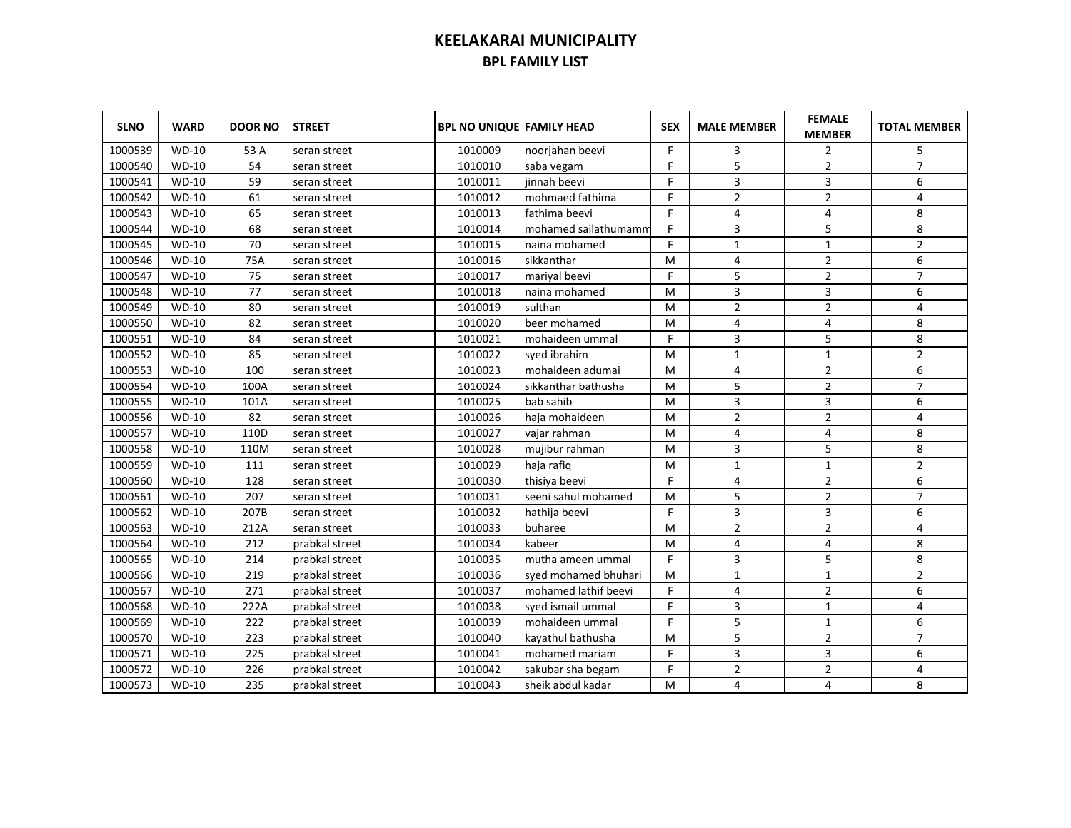# KEELAKARAI MUNICIPALITY

## BPL FAMILY LIST

| SLNO | WARD | DOOR NO | STREET | BPL NO UNIQUE | FAMILY HEAD | SEX | MALE MEMBER | FEMALE MEMBER | TOTAL MEMBER |
|---|---|---|---|---|---|---|---|---|---|
| 1000539 | WD-10 | 53 A | seran street | 1010009 | noorjahan beevi | F | 3 | 2 | 5 |
| 1000540 | WD-10 | 54 | seran street | 1010010 | saba vegam | F | 5 | 2 | 7 |
| 1000541 | WD-10 | 59 | seran street | 1010011 | jinnah beevi | F | 3 | 3 | 6 |
| 1000542 | WD-10 | 61 | seran street | 1010012 | mohmaed fathima | F | 2 | 2 | 4 |
| 1000543 | WD-10 | 65 | seran street | 1010013 | fathima beevi | F | 4 | 4 | 8 |
| 1000544 | WD-10 | 68 | seran street | 1010014 | mohamed sailathumamm | F | 3 | 5 | 8 |
| 1000545 | WD-10 | 70 | seran street | 1010015 | naina mohamed | F | 1 | 1 | 2 |
| 1000546 | WD-10 | 75A | seran street | 1010016 | sikkanthar | M | 4 | 2 | 6 |
| 1000547 | WD-10 | 75 | seran street | 1010017 | mariyal beevi | F | 5 | 2 | 7 |
| 1000548 | WD-10 | 77 | seran street | 1010018 | naina mohamed | M | 3 | 3 | 6 |
| 1000549 | WD-10 | 80 | seran street | 1010019 | sulthan | M | 2 | 2 | 4 |
| 1000550 | WD-10 | 82 | seran street | 1010020 | beer mohamed | M | 4 | 4 | 8 |
| 1000551 | WD-10 | 84 | seran street | 1010021 | mohaideen ummal | F | 3 | 5 | 8 |
| 1000552 | WD-10 | 85 | seran street | 1010022 | syed ibrahim | M | 1 | 1 | 2 |
| 1000553 | WD-10 | 100 | seran street | 1010023 | mohaideen adumai | M | 4 | 2 | 6 |
| 1000554 | WD-10 | 100A | seran street | 1010024 | sikkanthar bathusha | M | 5 | 2 | 7 |
| 1000555 | WD-10 | 101A | seran street | 1010025 | bab sahib | M | 3 | 3 | 6 |
| 1000556 | WD-10 | 82 | seran street | 1010026 | haja mohaideen | M | 2 | 2 | 4 |
| 1000557 | WD-10 | 110D | seran street | 1010027 | vajar rahman | M | 4 | 4 | 8 |
| 1000558 | WD-10 | 110M | seran street | 1010028 | mujibur rahman | M | 3 | 5 | 8 |
| 1000559 | WD-10 | 111 | seran street | 1010029 | haja rafiq | M | 1 | 1 | 2 |
| 1000560 | WD-10 | 128 | seran street | 1010030 | thisiya beevi | F | 4 | 2 | 6 |
| 1000561 | WD-10 | 207 | seran street | 1010031 | seeni sahul mohamed | M | 5 | 2 | 7 |
| 1000562 | WD-10 | 207B | seran street | 1010032 | hathija beevi | F | 3 | 3 | 6 |
| 1000563 | WD-10 | 212A | seran street | 1010033 | buharee | M | 2 | 2 | 4 |
| 1000564 | WD-10 | 212 | prabkal street | 1010034 | kabeer | M | 4 | 4 | 8 |
| 1000565 | WD-10 | 214 | prabkal street | 1010035 | mutha ameen ummal | F | 3 | 5 | 8 |
| 1000566 | WD-10 | 219 | prabkal street | 1010036 | syed mohamed bhuhari | M | 1 | 1 | 2 |
| 1000567 | WD-10 | 271 | prabkal street | 1010037 | mohamed lathif beevi | F | 4 | 2 | 6 |
| 1000568 | WD-10 | 222A | prabkal street | 1010038 | syed ismail ummal | F | 3 | 1 | 4 |
| 1000569 | WD-10 | 222 | prabkal street | 1010039 | mohaideen ummal | F | 5 | 1 | 6 |
| 1000570 | WD-10 | 223 | prabkal street | 1010040 | kayathul bathusha | M | 5 | 2 | 7 |
| 1000571 | WD-10 | 225 | prabkal street | 1010041 | mohamed mariam | F | 3 | 3 | 6 |
| 1000572 | WD-10 | 226 | prabkal street | 1010042 | sakubar sha begam | F | 2 | 2 | 4 |
| 1000573 | WD-10 | 235 | prabkal street | 1010043 | sheik abdul kadar | M | 4 | 4 | 8 |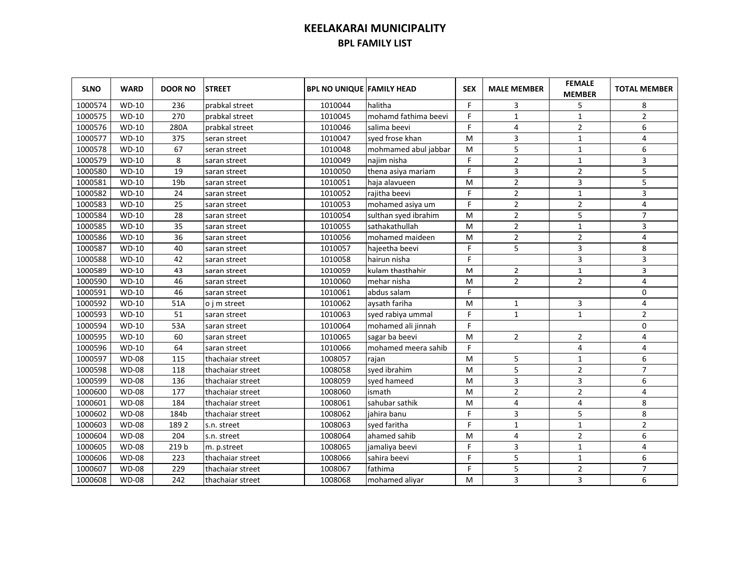# KEELAKARAI MUNICIPALITY

## BPL FAMILY LIST

| SLNO | WARD | DOOR NO | STREET | BPL NO UNIQUE | FAMILY HEAD | SEX | MALE MEMBER | FEMALE MEMBER | TOTAL MEMBER |
|---|---|---|---|---|---|---|---|---|---|
| 1000574 | WD-10 | 236 | prabkal street | 1010044 | halitha | F | 3 | 5 | 8 |
| 1000575 | WD-10 | 270 | prabkal street | 1010045 | mohamd fathima beevi | F | 1 | 1 | 2 |
| 1000576 | WD-10 | 280A | prabkal street | 1010046 | salima beevi | F | 4 | 2 | 6 |
| 1000577 | WD-10 | 375 | seran street | 1010047 | syed frose khan | M | 3 | 1 | 4 |
| 1000578 | WD-10 | 67 | seran street | 1010048 | mohmamed abul jabbar | M | 5 | 1 | 6 |
| 1000579 | WD-10 | 8 | saran street | 1010049 | najim nisha | F | 2 | 1 | 3 |
| 1000580 | WD-10 | 19 | saran street | 1010050 | thena asiya mariam | F | 3 | 2 | 5 |
| 1000581 | WD-10 | 19b | saran street | 1010051 | haja alavueen | M | 2 | 3 | 5 |
| 1000582 | WD-10 | 24 | saran street | 1010052 | rajitha beevi | F | 2 | 1 | 3 |
| 1000583 | WD-10 | 25 | saran street | 1010053 | mohamed asiya um | F | 2 | 2 | 4 |
| 1000584 | WD-10 | 28 | saran street | 1010054 | sulthan syed ibrahim | M | 2 | 5 | 7 |
| 1000585 | WD-10 | 35 | saran street | 1010055 | sathakathullah | M | 2 | 1 | 3 |
| 1000586 | WD-10 | 36 | saran street | 1010056 | mohamed maideen | M | 2 | 2 | 4 |
| 1000587 | WD-10 | 40 | saran street | 1010057 | hajeetha beevi | F | 5 | 3 | 8 |
| 1000588 | WD-10 | 42 | saran street | 1010058 | hairun nisha | F | | 3 | 3 |
| 1000589 | WD-10 | 43 | saran street | 1010059 | kulam thasthahir | M | 2 | 1 | 3 |
| 1000590 | WD-10 | 46 | saran street | 1010060 | mehar nisha | M | 2 | 2 | 4 |
| 1000591 | WD-10 | 46 | saran street | 1010061 | abdus salam | F | | | 0 |
| 1000592 | WD-10 | 51A | o j m street | 1010062 | aysath fariha | M | 1 | 3 | 4 |
| 1000593 | WD-10 | 51 | saran street | 1010063 | syed rabiya ummal | F | 1 | 1 | 2 |
| 1000594 | WD-10 | 53A | saran street | 1010064 | mohamed ali jinnah | F | | | 0 |
| 1000595 | WD-10 | 60 | saran street | 1010065 | sagar ba beevi | M | 2 | 2 | 4 |
| 1000596 | WD-10 | 64 | saran street | 1010066 | mohamed meera sahib | F | | 4 | 4 |
| 1000597 | WD-08 | 115 | thachaiar street | 1008057 | rajan | M | 5 | 1 | 6 |
| 1000598 | WD-08 | 118 | thachaiar street | 1008058 | syed ibrahim | M | 5 | 2 | 7 |
| 1000599 | WD-08 | 136 | thachaiar street | 1008059 | syed hameed | M | 3 | 3 | 6 |
| 1000600 | WD-08 | 177 | thachaiar street | 1008060 | ismath | M | 2 | 2 | 4 |
| 1000601 | WD-08 | 184 | thachaiar street | 1008061 | sahubar sathik | M | 4 | 4 | 8 |
| 1000602 | WD-08 | 184b | thachaiar street | 1008062 | jahira banu | F | 3 | 5 | 8 |
| 1000603 | WD-08 | 189 2 | s.n. street | 1008063 | syed faritha | F | 1 | 1 | 2 |
| 1000604 | WD-08 | 204 | s.n. street | 1008064 | ahamed sahib | M | 4 | 2 | 6 |
| 1000605 | WD-08 | 219 b | m. p.street | 1008065 | jamaliya beevi | F | 3 | 1 | 4 |
| 1000606 | WD-08 | 223 | thachaiar street | 1008066 | sahira beevi | F | 5 | 1 | 6 |
| 1000607 | WD-08 | 229 | thachaiar street | 1008067 | fathima | F | 5 | 2 | 7 |
| 1000608 | WD-08 | 242 | thachaiar street | 1008068 | mohamed aliyar | M | 3 | 3 | 6 |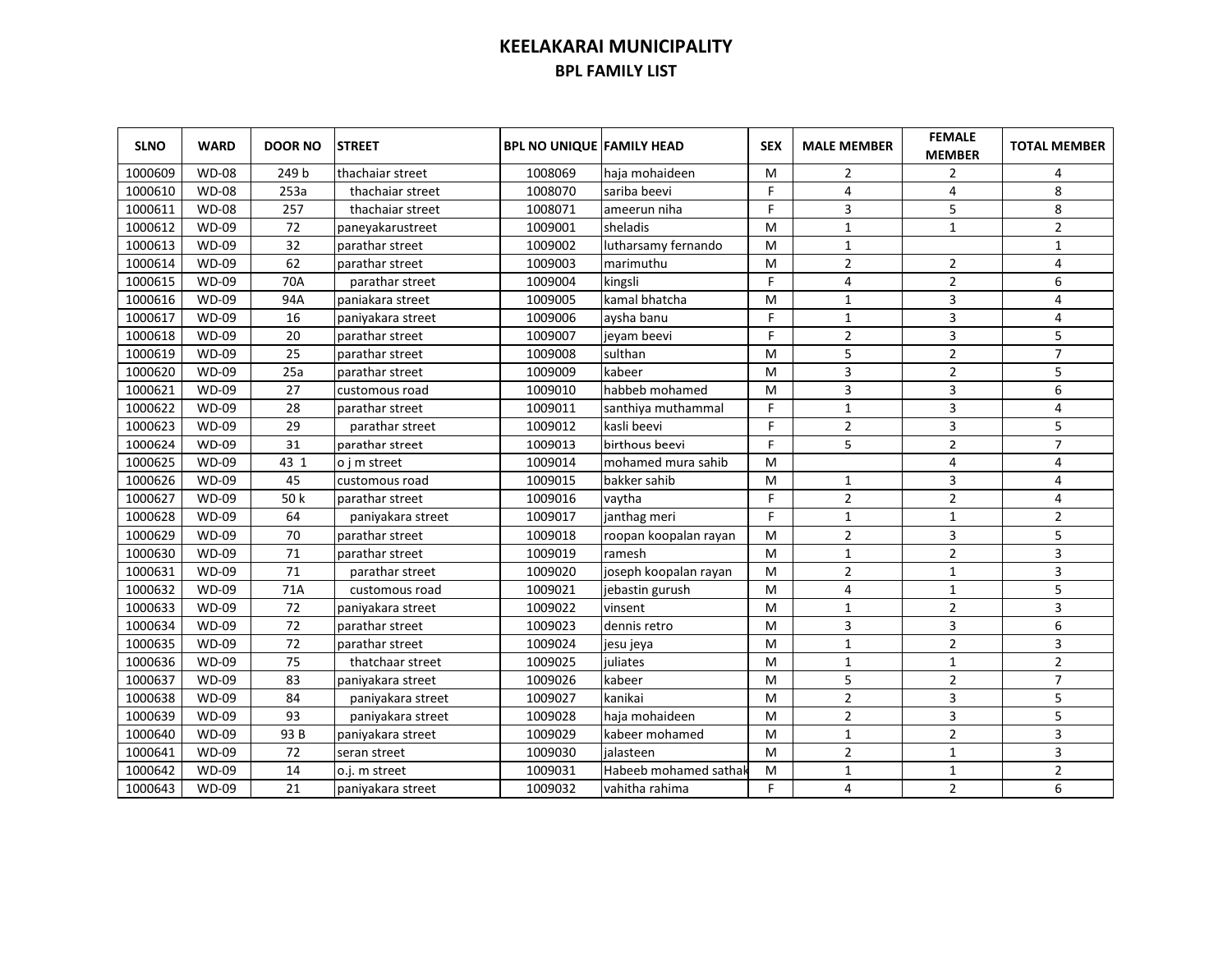# KEELAKARAI MUNICIPALITY

## BPL FAMILY LIST

| SLNO | WARD | DOOR NO | STREET | BPL NO UNIQUE | FAMILY HEAD | SEX | MALE MEMBER | FEMALE MEMBER | TOTAL MEMBER |
|---|---|---|---|---|---|---|---|---|---|
| 1000609 | WD-08 | 249 b | thachaiar street | 1008069 | haja mohaideen | M | 2 | 2 | 4 |
| 1000610 | WD-08 | 253a | thachaiar street | 1008070 | sariba beevi | F | 4 | 4 | 8 |
| 1000611 | WD-08 | 257 | thachaiar street | 1008071 | ameerun niha | F | 3 | 5 | 8 |
| 1000612 | WD-09 | 72 | paneyakarustreet | 1009001 | sheladis | M | 1 | 1 | 2 |
| 1000613 | WD-09 | 32 | parathar street | 1009002 | lutharsamy fernando | M | 1 | | 1 |
| 1000614 | WD-09 | 62 | parathar street | 1009003 | marimuthu | M | 2 | 2 | 4 |
| 1000615 | WD-09 | 70A | parathar street | 1009004 | kingsli | F | 4 | 2 | 6 |
| 1000616 | WD-09 | 94A | paniakara street | 1009005 | kamal bhatcha | M | 1 | 3 | 4 |
| 1000617 | WD-09 | 16 | paniyakara street | 1009006 | aysha banu | F | 1 | 3 | 4 |
| 1000618 | WD-09 | 20 | parathar street | 1009007 | jeyam beevi | F | 2 | 3 | 5 |
| 1000619 | WD-09 | 25 | parathar street | 1009008 | sulthan | M | 5 | 2 | 7 |
| 1000620 | WD-09 | 25a | parathar street | 1009009 | kabeer | M | 3 | 2 | 5 |
| 1000621 | WD-09 | 27 | customous road | 1009010 | habbeb mohamed | M | 3 | 3 | 6 |
| 1000622 | WD-09 | 28 | parathar street | 1009011 | santhiya muthammal | F | 1 | 3 | 4 |
| 1000623 | WD-09 | 29 | parathar street | 1009012 | kasli beevi | F | 2 | 3 | 5 |
| 1000624 | WD-09 | 31 | parathar street | 1009013 | birthous beevi | F | 5 | 2 | 7 |
| 1000625 | WD-09 | 43 1 | o j m street | 1009014 | mohamed mura sahib | M | | 4 | 4 |
| 1000626 | WD-09 | 45 | customous road | 1009015 | bakker sahib | M | 1 | 3 | 4 |
| 1000627 | WD-09 | 50 k | parathar street | 1009016 | vaytha | F | 2 | 2 | 4 |
| 1000628 | WD-09 | 64 | paniyakara street | 1009017 | janthag meri | F | 1 | 1 | 2 |
| 1000629 | WD-09 | 70 | parathar street | 1009018 | roopan koopalan rayan | M | 2 | 3 | 5 |
| 1000630 | WD-09 | 71 | parathar street | 1009019 | ramesh | M | 1 | 2 | 3 |
| 1000631 | WD-09 | 71 | parathar street | 1009020 | joseph koopalan rayan | M | 2 | 1 | 3 |
| 1000632 | WD-09 | 71A | customous road | 1009021 | jebastin gurush | M | 4 | 1 | 5 |
| 1000633 | WD-09 | 72 | paniyakara street | 1009022 | vinsent | M | 1 | 2 | 3 |
| 1000634 | WD-09 | 72 | parathar street | 1009023 | dennis retro | M | 3 | 3 | 6 |
| 1000635 | WD-09 | 72 | parathar street | 1009024 | jesu jeya | M | 1 | 2 | 3 |
| 1000636 | WD-09 | 75 | thatchaar street | 1009025 | juliates | M | 1 | 1 | 2 |
| 1000637 | WD-09 | 83 | paniyakara street | 1009026 | kabeer | M | 5 | 2 | 7 |
| 1000638 | WD-09 | 84 | paniyakara street | 1009027 | kanikai | M | 2 | 3 | 5 |
| 1000639 | WD-09 | 93 | paniyakara street | 1009028 | haja mohaideen | M | 2 | 3 | 5 |
| 1000640 | WD-09 | 93 B | paniyakara street | 1009029 | kabeer mohamed | M | 1 | 2 | 3 |
| 1000641 | WD-09 | 72 | seran street | 1009030 | jalasteen | M | 2 | 1 | 3 |
| 1000642 | WD-09 | 14 | o.j. m street | 1009031 | Habeeb mohamed sathak | M | 1 | 1 | 2 |
| 1000643 | WD-09 | 21 | paniyakara street | 1009032 | vahitha rahima | F | 4 | 2 | 6 |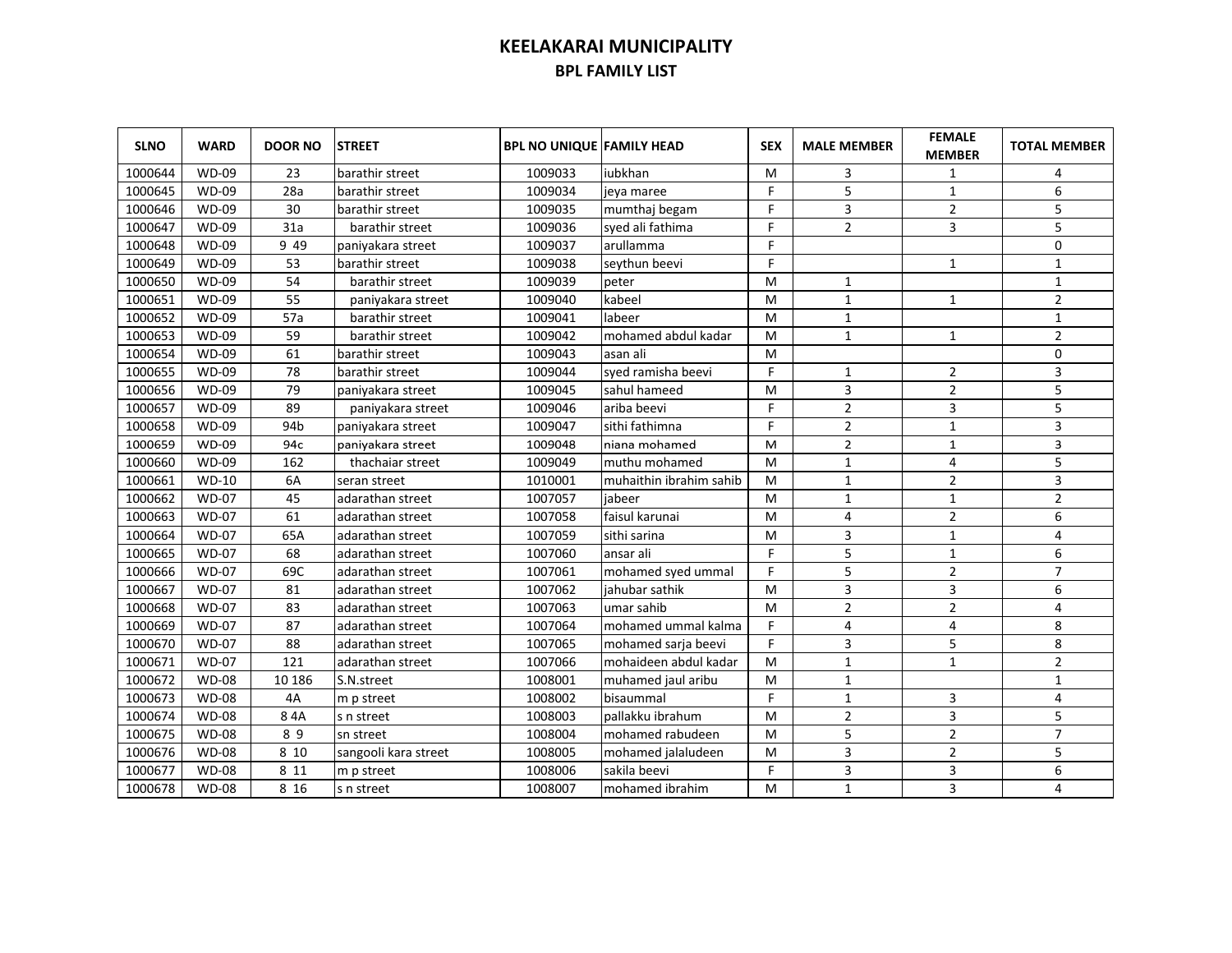# KEELAKARAI MUNICIPALITY

## BPL FAMILY LIST

| SLNO | WARD | DOOR NO | STREET | BPL NO UNIQUE | FAMILY HEAD | SEX | MALE MEMBER | FEMALE MEMBER | TOTAL MEMBER |
|---|---|---|---|---|---|---|---|---|---|
| 1000644 | WD-09 | 23 | barathir street | 1009033 | iubkhan | M | 3 | 1 | 4 |
| 1000645 | WD-09 | 28a | barathir street | 1009034 | jeya maree | F | 5 | 1 | 6 |
| 1000646 | WD-09 | 30 | barathir street | 1009035 | mumthaj begam | F | 3 | 2 | 5 |
| 1000647 | WD-09 | 31a | barathir street | 1009036 | syed ali fathima | F | 2 | 3 | 5 |
| 1000648 | WD-09 | 9 49 | paniyakara street | 1009037 | arullamma | F | | | 0 |
| 1000649 | WD-09 | 53 | barathir street | 1009038 | seythun beevi | F | | 1 | 1 |
| 1000650 | WD-09 | 54 | barathir street | 1009039 | peter | M | 1 | | 1 |
| 1000651 | WD-09 | 55 | paniyakara street | 1009040 | kabeel | M | 1 | 1 | 2 |
| 1000652 | WD-09 | 57a | barathir street | 1009041 | labeer | M | 1 | | 1 |
| 1000653 | WD-09 | 59 | barathir street | 1009042 | mohamed abdul kadar | M | 1 | 1 | 2 |
| 1000654 | WD-09 | 61 | barathir street | 1009043 | asan ali | M | | | 0 |
| 1000655 | WD-09 | 78 | barathir street | 1009044 | syed ramisha beevi | F | 1 | 2 | 3 |
| 1000656 | WD-09 | 79 | paniyakara street | 1009045 | sahul hameed | M | 3 | 2 | 5 |
| 1000657 | WD-09 | 89 | paniyakara street | 1009046 | ariba beevi | F | 2 | 3 | 5 |
| 1000658 | WD-09 | 94b | paniyakara street | 1009047 | sithi fathimna | F | 2 | 1 | 3 |
| 1000659 | WD-09 | 94c | paniyakara street | 1009048 | niana mohamed | M | 2 | 1 | 3 |
| 1000660 | WD-09 | 162 | thachaiar street | 1009049 | muthu mohamed | M | 1 | 4 | 5 |
| 1000661 | WD-10 | 6A | seran street | 1010001 | muhaithin ibrahim sahib | M | 1 | 2 | 3 |
| 1000662 | WD-07 | 45 | adarathan street | 1007057 | jabeer | M | 1 | 1 | 2 |
| 1000663 | WD-07 | 61 | adarathan street | 1007058 | faisul karunai | M | 4 | 2 | 6 |
| 1000664 | WD-07 | 65A | adarathan street | 1007059 | sithi sarina | M | 3 | 1 | 4 |
| 1000665 | WD-07 | 68 | adarathan street | 1007060 | ansar ali | F | 5 | 1 | 6 |
| 1000666 | WD-07 | 69C | adarathan street | 1007061 | mohamed syed ummal | F | 5 | 2 | 7 |
| 1000667 | WD-07 | 81 | adarathan street | 1007062 | jahubar sathik | M | 3 | 3 | 6 |
| 1000668 | WD-07 | 83 | adarathan street | 1007063 | umar sahib | M | 2 | 2 | 4 |
| 1000669 | WD-07 | 87 | adarathan street | 1007064 | mohamed ummal kalma | F | 4 | 4 | 8 |
| 1000670 | WD-07 | 88 | adarathan street | 1007065 | mohamed sarja beevi | F | 3 | 5 | 8 |
| 1000671 | WD-07 | 121 | adarathan street | 1007066 | mohaideen abdul kadar | M | 1 | 1 | 2 |
| 1000672 | WD-08 | 10 186 | S.N.street | 1008001 | muhamed jaul aribu | M | 1 | | 1 |
| 1000673 | WD-08 | 4A | m p street | 1008002 | bisaummal | F | 1 | 3 | 4 |
| 1000674 | WD-08 | 8 4A | s n street | 1008003 | pallakku ibrahum | M | 2 | 3 | 5 |
| 1000675 | WD-08 | 8 9 | sn street | 1008004 | mohamed rabudeen | M | 5 | 2 | 7 |
| 1000676 | WD-08 | 8 10 | sangooli kara street | 1008005 | mohamed jalaludeen | M | 3 | 2 | 5 |
| 1000677 | WD-08 | 8 11 | m p street | 1008006 | sakila beevi | F | 3 | 3 | 6 |
| 1000678 | WD-08 | 8 16 | s n street | 1008007 | mohamed ibrahim | M | 1 | 3 | 4 |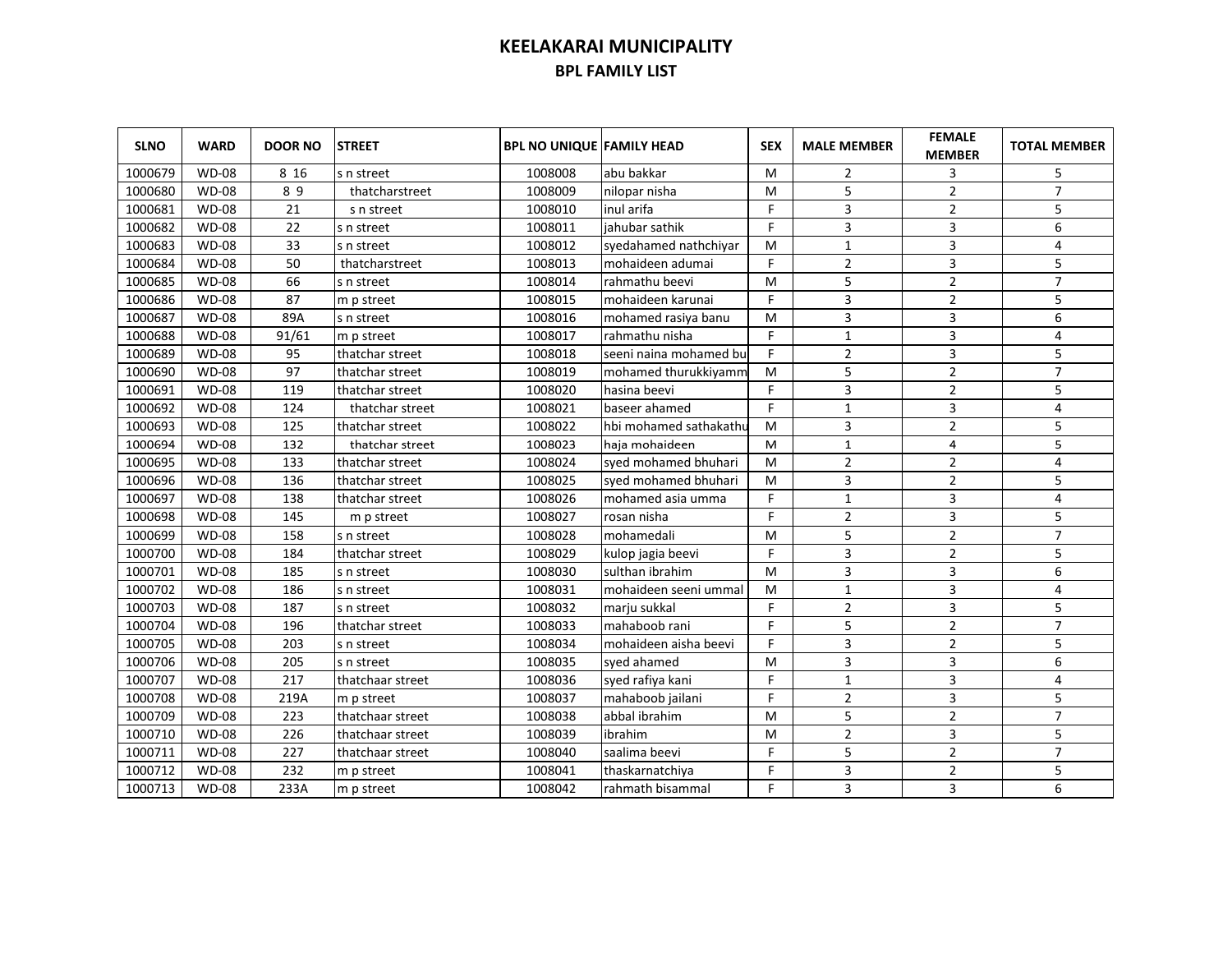# KEELAKARAI MUNICIPALITY

## BPL FAMILY LIST

| SLNO | WARD | DOOR NO | STREET | BPL NO UNIQUE | FAMILY HEAD | SEX | MALE MEMBER | FEMALE MEMBER | TOTAL MEMBER |
|---|---|---|---|---|---|---|---|---|---|
| 1000679 | WD-08 | 8 16 | s n street | 1008008 | abu bakkar | M | 2 | 3 | 5 |
| 1000680 | WD-08 | 8 9 | thatcharstreet | 1008009 | nilopar nisha | M | 5 | 2 | 7 |
| 1000681 | WD-08 | 21 | s n street | 1008010 | inul arifa | F | 3 | 2 | 5 |
| 1000682 | WD-08 | 22 | s n street | 1008011 | jahubar sathik | F | 3 | 3 | 6 |
| 1000683 | WD-08 | 33 | s n street | 1008012 | syedahamed nathchiyar | M | 1 | 3 | 4 |
| 1000684 | WD-08 | 50 | thatcharstreet | 1008013 | mohaideen adumai | F | 2 | 3 | 5 |
| 1000685 | WD-08 | 66 | s n street | 1008014 | rahmathu beevi | M | 5 | 2 | 7 |
| 1000686 | WD-08 | 87 | m p street | 1008015 | mohaideen karunai | F | 3 | 2 | 5 |
| 1000687 | WD-08 | 89A | s n street | 1008016 | mohamed rasiya banu | M | 3 | 3 | 6 |
| 1000688 | WD-08 | 91/61 | m p street | 1008017 | rahmathu nisha | F | 1 | 3 | 4 |
| 1000689 | WD-08 | 95 | thatchar street | 1008018 | seeni naina mohamed bu | F | 2 | 3 | 5 |
| 1000690 | WD-08 | 97 | thatchar street | 1008019 | mohamed thurukkiyamm | M | 5 | 2 | 7 |
| 1000691 | WD-08 | 119 | thatchar street | 1008020 | hasina beevi | F | 3 | 2 | 5 |
| 1000692 | WD-08 | 124 | thatchar street | 1008021 | baseer ahamed | F | 1 | 3 | 4 |
| 1000693 | WD-08 | 125 | thatchar street | 1008022 | hbi mohamed sathakathu | M | 3 | 2 | 5 |
| 1000694 | WD-08 | 132 | thatchar street | 1008023 | haja mohaideen | M | 1 | 4 | 5 |
| 1000695 | WD-08 | 133 | thatchar street | 1008024 | syed mohamed bhuhari | M | 2 | 2 | 4 |
| 1000696 | WD-08 | 136 | thatchar street | 1008025 | syed mohamed bhuhari | M | 3 | 2 | 5 |
| 1000697 | WD-08 | 138 | thatchar street | 1008026 | mohamed asia umma | F | 1 | 3 | 4 |
| 1000698 | WD-08 | 145 | m p street | 1008027 | rosan nisha | F | 2 | 3 | 5 |
| 1000699 | WD-08 | 158 | s n street | 1008028 | mohamedali | M | 5 | 2 | 7 |
| 1000700 | WD-08 | 184 | thatchar street | 1008029 | kulop jagia beevi | F | 3 | 2 | 5 |
| 1000701 | WD-08 | 185 | s n street | 1008030 | sulthan ibrahim | M | 3 | 3 | 6 |
| 1000702 | WD-08 | 186 | s n street | 1008031 | mohaideen seeni ummal | M | 1 | 3 | 4 |
| 1000703 | WD-08 | 187 | s n street | 1008032 | marju sukkal | F | 2 | 3 | 5 |
| 1000704 | WD-08 | 196 | thatchar street | 1008033 | mahaboob rani | F | 5 | 2 | 7 |
| 1000705 | WD-08 | 203 | s n street | 1008034 | mohaideen aisha beevi | F | 3 | 2 | 5 |
| 1000706 | WD-08 | 205 | s n street | 1008035 | syed ahamed | M | 3 | 3 | 6 |
| 1000707 | WD-08 | 217 | thatchaar street | 1008036 | syed rafiya kani | F | 1 | 3 | 4 |
| 1000708 | WD-08 | 219A | m p street | 1008037 | mahaboob jailani | F | 2 | 3 | 5 |
| 1000709 | WD-08 | 223 | thatchaar street | 1008038 | abbal ibrahim | M | 5 | 2 | 7 |
| 1000710 | WD-08 | 226 | thatchaar street | 1008039 | ibrahim | M | 2 | 3 | 5 |
| 1000711 | WD-08 | 227 | thatchaar street | 1008040 | saalima beevi | F | 5 | 2 | 7 |
| 1000712 | WD-08 | 232 | m p street | 1008041 | thaskarnatchiya | F | 3 | 2 | 5 |
| 1000713 | WD-08 | 233A | m p street | 1008042 | rahmath bisammal | F | 3 | 3 | 6 |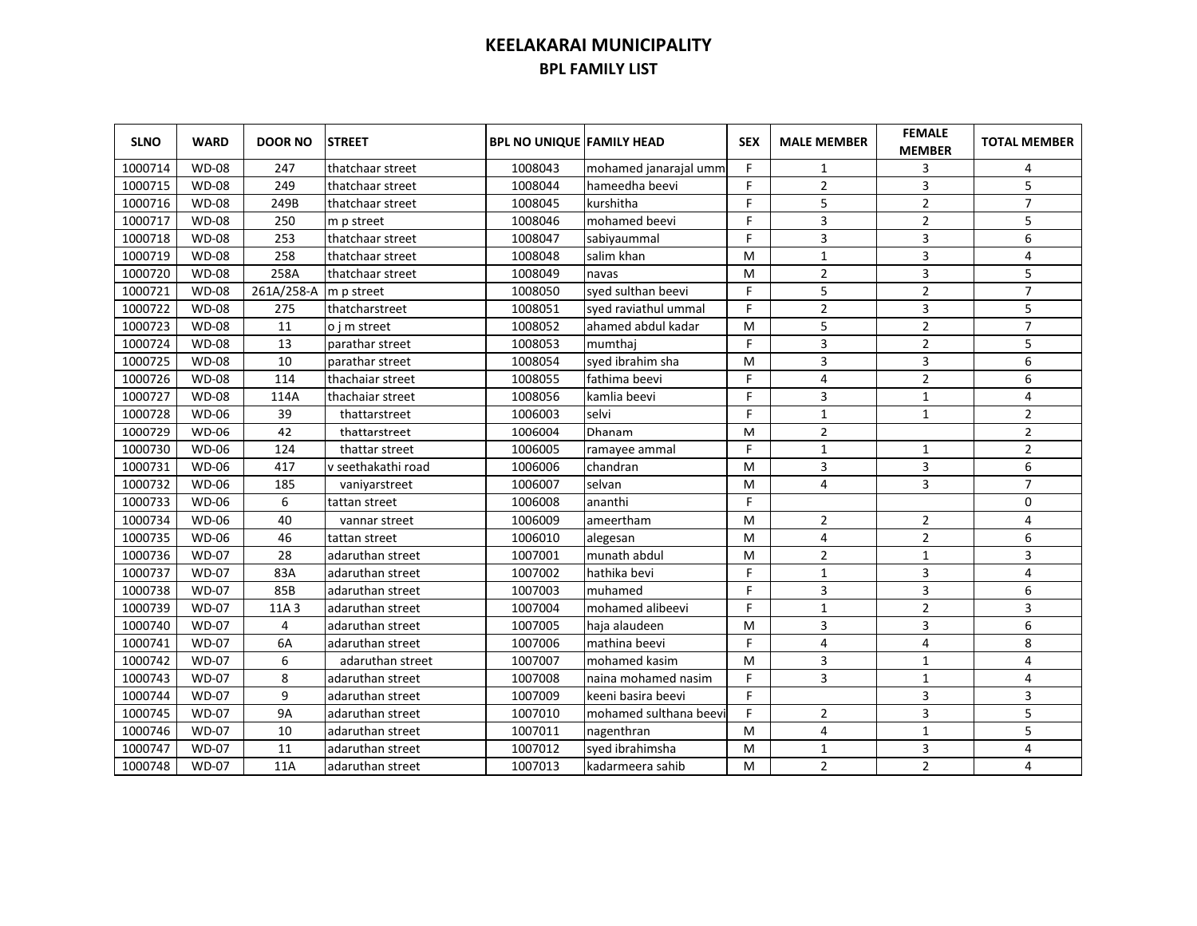# KEELAKARAI MUNICIPALITY

## BPL FAMILY LIST

| SLNO | WARD | DOOR NO | STREET | BPL NO UNIQUE | FAMILY HEAD | SEX | MALE MEMBER | FEMALE MEMBER | TOTAL MEMBER |
|---|---|---|---|---|---|---|---|---|---|
| 1000714 | WD-08 | 247 | thatchaar street | 1008043 | mohamed janarajal umm | F | 1 | 3 | 4 |
| 1000715 | WD-08 | 249 | thatchaar street | 1008044 | hameedha beevi | F | 2 | 3 | 5 |
| 1000716 | WD-08 | 249B | thatchaar street | 1008045 | kurshitha | F | 5 | 2 | 7 |
| 1000717 | WD-08 | 250 | m p street | 1008046 | mohamed beevi | F | 3 | 2 | 5 |
| 1000718 | WD-08 | 253 | thatchaar street | 1008047 | sabiyaummal | F | 3 | 3 | 6 |
| 1000719 | WD-08 | 258 | thatchaar street | 1008048 | salim khan | M | 1 | 3 | 4 |
| 1000720 | WD-08 | 258A | thatchaar street | 1008049 | navas | M | 2 | 3 | 5 |
| 1000721 | WD-08 | 261A/258-A | m p street | 1008050 | syed sulthan beevi | F | 5 | 2 | 7 |
| 1000722 | WD-08 | 275 | thatcharstreet | 1008051 | syed raviathul ummal | F | 2 | 3 | 5 |
| 1000723 | WD-08 | 11 | o j m street | 1008052 | ahamed abdul kadar | M | 5 | 2 | 7 |
| 1000724 | WD-08 | 13 | parathar street | 1008053 | mumthaj | F | 3 | 2 | 5 |
| 1000725 | WD-08 | 10 | parathar street | 1008054 | syed ibrahim sha | M | 3 | 3 | 6 |
| 1000726 | WD-08 | 114 | thachaiar street | 1008055 | fathima beevi | F | 4 | 2 | 6 |
| 1000727 | WD-08 | 114A | thachaiar street | 1008056 | kamlia beevi | F | 3 | 1 | 4 |
| 1000728 | WD-06 | 39 | thattarstreet | 1006003 | selvi | F | 1 | 1 | 2 |
| 1000729 | WD-06 | 42 | thattarstreet | 1006004 | Dhanam | M | 2 | | 2 |
| 1000730 | WD-06 | 124 | thattar street | 1006005 | ramayee ammal | F | 1 | 1 | 2 |
| 1000731 | WD-06 | 417 | v seethakathi road | 1006006 | chandran | M | 3 | 3 | 6 |
| 1000732 | WD-06 | 185 | vaniyarstreet | 1006007 | selvan | M | 4 | 3 | 7 |
| 1000733 | WD-06 | 6 | tattan street | 1006008 | ananthi | F | | | 0 |
| 1000734 | WD-06 | 40 | vannar street | 1006009 | ameertham | M | 2 | 2 | 4 |
| 1000735 | WD-06 | 46 | tattan street | 1006010 | alegesan | M | 4 | 2 | 6 |
| 1000736 | WD-07 | 28 | adaruthan street | 1007001 | munath abdul | M | 2 | 1 | 3 |
| 1000737 | WD-07 | 83A | adaruthan street | 1007002 | hathika bevi | F | 1 | 3 | 4 |
| 1000738 | WD-07 | 85B | adaruthan street | 1007003 | muhamed | F | 3 | 3 | 6 |
| 1000739 | WD-07 | 11A 3 | adaruthan street | 1007004 | mohamed alibeevi | F | 1 | 2 | 3 |
| 1000740 | WD-07 | 4 | adaruthan street | 1007005 | haja alaudeen | M | 3 | 3 | 6 |
| 1000741 | WD-07 | 6A | adaruthan street | 1007006 | mathina beevi | F | 4 | 4 | 8 |
| 1000742 | WD-07 | 6 | adaruthan street | 1007007 | mohamed kasim | M | 3 | 1 | 4 |
| 1000743 | WD-07 | 8 | adaruthan street | 1007008 | naina mohamed nasim | F | 3 | 1 | 4 |
| 1000744 | WD-07 | 9 | adaruthan street | 1007009 | keeni basira beevi | F | | 3 | 3 |
| 1000745 | WD-07 | 9A | adaruthan street | 1007010 | mohamed sulthana beevi | F | 2 | 3 | 5 |
| 1000746 | WD-07 | 10 | adaruthan street | 1007011 | nagenthran | M | 4 | 1 | 5 |
| 1000747 | WD-07 | 11 | adaruthan street | 1007012 | syed ibrahimsha | M | 1 | 3 | 4 |
| 1000748 | WD-07 | 11A | adaruthan street | 1007013 | kadarmeera sahib | M | 2 | 2 | 4 |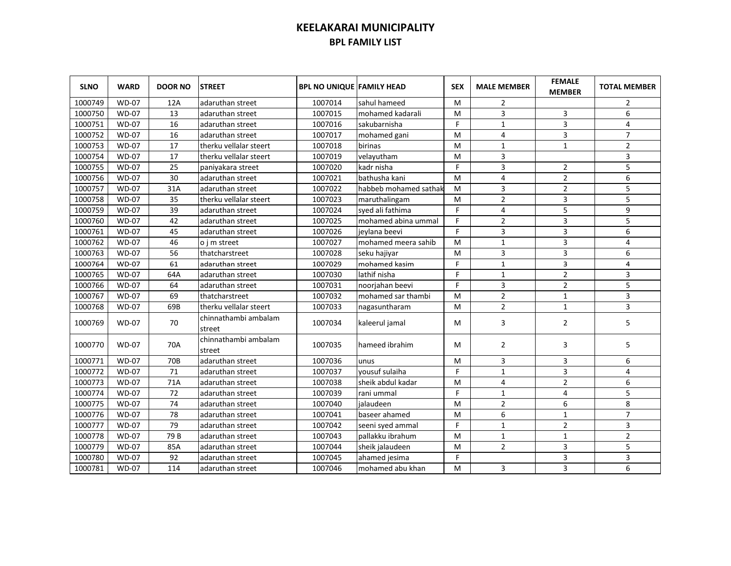# KEELAKARAI MUNICIPALITY

## BPL FAMILY LIST

| SLNO | WARD | DOOR NO | STREET | BPL NO UNIQUE | FAMILY HEAD | SEX | MALE MEMBER | FEMALE MEMBER | TOTAL MEMBER |
|---|---|---|---|---|---|---|---|---|---|
| 1000749 | WD-07 | 12A | adaruthan street | 1007014 | sahul hameed | M | 2 | | 2 |
| 1000750 | WD-07 | 13 | adaruthan street | 1007015 | mohamed kadarali | M | 3 | 3 | 6 |
| 1000751 | WD-07 | 16 | adaruthan street | 1007016 | sakubarnisha | F | 1 | 3 | 4 |
| 1000752 | WD-07 | 16 | adaruthan street | 1007017 | mohamed gani | M | 4 | 3 | 7 |
| 1000753 | WD-07 | 17 | therku vellalar steert | 1007018 | birinas | M | 1 | 1 | 2 |
| 1000754 | WD-07 | 17 | therku vellalar steert | 1007019 | velayutham | M | 3 | | 3 |
| 1000755 | WD-07 | 25 | paniyakara street | 1007020 | kadr nisha | F | 3 | 2 | 5 |
| 1000756 | WD-07 | 30 | adaruthan street | 1007021 | bathusha kani | M | 4 | 2 | 6 |
| 1000757 | WD-07 | 31A | adaruthan street | 1007022 | habbeb mohamed sathak | M | 3 | 2 | 5 |
| 1000758 | WD-07 | 35 | therku vellalar steert | 1007023 | maruthalingam | M | 2 | 3 | 5 |
| 1000759 | WD-07 | 39 | adaruthan street | 1007024 | syed ali fathima | F | 4 | 5 | 9 |
| 1000760 | WD-07 | 42 | adaruthan street | 1007025 | mohamed abina ummal | F | 2 | 3 | 5 |
| 1000761 | WD-07 | 45 | adaruthan street | 1007026 | jeylana beevi | F | 3 | 3 | 6 |
| 1000762 | WD-07 | 46 | o j m street | 1007027 | mohamed meera sahib | M | 1 | 3 | 4 |
| 1000763 | WD-07 | 56 | thatcharstreet | 1007028 | seku hajiyar | M | 3 | 3 | 6 |
| 1000764 | WD-07 | 61 | adaruthan street | 1007029 | mohamed kasim | F | 1 | 3 | 4 |
| 1000765 | WD-07 | 64A | adaruthan street | 1007030 | lathif nisha | F | 1 | 2 | 3 |
| 1000766 | WD-07 | 64 | adaruthan street | 1007031 | noorjahan beevi | F | 3 | 2 | 5 |
| 1000767 | WD-07 | 69 | thatcharstreet | 1007032 | mohamed sar thambi | M | 2 | 1 | 3 |
| 1000768 | WD-07 | 69B | therku vellalar steert | 1007033 | nagasuntharam | M | 2 | 1 | 3 |
| 1000769 | WD-07 | 70 | chinnathambi ambalam street | 1007034 | kaleerul jamal | M | 3 | 2 | 5 |
| 1000770 | WD-07 | 70A | chinnathambi ambalam street | 1007035 | hameed ibrahim | M | 2 | 3 | 5 |
| 1000771 | WD-07 | 70B | adaruthan street | 1007036 | unus | M | 3 | 3 | 6 |
| 1000772 | WD-07 | 71 | adaruthan street | 1007037 | yousuf sulaiha | F | 1 | 3 | 4 |
| 1000773 | WD-07 | 71A | adaruthan street | 1007038 | sheik abdul kadar | M | 4 | 2 | 6 |
| 1000774 | WD-07 | 72 | adaruthan street | 1007039 | rani ummal | F | 1 | 4 | 5 |
| 1000775 | WD-07 | 74 | adaruthan street | 1007040 | jalaudeen | M | 2 | 6 | 8 |
| 1000776 | WD-07 | 78 | adaruthan street | 1007041 | baseer ahamed | M | 6 | 1 | 7 |
| 1000777 | WD-07 | 79 | adaruthan street | 1007042 | seeni syed ammal | F | 1 | 2 | 3 |
| 1000778 | WD-07 | 79 B | adaruthan street | 1007043 | pallakku ibrahum | M | 1 | 1 | 2 |
| 1000779 | WD-07 | 85A | adaruthan street | 1007044 | sheik jalaudeen | M | 2 | 3 | 5 |
| 1000780 | WD-07 | 92 | adaruthan street | 1007045 | ahamed jesima | F | | 3 | 3 |
| 1000781 | WD-07 | 114 | adaruthan street | 1007046 | mohamed abu khan | M | 3 | 3 | 6 |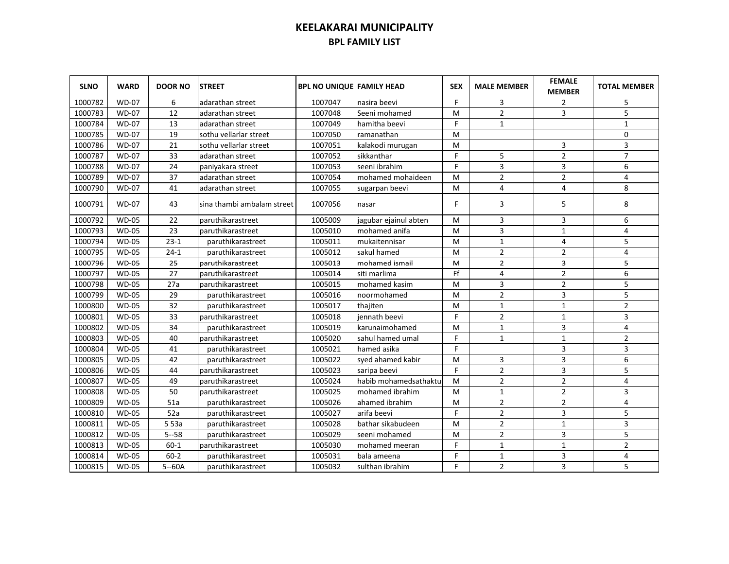# KEELAKARAI MUNICIPALITY

## BPL FAMILY LIST

| SLNO | WARD | DOOR NO | STREET | BPL NO UNIQUE | FAMILY HEAD | SEX | MALE MEMBER | FEMALE MEMBER | TOTAL MEMBER |
|---|---|---|---|---|---|---|---|---|---|
| 1000782 | WD-07 | 6 | adarathan street | 1007047 | nasira beevi | F | 3 | 2 | 5 |
| 1000783 | WD-07 | 12 | adarathan street | 1007048 | Seeni mohamed | M | 2 | 3 | 5 |
| 1000784 | WD-07 | 13 | adarathan street | 1007049 | hamitha beevi | F | 1 | | 1 |
| 1000785 | WD-07 | 19 | sothu vellarlar street | 1007050 | ramanathan | M | | | 0 |
| 1000786 | WD-07 | 21 | sothu vellarlar street | 1007051 | kalakodi murugan | M | | 3 | 3 |
| 1000787 | WD-07 | 33 | adarathan street | 1007052 | sikkanthar | F | 5 | 2 | 7 |
| 1000788 | WD-07 | 24 | paniyakara street | 1007053 | seeni ibrahim | F | 3 | 3 | 6 |
| 1000789 | WD-07 | 37 | adarathan street | 1007054 | mohamed mohaideen | M | 2 | 2 | 4 |
| 1000790 | WD-07 | 41 | adarathan street | 1007055 | sugarpan beevi | M | 4 | 4 | 8 |
| 1000791 | WD-07 | 43 | sina thambi ambalam street | 1007056 | nasar | F | 3 | 5 | 8 |
| 1000792 | WD-05 | 22 | paruthikarastreet | 1005009 | jagubar ejainul abten | M | 3 | 3 | 6 |
| 1000793 | WD-05 | 23 | paruthikarastreet | 1005010 | mohamed anifa | M | 3 | 1 | 4 |
| 1000794 | WD-05 | 23-1 | paruthikarastreet | 1005011 | mukaitennisar | M | 1 | 4 | 5 |
| 1000795 | WD-05 | 24-1 | paruthikarastreet | 1005012 | sakul hamed | M | 2 | 2 | 4 |
| 1000796 | WD-05 | 25 | paruthikarastreet | 1005013 | mohamed ismail | M | 2 | 3 | 5 |
| 1000797 | WD-05 | 27 | paruthikarastreet | 1005014 | siti marlima | Ff | 4 | 2 | 6 |
| 1000798 | WD-05 | 27a | paruthikarastreet | 1005015 | mohamed kasim | M | 3 | 2 | 5 |
| 1000799 | WD-05 | 29 | paruthikarastreet | 1005016 | noormohamed | M | 2 | 3 | 5 |
| 1000800 | WD-05 | 32 | paruthikarastreet | 1005017 | thajiten | M | 1 | 1 | 2 |
| 1000801 | WD-05 | 33 | paruthikarastreet | 1005018 | jennath beevi | F | 2 | 1 | 3 |
| 1000802 | WD-05 | 34 | paruthikarastreet | 1005019 | karunaimohamed | M | 1 | 3 | 4 |
| 1000803 | WD-05 | 40 | paruthikarastreet | 1005020 | sahul hamed umal | F | 1 | 1 | 2 |
| 1000804 | WD-05 | 41 | paruthikarastreet | 1005021 | hamed asika | F | | 3 | 3 |
| 1000805 | WD-05 | 42 | paruthikarastreet | 1005022 | syed ahamed kabir | M | 3 | 3 | 6 |
| 1000806 | WD-05 | 44 | paruthikarastreet | 1005023 | saripa beevi | F | 2 | 3 | 5 |
| 1000807 | WD-05 | 49 | paruthikarastreet | 1005024 | habib mohamedsathaktul | M | 2 | 2 | 4 |
| 1000808 | WD-05 | 50 | paruthikarastreet | 1005025 | mohamed ibrahim | M | 1 | 2 | 3 |
| 1000809 | WD-05 | 51a | paruthikarastreet | 1005026 | ahamed ibrahim | M | 2 | 2 | 4 |
| 1000810 | WD-05 | 52a | paruthikarastreet | 1005027 | arifa beevi | F | 2 | 3 | 5 |
| 1000811 | WD-05 | 5 53a | paruthikarastreet | 1005028 | bathar sikabudeen | M | 2 | 1 | 3 |
| 1000812 | WD-05 | 5--58 | paruthikarastreet | 1005029 | seeni mohamed | M | 2 | 3 | 5 |
| 1000813 | WD-05 | 60-1 | paruthikarastreet | 1005030 | mohamed meeran | F | 1 | 1 | 2 |
| 1000814 | WD-05 | 60-2 | paruthikarastreet | 1005031 | bala ameena | F | 1 | 3 | 4 |
| 1000815 | WD-05 | 5--60A | paruthikarastreet | 1005032 | sulthan ibrahim | F | 2 | 3 | 5 |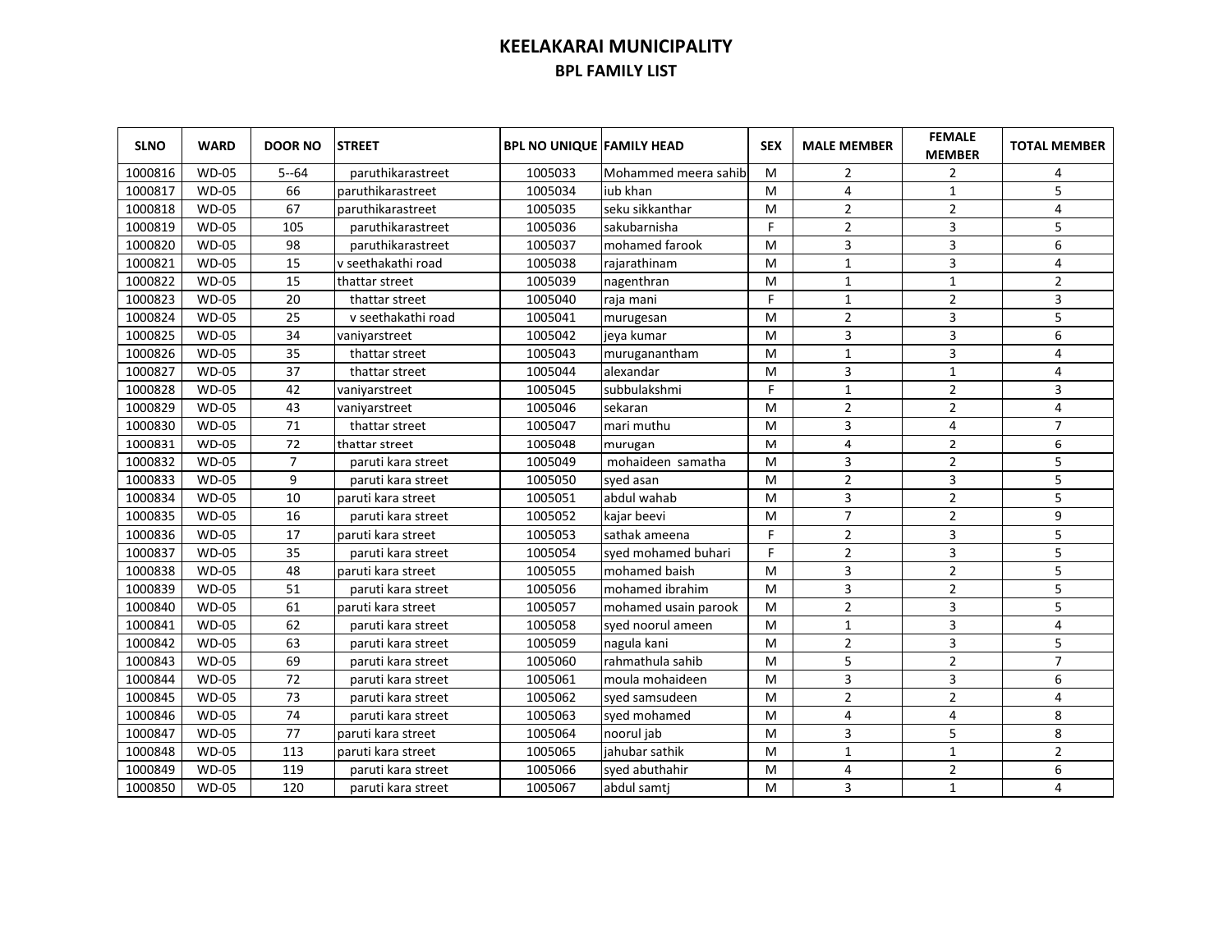# KEELAKARAI MUNICIPALITY

## BPL FAMILY LIST

| SLNO | WARD | DOOR NO | STREET | BPL NO UNIQUE | FAMILY HEAD | SEX | MALE MEMBER | FEMALE MEMBER | TOTAL MEMBER |
|---|---|---|---|---|---|---|---|---|---|
| 1000816 | WD-05 | 5--64 | paruthikarastreet | 1005033 | Mohammed meera sahib | M | 2 | 2 | 4 |
| 1000817 | WD-05 | 66 | paruthikarastreet | 1005034 | iub khan | M | 4 | 1 | 5 |
| 1000818 | WD-05 | 67 | paruthikarastreet | 1005035 | seku sikkanthar | M | 2 | 2 | 4 |
| 1000819 | WD-05 | 105 | paruthikarastreet | 1005036 | sakubarnisha | F | 2 | 3 | 5 |
| 1000820 | WD-05 | 98 | paruthikarastreet | 1005037 | mohamed farook | M | 3 | 3 | 6 |
| 1000821 | WD-05 | 15 | v seethakathi road | 1005038 | rajarathinam | M | 1 | 3 | 4 |
| 1000822 | WD-05 | 15 | thattar street | 1005039 | nagenthran | M | 1 | 1 | 2 |
| 1000823 | WD-05 | 20 | thattar street | 1005040 | raja mani | F | 1 | 2 | 3 |
| 1000824 | WD-05 | 25 | v seethakathi road | 1005041 | murugesan | M | 2 | 3 | 5 |
| 1000825 | WD-05 | 34 | vaniyarstreet | 1005042 | jeya kumar | M | 3 | 3 | 6 |
| 1000826 | WD-05 | 35 | thattar street | 1005043 | muruganantham | M | 1 | 3 | 4 |
| 1000827 | WD-05 | 37 | thattar street | 1005044 | alexandar | M | 3 | 1 | 4 |
| 1000828 | WD-05 | 42 | vaniyarstreet | 1005045 | subbulakshmi | F | 1 | 2 | 3 |
| 1000829 | WD-05 | 43 | vaniyarstreet | 1005046 | sekaran | M | 2 | 2 | 4 |
| 1000830 | WD-05 | 71 | thattar street | 1005047 | mari muthu | M | 3 | 4 | 7 |
| 1000831 | WD-05 | 72 | thattar street | 1005048 | murugan | M | 4 | 2 | 6 |
| 1000832 | WD-05 | 7 | paruti kara street | 1005049 | mohaideen samatha | M | 3 | 2 | 5 |
| 1000833 | WD-05 | 9 | paruti kara street | 1005050 | syed asan | M | 2 | 3 | 5 |
| 1000834 | WD-05 | 10 | paruti kara street | 1005051 | abdul wahab | M | 3 | 2 | 5 |
| 1000835 | WD-05 | 16 | paruti kara street | 1005052 | kajar beevi | M | 7 | 2 | 9 |
| 1000836 | WD-05 | 17 | paruti kara street | 1005053 | sathak ameena | F | 2 | 3 | 5 |
| 1000837 | WD-05 | 35 | paruti kara street | 1005054 | syed mohamed buhari | F | 2 | 3 | 5 |
| 1000838 | WD-05 | 48 | paruti kara street | 1005055 | mohamed baish | M | 3 | 2 | 5 |
| 1000839 | WD-05 | 51 | paruti kara street | 1005056 | mohamed ibrahim | M | 3 | 2 | 5 |
| 1000840 | WD-05 | 61 | paruti kara street | 1005057 | mohamed usain parook | M | 2 | 3 | 5 |
| 1000841 | WD-05 | 62 | paruti kara street | 1005058 | syed noorul ameen | M | 1 | 3 | 4 |
| 1000842 | WD-05 | 63 | paruti kara street | 1005059 | nagula kani | M | 2 | 3 | 5 |
| 1000843 | WD-05 | 69 | paruti kara street | 1005060 | rahmathula sahib | M | 5 | 2 | 7 |
| 1000844 | WD-05 | 72 | paruti kara street | 1005061 | moula mohaideen | M | 3 | 3 | 6 |
| 1000845 | WD-05 | 73 | paruti kara street | 1005062 | syed samsudeen | M | 2 | 2 | 4 |
| 1000846 | WD-05 | 74 | paruti kara street | 1005063 | syed mohamed | M | 4 | 4 | 8 |
| 1000847 | WD-05 | 77 | paruti kara street | 1005064 | noorul jab | M | 3 | 5 | 8 |
| 1000848 | WD-05 | 113 | paruti kara street | 1005065 | jahubar sathik | M | 1 | 1 | 2 |
| 1000849 | WD-05 | 119 | paruti kara street | 1005066 | syed abuthahir | M | 4 | 2 | 6 |
| 1000850 | WD-05 | 120 | paruti kara street | 1005067 | abdul samtj | M | 3 | 1 | 4 |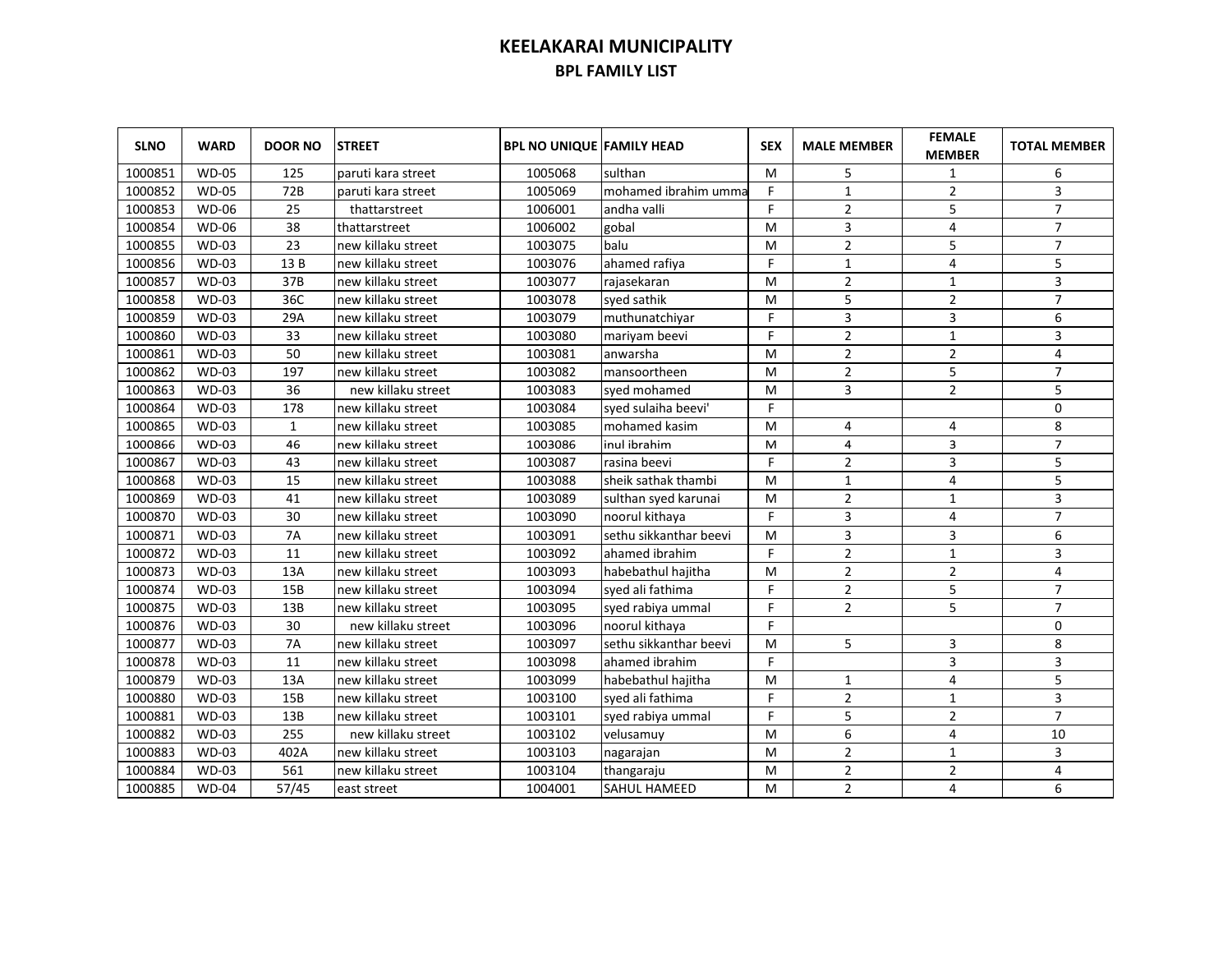# KEELAKARAI MUNICIPALITY

## BPL FAMILY LIST

| SLNO | WARD | DOOR NO | STREET | BPL NO UNIQUE | FAMILY HEAD | SEX | MALE MEMBER | FEMALE MEMBER | TOTAL MEMBER |
|---|---|---|---|---|---|---|---|---|---|
| 1000851 | WD-05 | 125 | paruti kara street | 1005068 | sulthan | M | 5 | 1 | 6 |
| 1000852 | WD-05 | 72B | paruti kara street | 1005069 | mohamed ibrahim umma | F | 1 | 2 | 3 |
| 1000853 | WD-06 | 25 | thattarstreet | 1006001 | andha valli | F | 2 | 5 | 7 |
| 1000854 | WD-06 | 38 | thattarstreet | 1006002 | gobal | M | 3 | 4 | 7 |
| 1000855 | WD-03 | 23 | new killaku street | 1003075 | balu | M | 2 | 5 | 7 |
| 1000856 | WD-03 | 13 B | new killaku street | 1003076 | ahamed rafiya | F | 1 | 4 | 5 |
| 1000857 | WD-03 | 37B | new killaku street | 1003077 | rajasekaran | M | 2 | 1 | 3 |
| 1000858 | WD-03 | 36C | new killaku street | 1003078 | syed sathik | M | 5 | 2 | 7 |
| 1000859 | WD-03 | 29A | new killaku street | 1003079 | muthunatchiyar | F | 3 | 3 | 6 |
| 1000860 | WD-03 | 33 | new killaku street | 1003080 | mariyam beevi | F | 2 | 1 | 3 |
| 1000861 | WD-03 | 50 | new killaku street | 1003081 | anwarsha | M | 2 | 2 | 4 |
| 1000862 | WD-03 | 197 | new killaku street | 1003082 | mansoortheen | M | 2 | 5 | 7 |
| 1000863 | WD-03 | 36 | new killaku street | 1003083 | syed mohamed | M | 3 | 2 | 5 |
| 1000864 | WD-03 | 178 | new killaku street | 1003084 | syed sulaiha beevi' | F | | | 0 |
| 1000865 | WD-03 | 1 | new killaku street | 1003085 | mohamed kasim | M | 4 | 4 | 8 |
| 1000866 | WD-03 | 46 | new killaku street | 1003086 | inul ibrahim | M | 4 | 3 | 7 |
| 1000867 | WD-03 | 43 | new killaku street | 1003087 | rasina beevi | F | 2 | 3 | 5 |
| 1000868 | WD-03 | 15 | new killaku street | 1003088 | sheik sathak thambi | M | 1 | 4 | 5 |
| 1000869 | WD-03 | 41 | new killaku street | 1003089 | sulthan syed karunai | M | 2 | 1 | 3 |
| 1000870 | WD-03 | 30 | new killaku street | 1003090 | noorul kithaya | F | 3 | 4 | 7 |
| 1000871 | WD-03 | 7A | new killaku street | 1003091 | sethu sikkanthar beevi | M | 3 | 3 | 6 |
| 1000872 | WD-03 | 11 | new killaku street | 1003092 | ahamed ibrahim | F | 2 | 1 | 3 |
| 1000873 | WD-03 | 13A | new killaku street | 1003093 | habebathul hajitha | M | 2 | 2 | 4 |
| 1000874 | WD-03 | 15B | new killaku street | 1003094 | syed ali fathima | F | 2 | 5 | 7 |
| 1000875 | WD-03 | 13B | new killaku street | 1003095 | syed rabiya ummal | F | 2 | 5 | 7 |
| 1000876 | WD-03 | 30 | new killaku street | 1003096 | noorul kithaya | F | | | 0 |
| 1000877 | WD-03 | 7A | new killaku street | 1003097 | sethu sikkanthar beevi | M | 5 | 3 | 8 |
| 1000878 | WD-03 | 11 | new killaku street | 1003098 | ahamed ibrahim | F | | 3 | 3 |
| 1000879 | WD-03 | 13A | new killaku street | 1003099 | habebathul hajitha | M | 1 | 4 | 5 |
| 1000880 | WD-03 | 15B | new killaku street | 1003100 | syed ali fathima | F | 2 | 1 | 3 |
| 1000881 | WD-03 | 13B | new killaku street | 1003101 | syed rabiya ummal | F | 5 | 2 | 7 |
| 1000882 | WD-03 | 255 | new killaku street | 1003102 | velusamuy | M | 6 | 4 | 10 |
| 1000883 | WD-03 | 402A | new killaku street | 1003103 | nagarajan | M | 2 | 1 | 3 |
| 1000884 | WD-03 | 561 | new killaku street | 1003104 | thangaraju | M | 2 | 2 | 4 |
| 1000885 | WD-04 | 57/45 | east street | 1004001 | SAHUL HAMEED | M | 2 | 4 | 6 |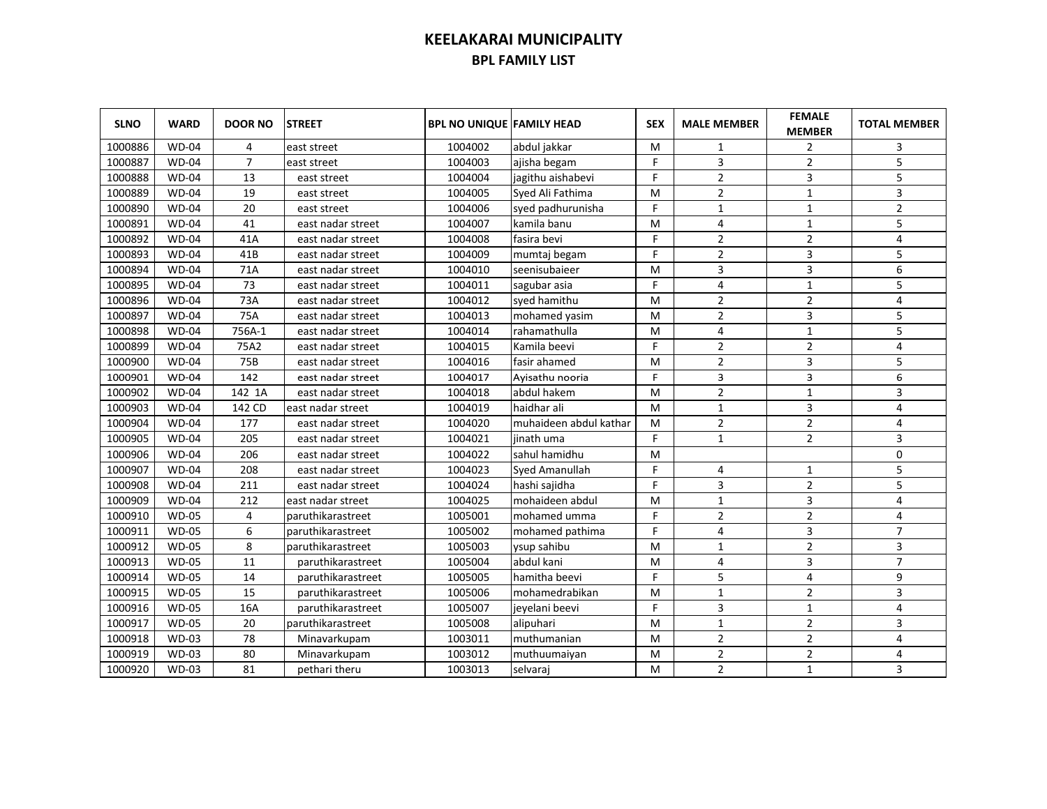# KEELAKARAI MUNICIPALITY

## BPL FAMILY LIST

| SLNO | WARD | DOOR NO | STREET | BPL NO UNIQUE | FAMILY HEAD | SEX | MALE MEMBER | FEMALE MEMBER | TOTAL MEMBER |
|---|---|---|---|---|---|---|---|---|---|
| 1000886 | WD-04 | 4 | east street | 1004002 | abdul jakkar | M | 1 | 2 | 3 |
| 1000887 | WD-04 | 7 | east street | 1004003 | ajisha begam | F | 3 | 2 | 5 |
| 1000888 | WD-04 | 13 | east street | 1004004 | jagithu aishabevi | F | 2 | 3 | 5 |
| 1000889 | WD-04 | 19 | east street | 1004005 | Syed Ali Fathima | M | 2 | 1 | 3 |
| 1000890 | WD-04 | 20 | east street | 1004006 | syed padhurunisha | F | 1 | 1 | 2 |
| 1000891 | WD-04 | 41 | east nadar street | 1004007 | kamila banu | M | 4 | 1 | 5 |
| 1000892 | WD-04 | 41A | east nadar street | 1004008 | fasira bevi | F | 2 | 2 | 4 |
| 1000893 | WD-04 | 41B | east nadar street | 1004009 | mumtaj begam | F | 2 | 3 | 5 |
| 1000894 | WD-04 | 71A | east nadar street | 1004010 | seenisubaieer | M | 3 | 3 | 6 |
| 1000895 | WD-04 | 73 | east nadar street | 1004011 | sagubar asia | F | 4 | 1 | 5 |
| 1000896 | WD-04 | 73A | east nadar street | 1004012 | syed hamithu | M | 2 | 2 | 4 |
| 1000897 | WD-04 | 75A | east nadar street | 1004013 | mohamed yasim | M | 2 | 3 | 5 |
| 1000898 | WD-04 | 756A-1 | east nadar street | 1004014 | rahamathulla | M | 4 | 1 | 5 |
| 1000899 | WD-04 | 75A2 | east nadar street | 1004015 | Kamila beevi | F | 2 | 2 | 4 |
| 1000900 | WD-04 | 75B | east nadar street | 1004016 | fasir ahamed | M | 2 | 3 | 5 |
| 1000901 | WD-04 | 142 | east nadar street | 1004017 | Ayisathu nooria | F | 3 | 3 | 6 |
| 1000902 | WD-04 | 142 1A | east nadar street | 1004018 | abdul hakem | M | 2 | 1 | 3 |
| 1000903 | WD-04 | 142 CD | east nadar street | 1004019 | haidhar ali | M | 1 | 3 | 4 |
| 1000904 | WD-04 | 177 | east nadar street | 1004020 | muhaideen abdul kathar | M | 2 | 2 | 4 |
| 1000905 | WD-04 | 205 | east nadar street | 1004021 | jinath uma | F | 1 | 2 | 3 |
| 1000906 | WD-04 | 206 | east nadar street | 1004022 | sahul hamidhu | M | | | 0 |
| 1000907 | WD-04 | 208 | east nadar street | 1004023 | Syed Amanullah | F | 4 | 1 | 5 |
| 1000908 | WD-04 | 211 | east nadar street | 1004024 | hashi sajidha | F | 3 | 2 | 5 |
| 1000909 | WD-04 | 212 | east nadar street | 1004025 | mohaideen abdul | M | 1 | 3 | 4 |
| 1000910 | WD-05 | 4 | paruthikarastreet | 1005001 | mohamed umma | F | 2 | 2 | 4 |
| 1000911 | WD-05 | 6 | paruthikarastreet | 1005002 | mohamed pathima | F | 4 | 3 | 7 |
| 1000912 | WD-05 | 8 | paruthikarastreet | 1005003 | ysup sahibu | M | 1 | 2 | 3 |
| 1000913 | WD-05 | 11 | paruthikarastreet | 1005004 | abdul kani | M | 4 | 3 | 7 |
| 1000914 | WD-05 | 14 | paruthikarastreet | 1005005 | hamitha beevi | F | 5 | 4 | 9 |
| 1000915 | WD-05 | 15 | paruthikarastreet | 1005006 | mohamedrabikan | M | 1 | 2 | 3 |
| 1000916 | WD-05 | 16A | paruthikarastreet | 1005007 | jeyelani beevi | F | 3 | 1 | 4 |
| 1000917 | WD-05 | 20 | paruthikarastreet | 1005008 | alipuhari | M | 1 | 2 | 3 |
| 1000918 | WD-03 | 78 | Minavarkupam | 1003011 | muthumanian | M | 2 | 2 | 4 |
| 1000919 | WD-03 | 80 | Minavarkupam | 1003012 | muthuumaiyan | M | 2 | 2 | 4 |
| 1000920 | WD-03 | 81 | pethari theru | 1003013 | selvaraj | M | 2 | 1 | 3 |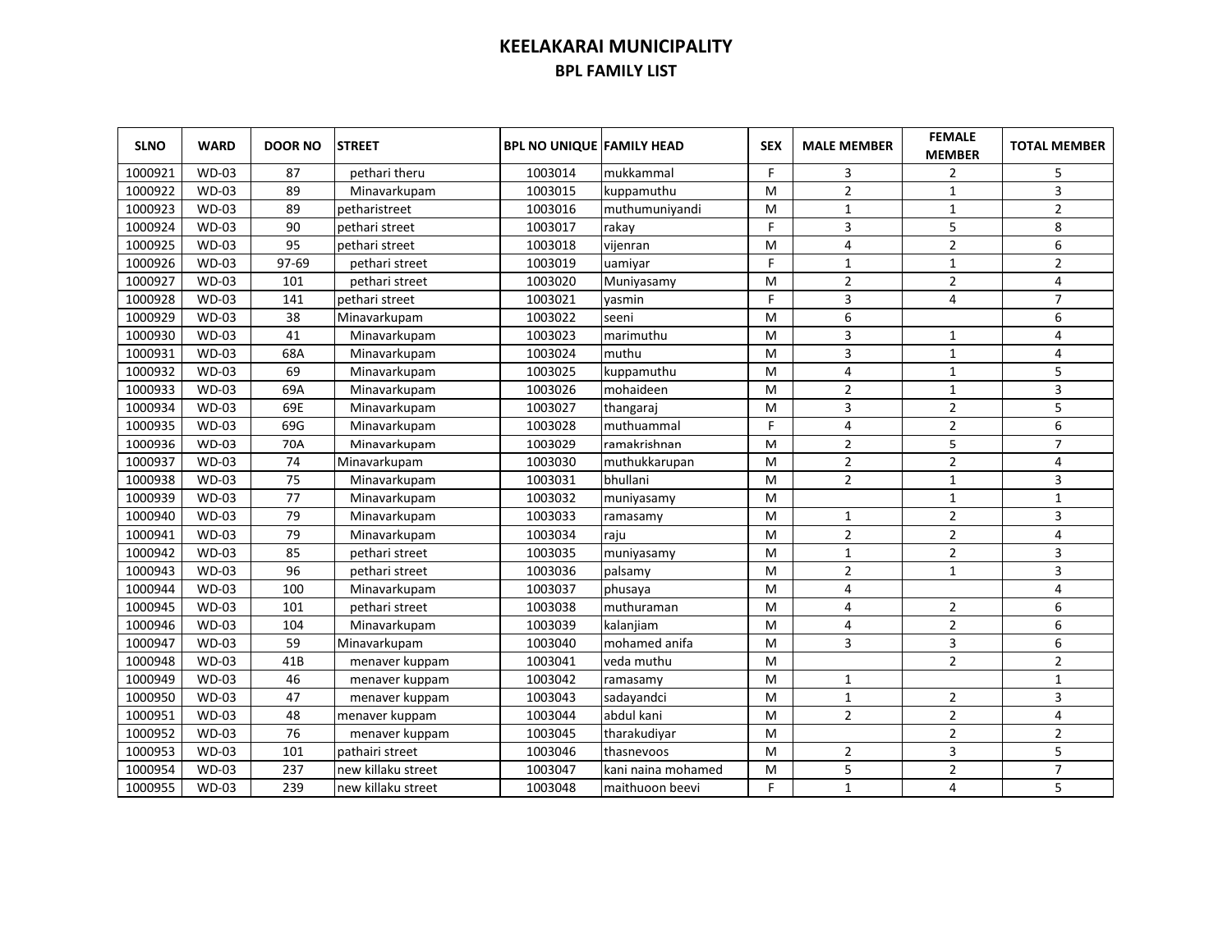# KEELAKARAI MUNICIPALITY

## BPL FAMILY LIST

| SLNO | WARD | DOOR NO | STREET | BPL NO UNIQUE | FAMILY HEAD | SEX | MALE MEMBER | FEMALE MEMBER | TOTAL MEMBER |
|---|---|---|---|---|---|---|---|---|---|
| 1000921 | WD-03 | 87 | pethari theru | 1003014 | mukkammal | F | 3 | 2 | 5 |
| 1000922 | WD-03 | 89 | Minavarkupam | 1003015 | kuppamuthu | M | 2 | 1 | 3 |
| 1000923 | WD-03 | 89 | petharistreet | 1003016 | muthumuniyandi | M | 1 | 1 | 2 |
| 1000924 | WD-03 | 90 | pethari street | 1003017 | rakay | F | 3 | 5 | 8 |
| 1000925 | WD-03 | 95 | pethari street | 1003018 | vijenran | M | 4 | 2 | 6 |
| 1000926 | WD-03 | 97-69 | pethari street | 1003019 | uamiyar | F | 1 | 1 | 2 |
| 1000927 | WD-03 | 101 | pethari street | 1003020 | Muniyasamy | M | 2 | 2 | 4 |
| 1000928 | WD-03 | 141 | pethari street | 1003021 | yasmin | F | 3 | 4 | 7 |
| 1000929 | WD-03 | 38 | Minavarkupam | 1003022 | seeni | M | 6 | | 6 |
| 1000930 | WD-03 | 41 | Minavarkupam | 1003023 | marimuthu | M | 3 | 1 | 4 |
| 1000931 | WD-03 | 68A | Minavarkupam | 1003024 | muthu | M | 3 | 1 | 4 |
| 1000932 | WD-03 | 69 | Minavarkupam | 1003025 | kuppamuthu | M | 4 | 1 | 5 |
| 1000933 | WD-03 | 69A | Minavarkupam | 1003026 | mohaideen | M | 2 | 1 | 3 |
| 1000934 | WD-03 | 69E | Minavarkupam | 1003027 | thangaraj | M | 3 | 2 | 5 |
| 1000935 | WD-03 | 69G | Minavarkupam | 1003028 | muthuammal | F | 4 | 2 | 6 |
| 1000936 | WD-03 | 70A | Minavarkupam | 1003029 | ramakrishnan | M | 2 | 5 | 7 |
| 1000937 | WD-03 | 74 | Minavarkupam | 1003030 | muthukkarupan | M | 2 | 2 | 4 |
| 1000938 | WD-03 | 75 | Minavarkupam | 1003031 | bhullani | M | 2 | 1 | 3 |
| 1000939 | WD-03 | 77 | Minavarkupam | 1003032 | muniyasamy | M | | 1 | 1 |
| 1000940 | WD-03 | 79 | Minavarkupam | 1003033 | ramasamy | M | 1 | 2 | 3 |
| 1000941 | WD-03 | 79 | Minavarkupam | 1003034 | raju | M | 2 | 2 | 4 |
| 1000942 | WD-03 | 85 | pethari street | 1003035 | muniyasamy | M | 1 | 2 | 3 |
| 1000943 | WD-03 | 96 | pethari street | 1003036 | palsamy | M | 2 | 1 | 3 |
| 1000944 | WD-03 | 100 | Minavarkupam | 1003037 | phusaya | M | 4 | | 4 |
| 1000945 | WD-03 | 101 | pethari street | 1003038 | muthuraman | M | 4 | 2 | 6 |
| 1000946 | WD-03 | 104 | Minavarkupam | 1003039 | kalanjiam | M | 4 | 2 | 6 |
| 1000947 | WD-03 | 59 | Minavarkupam | 1003040 | mohamed anifa | M | 3 | 3 | 6 |
| 1000948 | WD-03 | 41B | menaver kuppam | 1003041 | veda muthu | M | | 2 | 2 |
| 1000949 | WD-03 | 46 | menaver kuppam | 1003042 | ramasamy | M | 1 | | 1 |
| 1000950 | WD-03 | 47 | menaver kuppam | 1003043 | sadayandci | M | 1 | 2 | 3 |
| 1000951 | WD-03 | 48 | menaver kuppam | 1003044 | abdul kani | M | 2 | 2 | 4 |
| 1000952 | WD-03 | 76 | menaver kuppam | 1003045 | tharakudiyar | M | | 2 | 2 |
| 1000953 | WD-03 | 101 | pathairi street | 1003046 | thasnevoos | M | 2 | 3 | 5 |
| 1000954 | WD-03 | 237 | new killaku street | 1003047 | kani naina mohamed | M | 5 | 2 | 7 |
| 1000955 | WD-03 | 239 | new killaku street | 1003048 | maithuoon beevi | F | 1 | 4 | 5 |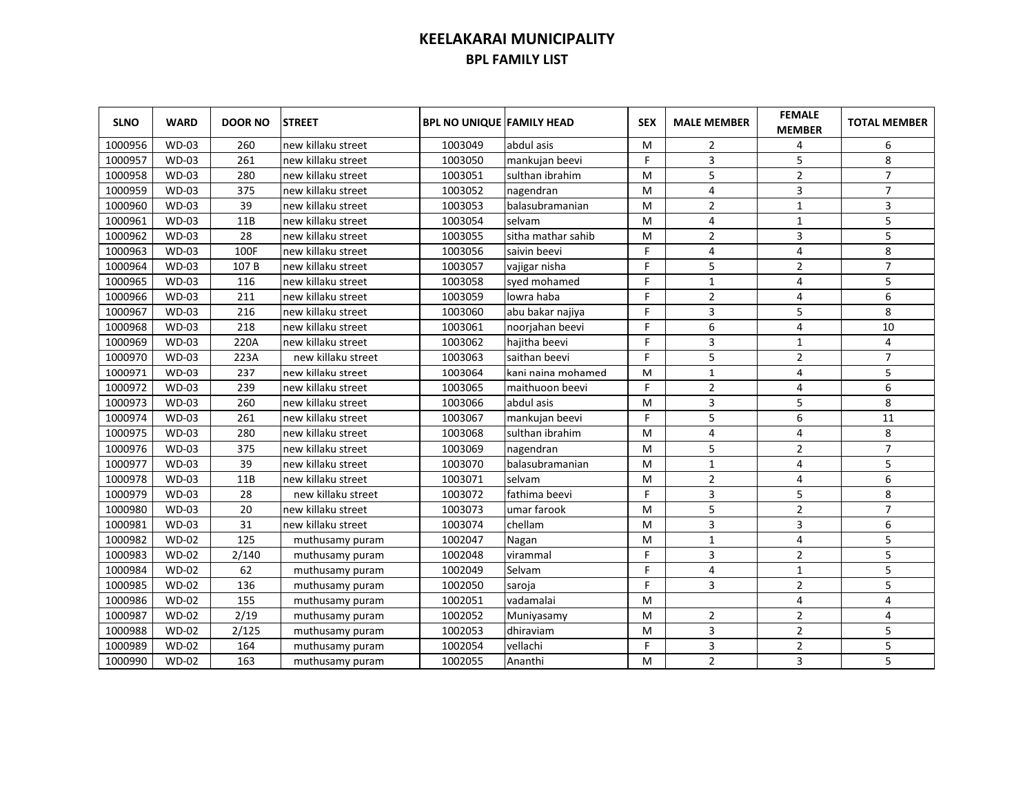# KEELAKARAI MUNICIPALITY

## BPL FAMILY LIST

| SLNO | WARD | DOOR NO | STREET | BPL NO UNIQUE | FAMILY HEAD | SEX | MALE MEMBER | FEMALE MEMBER | TOTAL MEMBER |
|---|---|---|---|---|---|---|---|---|---|
| 1000956 | WD-03 | 260 | new killaku street | 1003049 | abdul asis | M | 2 | 4 | 6 |
| 1000957 | WD-03 | 261 | new killaku street | 1003050 | mankujan beevi | F | 3 | 5 | 8 |
| 1000958 | WD-03 | 280 | new killaku street | 1003051 | sulthan ibrahim | M | 5 | 2 | 7 |
| 1000959 | WD-03 | 375 | new killaku street | 1003052 | nagendran | M | 4 | 3 | 7 |
| 1000960 | WD-03 | 39 | new killaku street | 1003053 | balasubramanian | M | 2 | 1 | 3 |
| 1000961 | WD-03 | 11B | new killaku street | 1003054 | selvam | M | 4 | 1 | 5 |
| 1000962 | WD-03 | 28 | new killaku street | 1003055 | sitha mathar sahib | M | 2 | 3 | 5 |
| 1000963 | WD-03 | 100F | new killaku street | 1003056 | saivin beevi | F | 4 | 4 | 8 |
| 1000964 | WD-03 | 107 B | new killaku street | 1003057 | vajigar nisha | F | 5 | 2 | 7 |
| 1000965 | WD-03 | 116 | new killaku street | 1003058 | syed mohamed | F | 1 | 4 | 5 |
| 1000966 | WD-03 | 211 | new killaku street | 1003059 | lowra haba | F | 2 | 4 | 6 |
| 1000967 | WD-03 | 216 | new killaku street | 1003060 | abu bakar najiya | F | 3 | 5 | 8 |
| 1000968 | WD-03 | 218 | new killaku street | 1003061 | noorjahan beevi | F | 6 | 4 | 10 |
| 1000969 | WD-03 | 220A | new killaku street | 1003062 | hajitha beevi | F | 3 | 1 | 4 |
| 1000970 | WD-03 | 223A | new killaku street | 1003063 | saithan beevi | F | 5 | 2 | 7 |
| 1000971 | WD-03 | 237 | new killaku street | 1003064 | kani naina mohamed | M | 1 | 4 | 5 |
| 1000972 | WD-03 | 239 | new killaku street | 1003065 | maithuoon beevi | F | 2 | 4 | 6 |
| 1000973 | WD-03 | 260 | new killaku street | 1003066 | abdul asis | M | 3 | 5 | 8 |
| 1000974 | WD-03 | 261 | new killaku street | 1003067 | mankujan beevi | F | 5 | 6 | 11 |
| 1000975 | WD-03 | 280 | new killaku street | 1003068 | sulthan ibrahim | M | 4 | 4 | 8 |
| 1000976 | WD-03 | 375 | new killaku street | 1003069 | nagendran | M | 5 | 2 | 7 |
| 1000977 | WD-03 | 39 | new killaku street | 1003070 | balasubramanian | M | 1 | 4 | 5 |
| 1000978 | WD-03 | 11B | new killaku street | 1003071 | selvam | M | 2 | 4 | 6 |
| 1000979 | WD-03 | 28 | new killaku street | 1003072 | fathima beevi | F | 3 | 5 | 8 |
| 1000980 | WD-03 | 20 | new killaku street | 1003073 | umar farook | M | 5 | 2 | 7 |
| 1000981 | WD-03 | 31 | new killaku street | 1003074 | chellam | M | 3 | 3 | 6 |
| 1000982 | WD-02 | 125 | muthusamy puram | 1002047 | Nagan | M | 1 | 4 | 5 |
| 1000983 | WD-02 | 2/140 | muthusamy puram | 1002048 | virammal | F | 3 | 2 | 5 |
| 1000984 | WD-02 | 62 | muthusamy puram | 1002049 | Selvam | F | 4 | 1 | 5 |
| 1000985 | WD-02 | 136 | muthusamy puram | 1002050 | saroja | F | 3 | 2 | 5 |
| 1000986 | WD-02 | 155 | muthusamy puram | 1002051 | vadamalai | M | | 4 | 4 |
| 1000987 | WD-02 | 2/19 | muthusamy puram | 1002052 | Muniyasamy | M | 2 | 2 | 4 |
| 1000988 | WD-02 | 2/125 | muthusamy puram | 1002053 | dhiraviam | M | 3 | 2 | 5 |
| 1000989 | WD-02 | 164 | muthusamy puram | 1002054 | vellachi | F | 3 | 2 | 5 |
| 1000990 | WD-02 | 163 | muthusamy puram | 1002055 | Ananthi | M | 2 | 3 | 5 |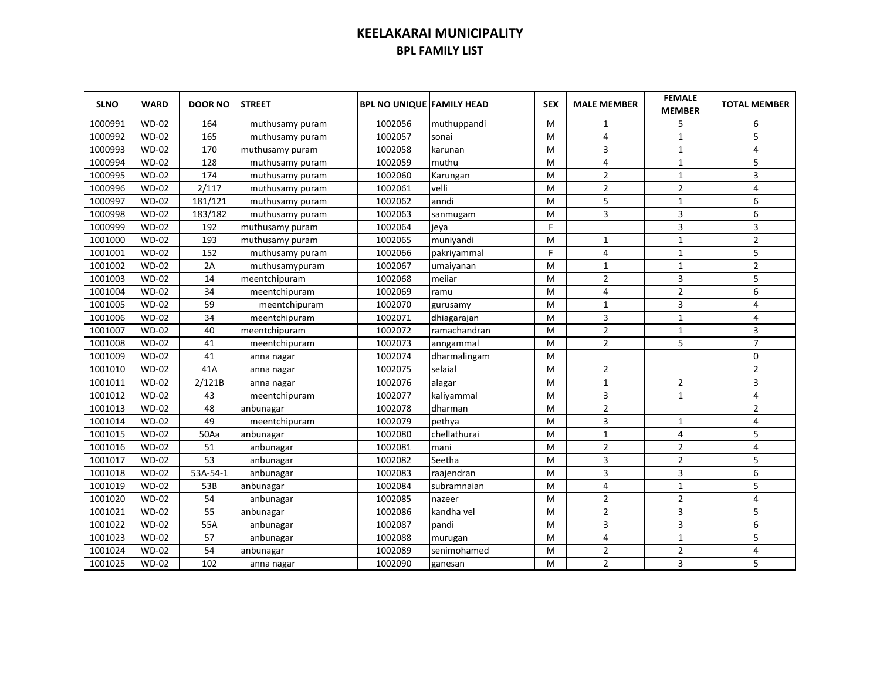# KEELAKARAI MUNICIPALITY

## BPL FAMILY LIST

| SLNO | WARD | DOOR NO | STREET | BPL NO UNIQUE | FAMILY HEAD | SEX | MALE MEMBER | FEMALE MEMBER | TOTAL MEMBER |
|---|---|---|---|---|---|---|---|---|---|
| 1000991 | WD-02 | 164 | muthusamy puram | 1002056 | muthuppandi | M | 1 | 5 | 6 |
| 1000992 | WD-02 | 165 | muthusamy puram | 1002057 | sonai | M | 4 | 1 | 5 |
| 1000993 | WD-02 | 170 | muthusamy puram | 1002058 | karunan | M | 3 | 1 | 4 |
| 1000994 | WD-02 | 128 | muthusamy puram | 1002059 | muthu | M | 4 | 1 | 5 |
| 1000995 | WD-02 | 174 | muthusamy puram | 1002060 | Karungan | M | 2 | 1 | 3 |
| 1000996 | WD-02 | 2/117 | muthusamy puram | 1002061 | velli | M | 2 | 2 | 4 |
| 1000997 | WD-02 | 181/121 | muthusamy puram | 1002062 | anndi | M | 5 | 1 | 6 |
| 1000998 | WD-02 | 183/182 | muthusamy puram | 1002063 | sanmugam | M | 3 | 3 | 6 |
| 1000999 | WD-02 | 192 | muthusamy puram | 1002064 | jeya | F | | 3 | 3 |
| 1001000 | WD-02 | 193 | muthusamy puram | 1002065 | muniyandi | M | 1 | 1 | 2 |
| 1001001 | WD-02 | 152 | muthusamy puram | 1002066 | pakriyammal | F | 4 | 1 | 5 |
| 1001002 | WD-02 | 2A | muthusamypuram | 1002067 | umaiyanan | M | 1 | 1 | 2 |
| 1001003 | WD-02 | 14 | meentchipuram | 1002068 | meiiar | M | 2 | 3 | 5 |
| 1001004 | WD-02 | 34 | meentchipuram | 1002069 | ramu | M | 4 | 2 | 6 |
| 1001005 | WD-02 | 59 | meentchipuram | 1002070 | gurusamy | M | 1 | 3 | 4 |
| 1001006 | WD-02 | 34 | meentchipuram | 1002071 | dhiagarajan | M | 3 | 1 | 4 |
| 1001007 | WD-02 | 40 | meentchipuram | 1002072 | ramachandran | M | 2 | 1 | 3 |
| 1001008 | WD-02 | 41 | meentchipuram | 1002073 | anngammal | M | 2 | 5 | 7 |
| 1001009 | WD-02 | 41 | anna nagar | 1002074 | dharmalingam | M | | | 0 |
| 1001010 | WD-02 | 41A | anna nagar | 1002075 | selaial | M | 2 | | 2 |
| 1001011 | WD-02 | 2/121B | anna nagar | 1002076 | alagar | M | 1 | 2 | 3 |
| 1001012 | WD-02 | 43 | meentchipuram | 1002077 | kaliyammal | M | 3 | 1 | 4 |
| 1001013 | WD-02 | 48 | anbunagar | 1002078 | dharman | M | 2 | | 2 |
| 1001014 | WD-02 | 49 | meentchipuram | 1002079 | pethya | M | 3 | 1 | 4 |
| 1001015 | WD-02 | 50Aa | anbunagar | 1002080 | chellathurai | M | 1 | 4 | 5 |
| 1001016 | WD-02 | 51 | anbunagar | 1002081 | mani | M | 2 | 2 | 4 |
| 1001017 | WD-02 | 53 | anbunagar | 1002082 | Seetha | M | 3 | 2 | 5 |
| 1001018 | WD-02 | 53A-54-1 | anbunagar | 1002083 | raajendran | M | 3 | 3 | 6 |
| 1001019 | WD-02 | 53B | anbunagar | 1002084 | subramnaian | M | 4 | 1 | 5 |
| 1001020 | WD-02 | 54 | anbunagar | 1002085 | nazeer | M | 2 | 2 | 4 |
| 1001021 | WD-02 | 55 | anbunagar | 1002086 | kandha vel | M | 2 | 3 | 5 |
| 1001022 | WD-02 | 55A | anbunagar | 1002087 | pandi | M | 3 | 3 | 6 |
| 1001023 | WD-02 | 57 | anbunagar | 1002088 | murugan | M | 4 | 1 | 5 |
| 1001024 | WD-02 | 54 | anbunagar | 1002089 | senimohamed | M | 2 | 2 | 4 |
| 1001025 | WD-02 | 102 | anna nagar | 1002090 | ganesan | M | 2 | 3 | 5 |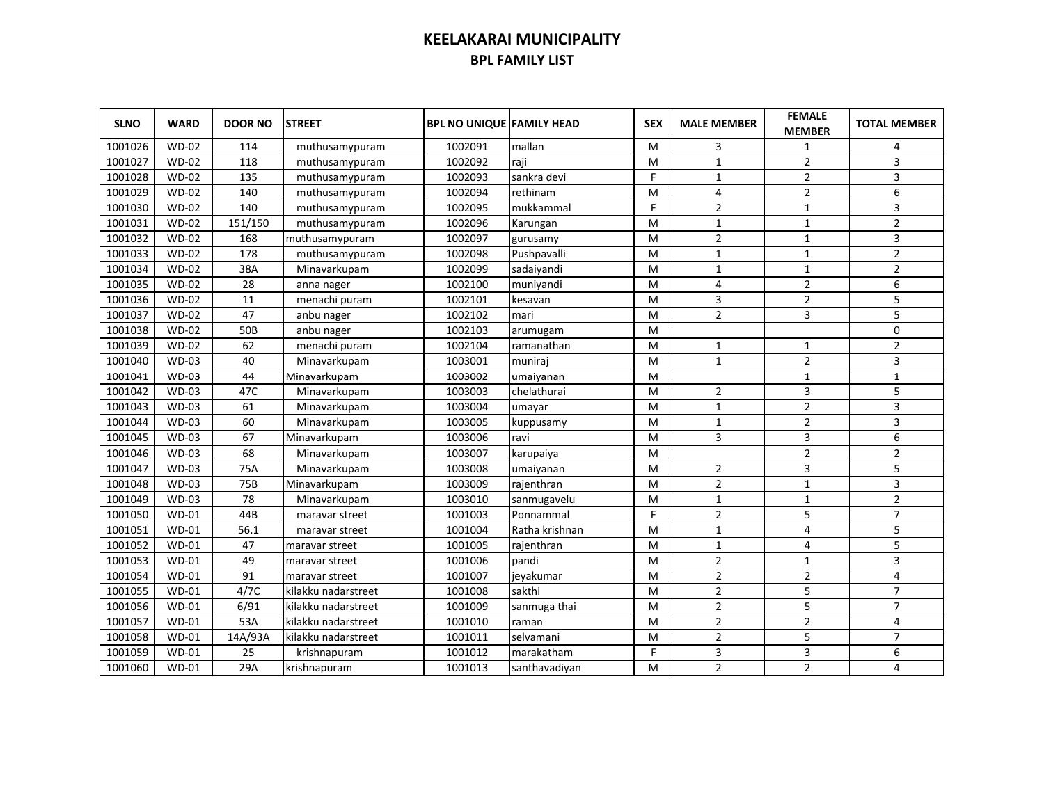# KEELAKARAI MUNICIPALITY

## BPL FAMILY LIST

| SLNO | WARD | DOOR NO | STREET | BPL NO UNIQUE | FAMILY HEAD | SEX | MALE MEMBER | FEMALE MEMBER | TOTAL MEMBER |
|---|---|---|---|---|---|---|---|---|---|
| 1001026 | WD-02 | 114 | muthusamypuram | 1002091 | mallan | M | 3 | 1 | 4 |
| 1001027 | WD-02 | 118 | muthusamypuram | 1002092 | raji | M | 1 | 2 | 3 |
| 1001028 | WD-02 | 135 | muthusamypuram | 1002093 | sankra devi | F | 1 | 2 | 3 |
| 1001029 | WD-02 | 140 | muthusamypuram | 1002094 | rethinam | M | 4 | 2 | 6 |
| 1001030 | WD-02 | 140 | muthusamypuram | 1002095 | mukkammal | F | 2 | 1 | 3 |
| 1001031 | WD-02 | 151/150 | muthusamypuram | 1002096 | Karungan | M | 1 | 1 | 2 |
| 1001032 | WD-02 | 168 | muthusamypuram | 1002097 | gurusamy | M | 2 | 1 | 3 |
| 1001033 | WD-02 | 178 | muthusamypuram | 1002098 | Pushpavalli | M | 1 | 1 | 2 |
| 1001034 | WD-02 | 38A | Minavarkupam | 1002099 | sadaiyandi | M | 1 | 1 | 2 |
| 1001035 | WD-02 | 28 | anna nager | 1002100 | muniyandi | M | 4 | 2 | 6 |
| 1001036 | WD-02 | 11 | menachi puram | 1002101 | kesavan | M | 3 | 2 | 5 |
| 1001037 | WD-02 | 47 | anbu nager | 1002102 | mari | M | 2 | 3 | 5 |
| 1001038 | WD-02 | 50B | anbu nager | 1002103 | arumugam | M | | | 0 |
| 1001039 | WD-02 | 62 | menachi puram | 1002104 | ramanathan | M | 1 | 1 | 2 |
| 1001040 | WD-03 | 40 | Minavarkupam | 1003001 | muniraj | M | 1 | 2 | 3 |
| 1001041 | WD-03 | 44 | Minavarkupam | 1003002 | umaiyanan | M | | 1 | 1 |
| 1001042 | WD-03 | 47C | Minavarkupam | 1003003 | chelathurai | M | 2 | 3 | 5 |
| 1001043 | WD-03 | 61 | Minavarkupam | 1003004 | umayar | M | 1 | 2 | 3 |
| 1001044 | WD-03 | 60 | Minavarkupam | 1003005 | kuppusamy | M | 1 | 2 | 3 |
| 1001045 | WD-03 | 67 | Minavarkupam | 1003006 | ravi | M | 3 | 3 | 6 |
| 1001046 | WD-03 | 68 | Minavarkupam | 1003007 | karupaiya | M | | 2 | 2 |
| 1001047 | WD-03 | 75A | Minavarkupam | 1003008 | umaiyanan | M | 2 | 3 | 5 |
| 1001048 | WD-03 | 75B | Minavarkupam | 1003009 | rajenthran | M | 2 | 1 | 3 |
| 1001049 | WD-03 | 78 | Minavarkupam | 1003010 | sanmugavelu | M | 1 | 1 | 2 |
| 1001050 | WD-01 | 44B | maravar street | 1001003 | Ponnammal | F | 2 | 5 | 7 |
| 1001051 | WD-01 | 56.1 | maravar street | 1001004 | Ratha krishnan | M | 1 | 4 | 5 |
| 1001052 | WD-01 | 47 | maravar street | 1001005 | rajenthran | M | 1 | 4 | 5 |
| 1001053 | WD-01 | 49 | maravar street | 1001006 | pandi | M | 2 | 1 | 3 |
| 1001054 | WD-01 | 91 | maravar street | 1001007 | jeyakumar | M | 2 | 2 | 4 |
| 1001055 | WD-01 | 4/7C | kilakku nadarstreet | 1001008 | sakthi | M | 2 | 5 | 7 |
| 1001056 | WD-01 | 6/91 | kilakku nadarstreet | 1001009 | sanmuga thai | M | 2 | 5 | 7 |
| 1001057 | WD-01 | 53A | kilakku nadarstreet | 1001010 | raman | M | 2 | 2 | 4 |
| 1001058 | WD-01 | 14A/93A | kilakku nadarstreet | 1001011 | selvamani | M | 2 | 5 | 7 |
| 1001059 | WD-01 | 25 | krishnapuram | 1001012 | marakatham | F | 3 | 3 | 6 |
| 1001060 | WD-01 | 29A | krishnapuram | 1001013 | santhavadiyan | M | 2 | 2 | 4 |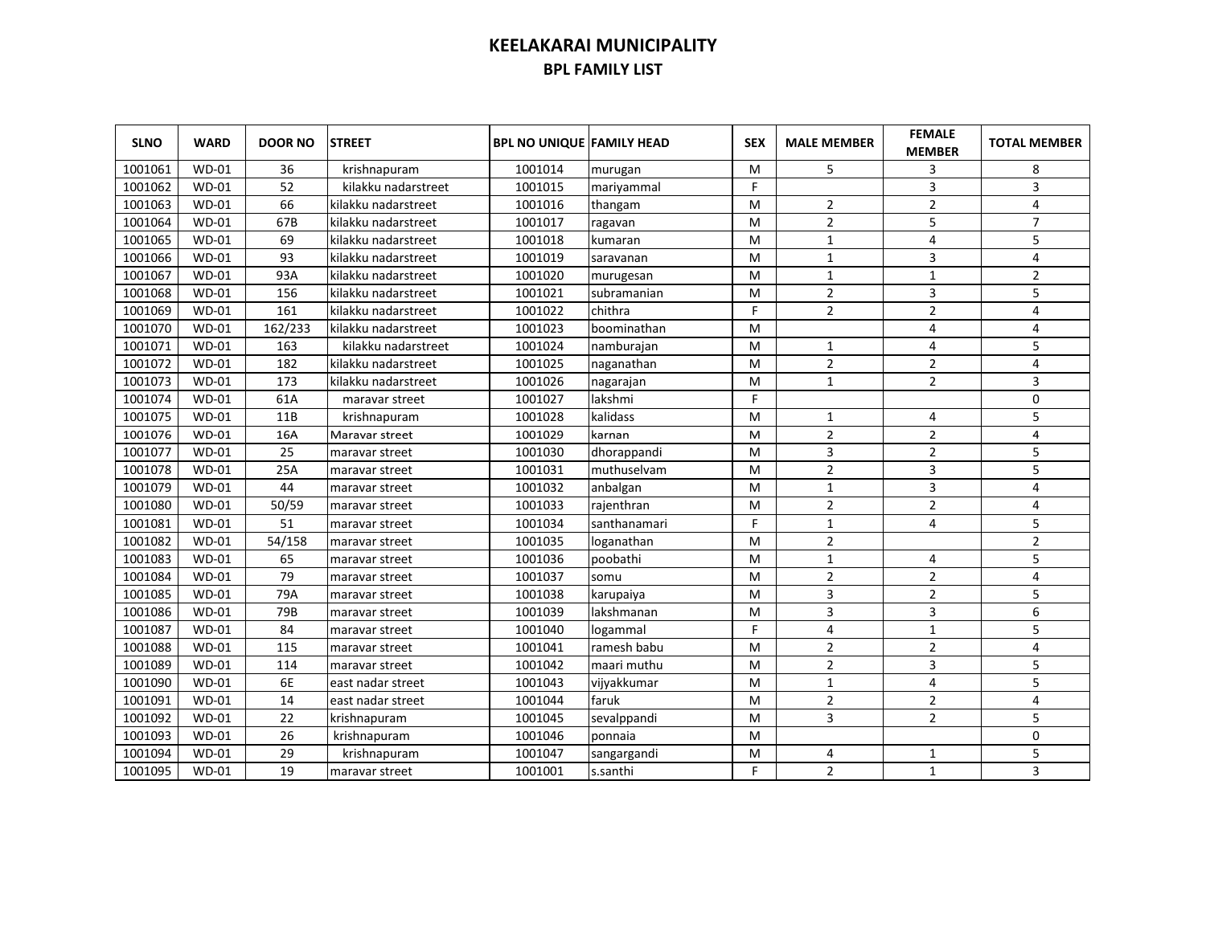# KEELAKARAI MUNICIPALITY

## BPL FAMILY LIST

| SLNO | WARD | DOOR NO | STREET | BPL NO UNIQUE | FAMILY HEAD | SEX | MALE MEMBER | FEMALE MEMBER | TOTAL MEMBER |
|---|---|---|---|---|---|---|---|---|---|
| 1001061 | WD-01 | 36 | krishnapuram | 1001014 | murugan | M | 5 | 3 | 8 |
| 1001062 | WD-01 | 52 | kilakku nadarstreet | 1001015 | mariyammal | F | | 3 | 3 |
| 1001063 | WD-01 | 66 | kilakku nadarstreet | 1001016 | thangam | M | 2 | 2 | 4 |
| 1001064 | WD-01 | 67B | kilakku nadarstreet | 1001017 | ragavan | M | 2 | 5 | 7 |
| 1001065 | WD-01 | 69 | kilakku nadarstreet | 1001018 | kumaran | M | 1 | 4 | 5 |
| 1001066 | WD-01 | 93 | kilakku nadarstreet | 1001019 | saravanan | M | 1 | 3 | 4 |
| 1001067 | WD-01 | 93A | kilakku nadarstreet | 1001020 | murugesan | M | 1 | 1 | 2 |
| 1001068 | WD-01 | 156 | kilakku nadarstreet | 1001021 | subramanian | M | 2 | 3 | 5 |
| 1001069 | WD-01 | 161 | kilakku nadarstreet | 1001022 | chithra | F | 2 | 2 | 4 |
| 1001070 | WD-01 | 162/233 | kilakku nadarstreet | 1001023 | boominathan | M | | 4 | 4 |
| 1001071 | WD-01 | 163 | kilakku nadarstreet | 1001024 | namburajan | M | 1 | 4 | 5 |
| 1001072 | WD-01 | 182 | kilakku nadarstreet | 1001025 | naganathan | M | 2 | 2 | 4 |
| 1001073 | WD-01 | 173 | kilakku nadarstreet | 1001026 | nagarajan | M | 1 | 2 | 3 |
| 1001074 | WD-01 | 61A | maravar street | 1001027 | lakshmi | F | | | 0 |
| 1001075 | WD-01 | 11B | krishnapuram | 1001028 | kalidass | M | 1 | 4 | 5 |
| 1001076 | WD-01 | 16A | Maravar street | 1001029 | karnan | M | 2 | 2 | 4 |
| 1001077 | WD-01 | 25 | maravar street | 1001030 | dhorappandi | M | 3 | 2 | 5 |
| 1001078 | WD-01 | 25A | maravar street | 1001031 | muthuselvam | M | 2 | 3 | 5 |
| 1001079 | WD-01 | 44 | maravar street | 1001032 | anbalgan | M | 1 | 3 | 4 |
| 1001080 | WD-01 | 50/59 | maravar street | 1001033 | rajenthran | M | 2 | 2 | 4 |
| 1001081 | WD-01 | 51 | maravar street | 1001034 | santhanamari | F | 1 | 4 | 5 |
| 1001082 | WD-01 | 54/158 | maravar street | 1001035 | loganathan | M | 2 | | 2 |
| 1001083 | WD-01 | 65 | maravar street | 1001036 | poobathi | M | 1 | 4 | 5 |
| 1001084 | WD-01 | 79 | maravar street | 1001037 | somu | M | 2 | 2 | 4 |
| 1001085 | WD-01 | 79A | maravar street | 1001038 | karupaiya | M | 3 | 2 | 5 |
| 1001086 | WD-01 | 79B | maravar street | 1001039 | lakshmanan | M | 3 | 3 | 6 |
| 1001087 | WD-01 | 84 | maravar street | 1001040 | logammal | F | 4 | 1 | 5 |
| 1001088 | WD-01 | 115 | maravar street | 1001041 | ramesh babu | M | 2 | 2 | 4 |
| 1001089 | WD-01 | 114 | maravar street | 1001042 | maari muthu | M | 2 | 3 | 5 |
| 1001090 | WD-01 | 6E | east nadar street | 1001043 | vijyakkumar | M | 1 | 4 | 5 |
| 1001091 | WD-01 | 14 | east nadar street | 1001044 | faruk | M | 2 | 2 | 4 |
| 1001092 | WD-01 | 22 | krishnapuram | 1001045 | sevalppandi | M | 3 | 2 | 5 |
| 1001093 | WD-01 | 26 | krishnapuram | 1001046 | ponnaia | M | | | 0 |
| 1001094 | WD-01 | 29 | krishnapuram | 1001047 | sangargandi | M | 4 | 1 | 5 |
| 1001095 | WD-01 | 19 | maravar street | 1001001 | s.santhi | F | 2 | 1 | 3 |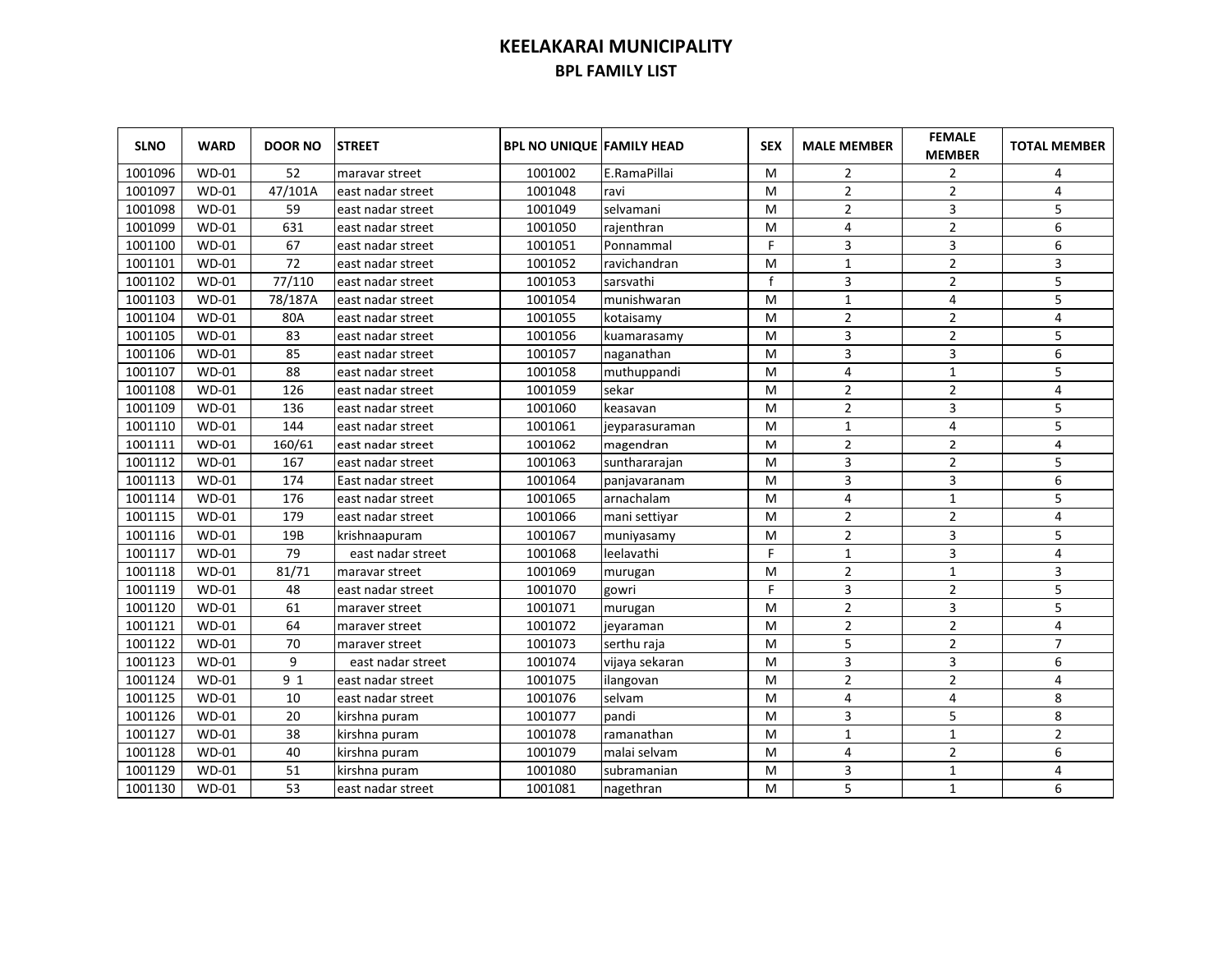# KEELAKARAI MUNICIPALITY

## BPL FAMILY LIST

| SLNO | WARD | DOOR NO | STREET | BPL NO UNIQUE | FAMILY HEAD | SEX | MALE MEMBER | FEMALE MEMBER | TOTAL MEMBER |
|---|---|---|---|---|---|---|---|---|---|
| 1001096 | WD-01 | 52 | maravar street | 1001002 | E.RamaPillai | M | 2 | 2 | 4 |
| 1001097 | WD-01 | 47/101A | east nadar street | 1001048 | ravi | M | 2 | 2 | 4 |
| 1001098 | WD-01 | 59 | east nadar street | 1001049 | selvamani | M | 2 | 3 | 5 |
| 1001099 | WD-01 | 631 | east nadar street | 1001050 | rajenthran | M | 4 | 2 | 6 |
| 1001100 | WD-01 | 67 | east nadar street | 1001051 | Ponnammal | F | 3 | 3 | 6 |
| 1001101 | WD-01 | 72 | east nadar street | 1001052 | ravichandran | M | 1 | 2 | 3 |
| 1001102 | WD-01 | 77/110 | east nadar street | 1001053 | sarsvathi | f | 3 | 2 | 5 |
| 1001103 | WD-01 | 78/187A | east nadar street | 1001054 | munishwaran | M | 1 | 4 | 5 |
| 1001104 | WD-01 | 80A | east nadar street | 1001055 | kotaisamy | M | 2 | 2 | 4 |
| 1001105 | WD-01 | 83 | east nadar street | 1001056 | kuamarasamy | M | 3 | 2 | 5 |
| 1001106 | WD-01 | 85 | east nadar street | 1001057 | naganathan | M | 3 | 3 | 6 |
| 1001107 | WD-01 | 88 | east nadar street | 1001058 | muthuppandi | M | 4 | 1 | 5 |
| 1001108 | WD-01 | 126 | east nadar street | 1001059 | sekar | M | 2 | 2 | 4 |
| 1001109 | WD-01 | 136 | east nadar street | 1001060 | keasavan | M | 2 | 3 | 5 |
| 1001110 | WD-01 | 144 | east nadar street | 1001061 | jeyparasuraman | M | 1 | 4 | 5 |
| 1001111 | WD-01 | 160/61 | east nadar street | 1001062 | magendran | M | 2 | 2 | 4 |
| 1001112 | WD-01 | 167 | east nadar street | 1001063 | sunthararajan | M | 3 | 2 | 5 |
| 1001113 | WD-01 | 174 | East nadar street | 1001064 | panjavaranam | M | 3 | 3 | 6 |
| 1001114 | WD-01 | 176 | east nadar street | 1001065 | arnachalam | M | 4 | 1 | 5 |
| 1001115 | WD-01 | 179 | east nadar street | 1001066 | mani settiyar | M | 2 | 2 | 4 |
| 1001116 | WD-01 | 19B | krishnaapuram | 1001067 | muniyasamy | M | 2 | 3 | 5 |
| 1001117 | WD-01 | 79 | east nadar street | 1001068 | leelavathi | F | 1 | 3 | 4 |
| 1001118 | WD-01 | 81/71 | maravar street | 1001069 | murugan | M | 2 | 1 | 3 |
| 1001119 | WD-01 | 48 | east nadar street | 1001070 | gowri | F | 3 | 2 | 5 |
| 1001120 | WD-01 | 61 | maraver street | 1001071 | murugan | M | 2 | 3 | 5 |
| 1001121 | WD-01 | 64 | maraver street | 1001072 | jeyaraman | M | 2 | 2 | 4 |
| 1001122 | WD-01 | 70 | maraver street | 1001073 | serthu raja | M | 5 | 2 | 7 |
| 1001123 | WD-01 | 9 | east nadar street | 1001074 | vijaya sekaran | M | 3 | 3 | 6 |
| 1001124 | WD-01 | 9 1 | east nadar street | 1001075 | ilangovan | M | 2 | 2 | 4 |
| 1001125 | WD-01 | 10 | east nadar street | 1001076 | selvam | M | 4 | 4 | 8 |
| 1001126 | WD-01 | 20 | kirshna puram | 1001077 | pandi | M | 3 | 5 | 8 |
| 1001127 | WD-01 | 38 | kirshna puram | 1001078 | ramanathan | M | 1 | 1 | 2 |
| 1001128 | WD-01 | 40 | kirshna puram | 1001079 | malai selvam | M | 4 | 2 | 6 |
| 1001129 | WD-01 | 51 | kirshna puram | 1001080 | subramanian | M | 3 | 1 | 4 |
| 1001130 | WD-01 | 53 | east nadar street | 1001081 | nagethran | M | 5 | 1 | 6 |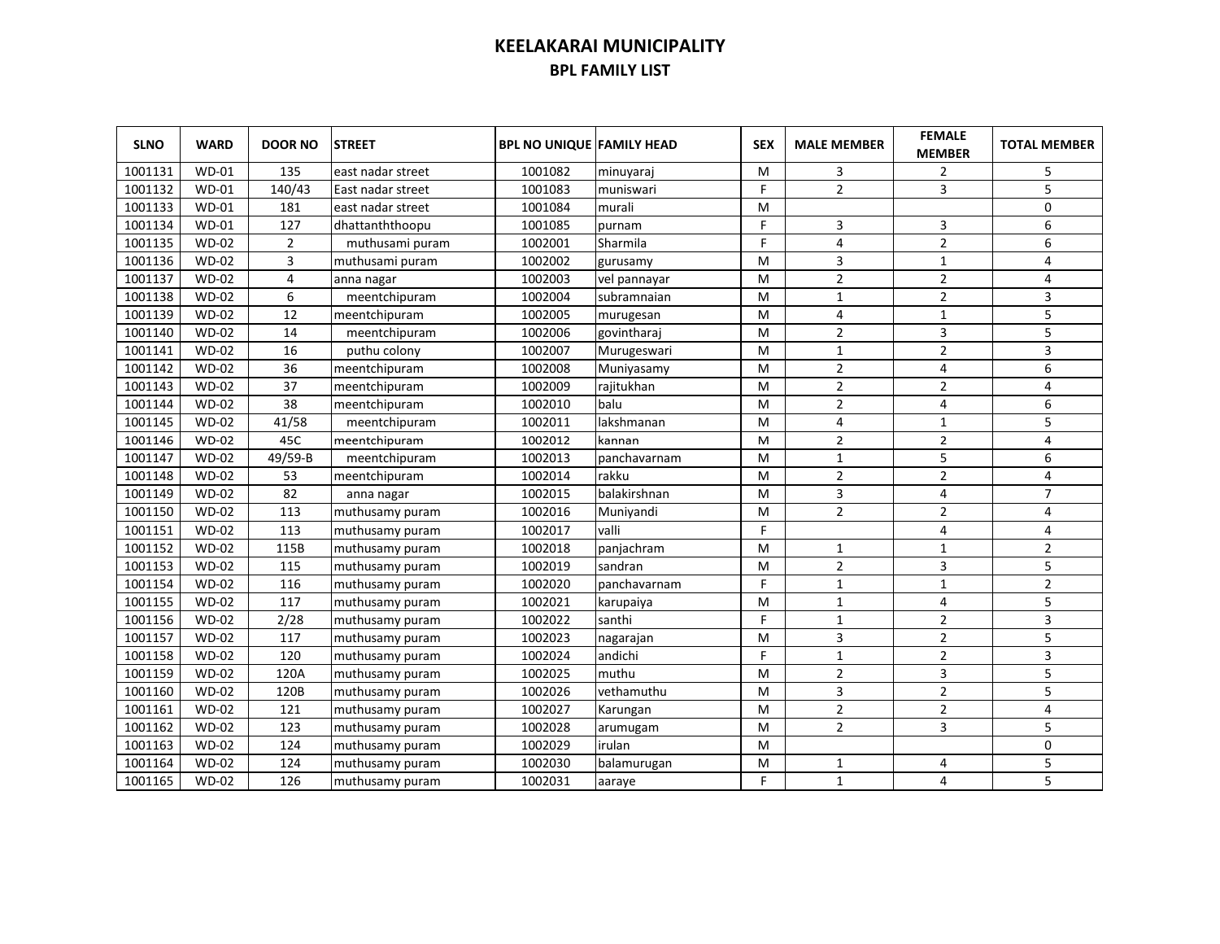# KEELAKARAI MUNICIPALITY

## BPL FAMILY LIST

| SLNO | WARD | DOOR NO | STREET | BPL NO UNIQUE | FAMILY HEAD | SEX | MALE MEMBER | FEMALE MEMBER | TOTAL MEMBER |
|---|---|---|---|---|---|---|---|---|---|
| 1001131 | WD-01 | 135 | east nadar street | 1001082 | minuyaraj | M | 3 | 2 | 5 |
| 1001132 | WD-01 | 140/43 | East nadar street | 1001083 | muniswari | F | 2 | 3 | 5 |
| 1001133 | WD-01 | 181 | east nadar street | 1001084 | murali | M | | | 0 |
| 1001134 | WD-01 | 127 | dhattanthююpu | 1001085 | purnam | F | 3 | 3 | 6 |
| 1001135 | WD-02 | 2 | muthusami puram | 1002001 | Sharmila | F | 4 | 2 | 6 |
| 1001136 | WD-02 | 3 | muthusami puram | 1002002 | gurusamy | M | 3 | 1 | 4 |
| 1001137 | WD-02 | 4 | anna nagar | 1002003 | vel pannayar | M | 2 | 2 | 4 |
| 1001138 | WD-02 | 6 | meentchipuram | 1002004 | subramnaian | M | 1 | 2 | 3 |
| 1001139 | WD-02 | 12 | meentchipuram | 1002005 | murugesan | M | 4 | 1 | 5 |
| 1001140 | WD-02 | 14 | meentchipuram | 1002006 | govintharaj | M | 2 | 3 | 5 |
| 1001141 | WD-02 | 16 | puthu colony | 1002007 | Murugeswari | M | 1 | 2 | 3 |
| 1001142 | WD-02 | 36 | meentchipuram | 1002008 | Muniyasamy | M | 2 | 4 | 6 |
| 1001143 | WD-02 | 37 | meentchipuram | 1002009 | rajitukhan | M | 2 | 2 | 4 |
| 1001144 | WD-02 | 38 | meentchipuram | 1002010 | balu | M | 2 | 4 | 6 |
| 1001145 | WD-02 | 41/58 | meentchipuram | 1002011 | lakshmanan | M | 4 | 1 | 5 |
| 1001146 | WD-02 | 45C | meentchipuram | 1002012 | kannan | M | 2 | 2 | 4 |
| 1001147 | WD-02 | 49/59-B | meentchipuram | 1002013 | panchavarnam | M | 1 | 5 | 6 |
| 1001148 | WD-02 | 53 | meentchipuram | 1002014 | rakku | M | 2 | 2 | 4 |
| 1001149 | WD-02 | 82 | anna nagar | 1002015 | balakirshnan | M | 3 | 4 | 7 |
| 1001150 | WD-02 | 113 | muthusamy puram | 1002016 | Muniyandi | M | 2 | 2 | 4 |
| 1001151 | WD-02 | 113 | muthusamy puram | 1002017 | valli | F | | 4 | 4 |
| 1001152 | WD-02 | 115B | muthusamy puram | 1002018 | panjachram | M | 1 | 1 | 2 |
| 1001153 | WD-02 | 115 | muthusamy puram | 1002019 | sandran | M | 2 | 3 | 5 |
| 1001154 | WD-02 | 116 | muthusamy puram | 1002020 | panchavarnam | F | 1 | 1 | 2 |
| 1001155 | WD-02 | 117 | muthusamy puram | 1002021 | karupaiya | M | 1 | 4 | 5 |
| 1001156 | WD-02 | 2/28 | muthusamy puram | 1002022 | santhi | F | 1 | 2 | 3 |
| 1001157 | WD-02 | 117 | muthusamy puram | 1002023 | nagarajan | M | 3 | 2 | 5 |
| 1001158 | WD-02 | 120 | muthusamy puram | 1002024 | andichi | F | 1 | 2 | 3 |
| 1001159 | WD-02 | 120A | muthusamy puram | 1002025 | muthu | M | 2 | 3 | 5 |
| 1001160 | WD-02 | 120B | muthusamy puram | 1002026 | vethamuthu | M | 3 | 2 | 5 |
| 1001161 | WD-02 | 121 | muthusamy puram | 1002027 | Karungan | M | 2 | 2 | 4 |
| 1001162 | WD-02 | 123 | muthusamy puram | 1002028 | arumugam | M | 2 | 3 | 5 |
| 1001163 | WD-02 | 124 | muthusamy puram | 1002029 | irulan | M | | | 0 |
| 1001164 | WD-02 | 124 | muthusamy puram | 1002030 | balamurugan | M | 1 | 4 | 5 |
| 1001165 | WD-02 | 126 | muthusamy puram | 1002031 | aaraye | F | 1 | 4 | 5 |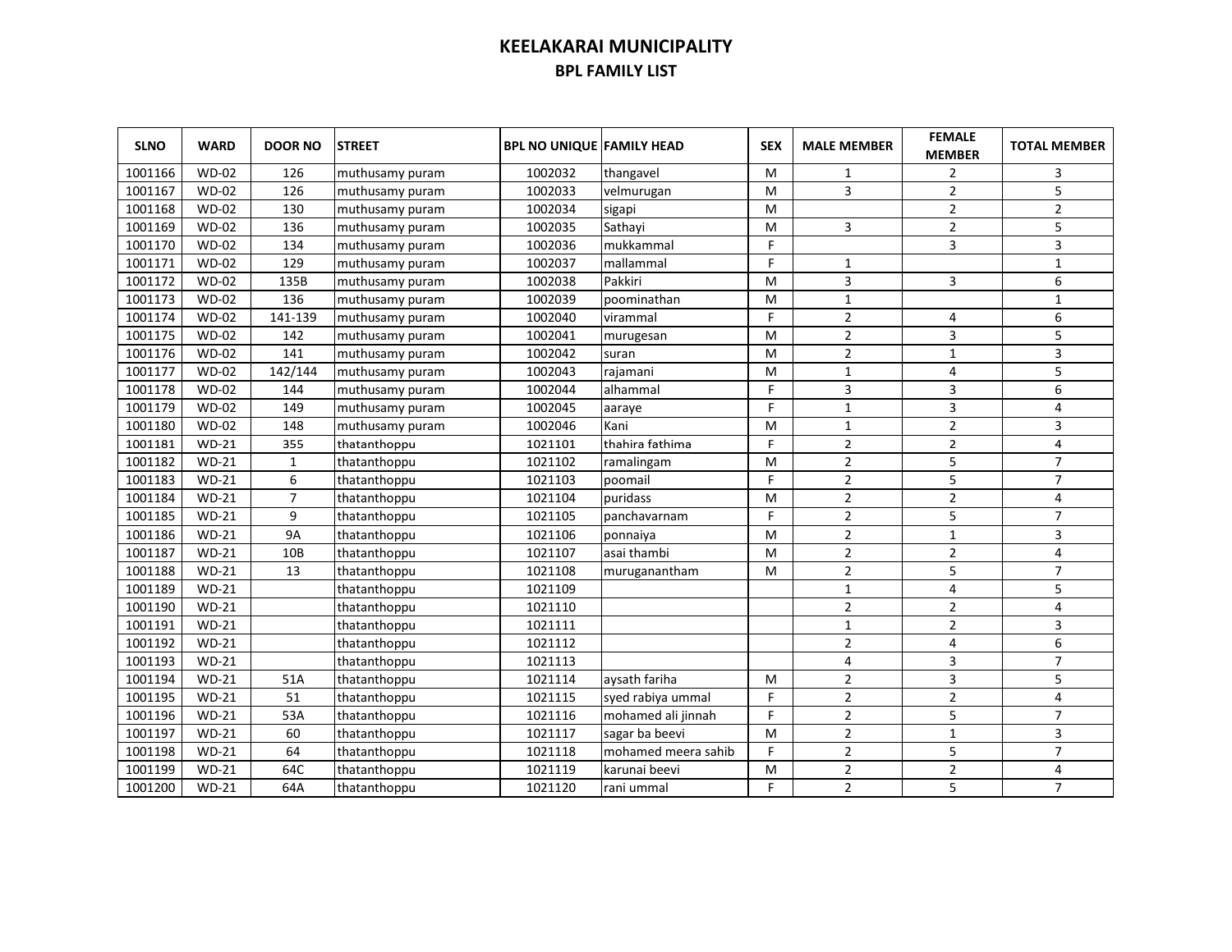# KEELAKARAI MUNICIPALITY

## BPL FAMILY LIST

| SLNO | WARD | DOOR NO | STREET | BPL NO UNIQUE | FAMILY HEAD | SEX | MALE MEMBER | FEMALE MEMBER | TOTAL MEMBER |
|---|---|---|---|---|---|---|---|---|---|
| 1001166 | WD-02 | 126 | muthusamy puram | 1002032 | thangavel | M | 1 | 2 | 3 |
| 1001167 | WD-02 | 126 | muthusamy puram | 1002033 | velmurugan | M | 3 | 2 | 5 |
| 1001168 | WD-02 | 130 | muthusamy puram | 1002034 | sigapi | M | | 2 | 2 |
| 1001169 | WD-02 | 136 | muthusamy puram | 1002035 | Sathayi | M | 3 | 2 | 5 |
| 1001170 | WD-02 | 134 | muthusamy puram | 1002036 | mukkammal | F | | 3 | 3 |
| 1001171 | WD-02 | 129 | muthusamy puram | 1002037 | mallammal | F | 1 | | 1 |
| 1001172 | WD-02 | 135B | muthusamy puram | 1002038 | Pakkiri | M | 3 | 3 | 6 |
| 1001173 | WD-02 | 136 | muthusamy puram | 1002039 | poominathan | M | 1 | | 1 |
| 1001174 | WD-02 | 141-139 | muthusamy puram | 1002040 | virammal | F | 2 | 4 | 6 |
| 1001175 | WD-02 | 142 | muthusamy puram | 1002041 | murugesan | M | 2 | 3 | 5 |
| 1001176 | WD-02 | 141 | muthusamy puram | 1002042 | suran | M | 2 | 1 | 3 |
| 1001177 | WD-02 | 142/144 | muthusamy puram | 1002043 | rajamani | M | 1 | 4 | 5 |
| 1001178 | WD-02 | 144 | muthusamy puram | 1002044 | alhammal | F | 3 | 3 | 6 |
| 1001179 | WD-02 | 149 | muthusamy puram | 1002045 | aaraye | F | 1 | 3 | 4 |
| 1001180 | WD-02 | 148 | muthusamy puram | 1002046 | Kani | M | 1 | 2 | 3 |
| 1001181 | WD-21 | 355 | thatanthoppu | 1021101 | thahira fathima | F | 2 | 2 | 4 |
| 1001182 | WD-21 | 1 | thatanthoppu | 1021102 | ramalingam | M | 2 | 5 | 7 |
| 1001183 | WD-21 | 6 | thatanthoppu | 1021103 | poomail | F | 2 | 5 | 7 |
| 1001184 | WD-21 | 7 | thatanthoppu | 1021104 | puridass | M | 2 | 2 | 4 |
| 1001185 | WD-21 | 9 | thatanthoppu | 1021105 | panchavarnam | F | 2 | 5 | 7 |
| 1001186 | WD-21 | 9A | thatanthoppu | 1021106 | ponnaiya | M | 2 | 1 | 3 |
| 1001187 | WD-21 | 10B | thatanthoppu | 1021107 | asai thambi | M | 2 | 2 | 4 |
| 1001188 | WD-21 | 13 | thatanthoppu | 1021108 | muruganantham | M | 2 | 5 | 7 |
| 1001189 | WD-21 | | thatanthoppu | 1021109 | | | 1 | 4 | 5 |
| 1001190 | WD-21 | | thatanthoppu | 1021110 | | | 2 | 2 | 4 |
| 1001191 | WD-21 | | thatanthoppu | 1021111 | | | 1 | 2 | 3 |
| 1001192 | WD-21 | | thatanthoppu | 1021112 | | | 2 | 4 | 6 |
| 1001193 | WD-21 | | thatanthoppu | 1021113 | | | 4 | 3 | 7 |
| 1001194 | WD-21 | 51A | thatanthoppu | 1021114 | aysath fariha | M | 2 | 3 | 5 |
| 1001195 | WD-21 | 51 | thatanthoppu | 1021115 | syed rabiya ummal | F | 2 | 2 | 4 |
| 1001196 | WD-21 | 53A | thatanthoppu | 1021116 | mohamed ali jinnah | F | 2 | 5 | 7 |
| 1001197 | WD-21 | 60 | thatanthoppu | 1021117 | sagar ba beevi | M | 2 | 1 | 3 |
| 1001198 | WD-21 | 64 | thatanthoppu | 1021118 | mohamed meera sahib | F | 2 | 5 | 7 |
| 1001199 | WD-21 | 64C | thatanthoppu | 1021119 | karunai beevi | M | 2 | 2 | 4 |
| 1001200 | WD-21 | 64A | thatanthoppu | 1021120 | rani ummal | F | 2 | 5 | 7 |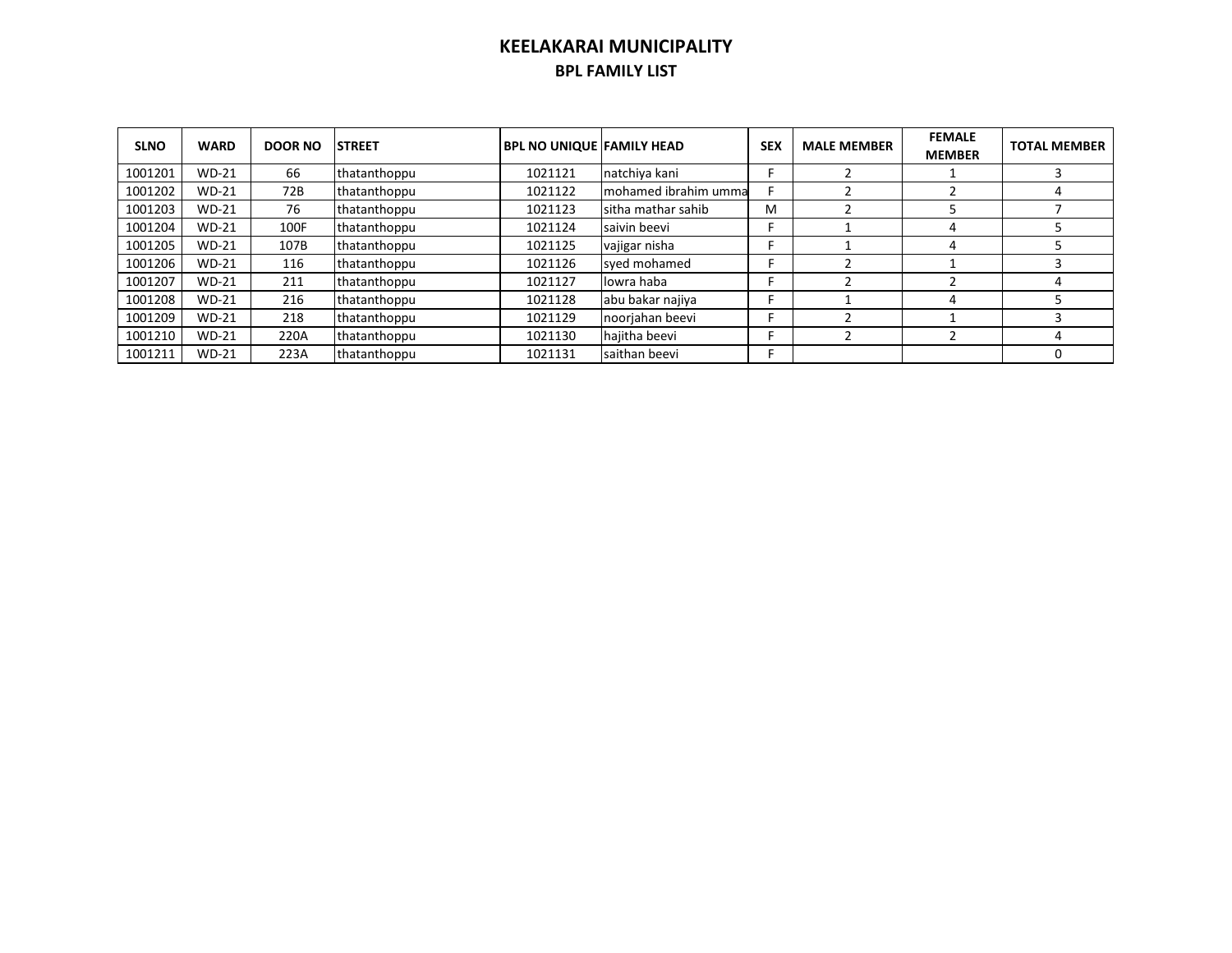# KEELAKARAI MUNICIPALITY

## BPL FAMILY LIST

| SLNO | WARD | DOOR NO | STREET | BPL NO UNIQUE | FAMILY HEAD | SEX | MALE MEMBER | FEMALE MEMBER | TOTAL MEMBER |
|---|---|---|---|---|---|---|---|---|---|
| 1001201 | WD-21 | 66 | thatanthoppu | 1021121 | natchiya kani | F | 2 | 1 | 3 |
| 1001202 | WD-21 | 72B | thatanthoppu | 1021122 | mohamed ibrahim umma | F | 2 | 2 | 4 |
| 1001203 | WD-21 | 76 | thatanthoppu | 1021123 | sitha mathar sahib | M | 2 | 5 | 7 |
| 1001204 | WD-21 | 100F | thatanthoppu | 1021124 | saivin beevi | F | 1 | 4 | 5 |
| 1001205 | WD-21 | 107B | thatanthoppu | 1021125 | vajigar nisha | F | 1 | 4 | 5 |
| 1001206 | WD-21 | 116 | thatanthoppu | 1021126 | syed mohamed | F | 2 | 1 | 3 |
| 1001207 | WD-21 | 211 | thatanthoppu | 1021127 | lowra haba | F | 2 | 2 | 4 |
| 1001208 | WD-21 | 216 | thatanthoppu | 1021128 | abu bakar najiya | F | 1 | 4 | 5 |
| 1001209 | WD-21 | 218 | thatanthoppu | 1021129 | noorjahan beevi | F | 2 | 1 | 3 |
| 1001210 | WD-21 | 220A | thatanthoppu | 1021130 | hajitha beevi | F | 2 | 2 | 4 |
| 1001211 | WD-21 | 223A | thatanthoppu | 1021131 | saithan beevi | F | | | 0 |